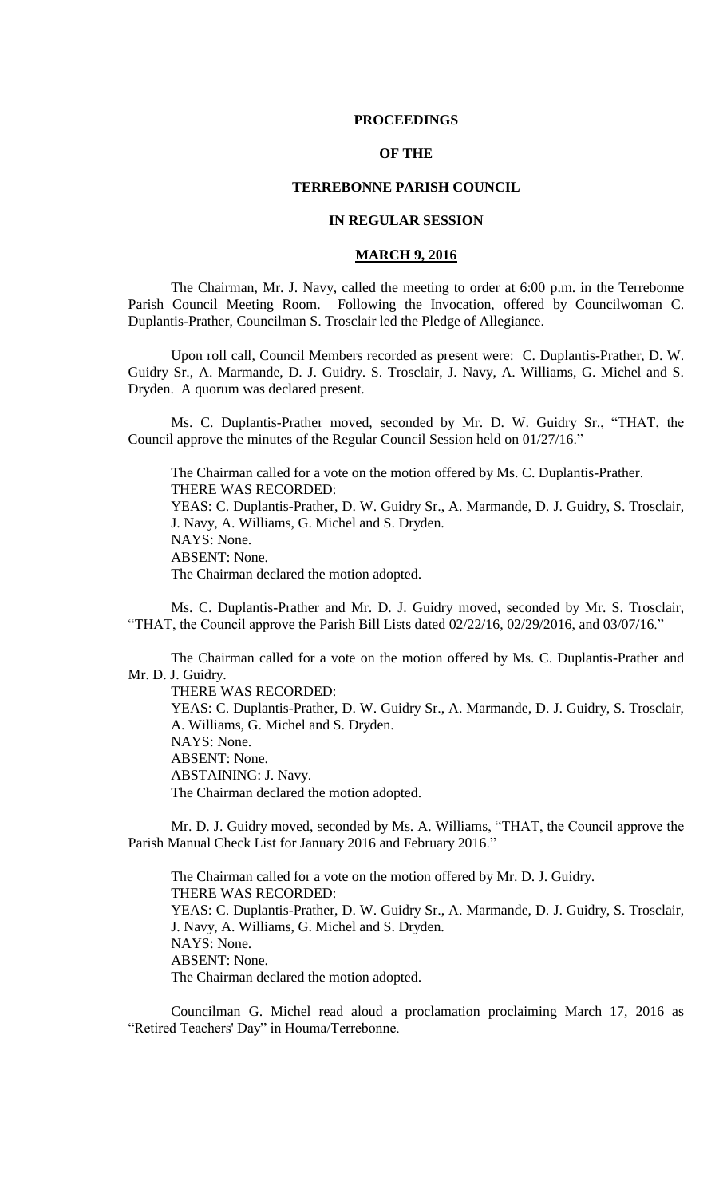**PROCEEDINGS**

**OF THE**

**TERREBONNE PARISH COUNCIL**

**IN REGULAR SESSION**

**MARCH 9, 2016**

The Chairman, Mr. J. Navy, called the meeting to order at 6:00 p.m. in the Terrebonne Parish Council Meeting Room. Following the Invocation, offered by Councilwoman C. Duplantis-Prather, Councilman S. Trosclair led the Pledge of Allegiance.

Upon roll call, Council Members recorded as present were: C. Duplantis-Prather, D. W. Guidry Sr., A. Marmande, D. J. Guidry. S. Trosclair, J. Navy, A. Williams, G. Michel and S. Dryden. A quorum was declared present.

Ms. C. Duplantis-Prather moved, seconded by Mr. D. W. Guidry Sr., "THAT, the Council approve the minutes of the Regular Council Session held on 01/27/16."

The Chairman called for a vote on the motion offered by Ms. C. Duplantis-Prather.
THERE WAS RECORDED:
YEAS: C. Duplantis-Prather, D. W. Guidry Sr., A. Marmande, D. J. Guidry, S. Trosclair, J. Navy, A. Williams, G. Michel and S. Dryden.
NAYS: None.
ABSENT: None.
The Chairman declared the motion adopted.

Ms. C. Duplantis-Prather and Mr. D. J. Guidry moved, seconded by Mr. S. Trosclair, "THAT, the Council approve the Parish Bill Lists dated 02/22/16, 02/29/2016, and 03/07/16."

The Chairman called for a vote on the motion offered by Ms. C. Duplantis-Prather and Mr. D. J. Guidry.
THERE WAS RECORDED:
YEAS: C. Duplantis-Prather, D. W. Guidry Sr., A. Marmande, D. J. Guidry, S. Trosclair, A. Williams, G. Michel and S. Dryden.
NAYS: None.
ABSENT: None.
ABSTAINING: J. Navy.
The Chairman declared the motion adopted.

Mr. D. J. Guidry moved, seconded by Ms. A. Williams, "THAT, the Council approve the Parish Manual Check List for January 2016 and February 2016."

The Chairman called for a vote on the motion offered by Mr. D. J. Guidry.
THERE WAS RECORDED:
YEAS: C. Duplantis-Prather, D. W. Guidry Sr., A. Marmande, D. J. Guidry, S. Trosclair, J. Navy, A. Williams, G. Michel and S. Dryden.
NAYS: None.
ABSENT: None.
The Chairman declared the motion adopted.

Councilman G. Michel read aloud a proclamation proclaiming March 17, 2016 as "Retired Teachers' Day" in Houma/Terrebonne.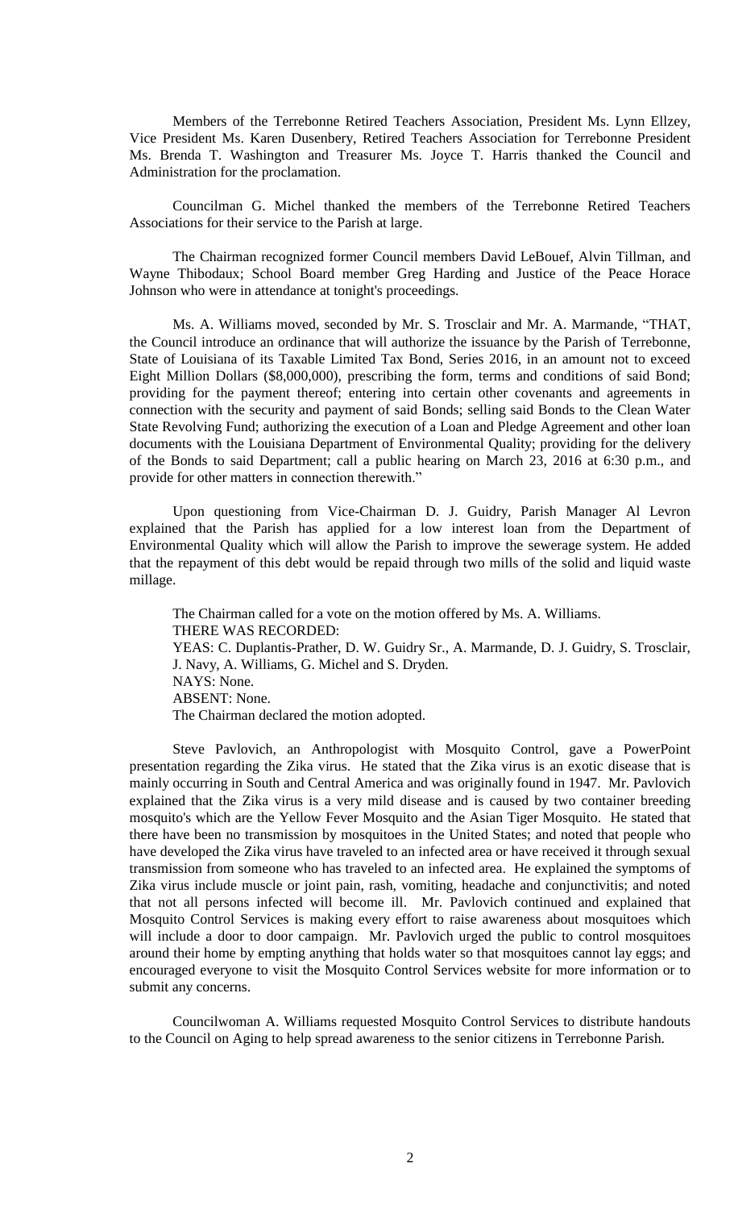Members of the Terrebonne Retired Teachers Association, President Ms. Lynn Ellzey, Vice President Ms. Karen Dusenbery, Retired Teachers Association for Terrebonne President Ms. Brenda T. Washington and Treasurer Ms. Joyce T. Harris thanked the Council and Administration for the proclamation.

Councilman G. Michel thanked the members of the Terrebonne Retired Teachers Associations for their service to the Parish at large.

The Chairman recognized former Council members David LeBouef, Alvin Tillman, and Wayne Thibodaux; School Board member Greg Harding and Justice of the Peace Horace Johnson who were in attendance at tonight's proceedings.

Ms. A. Williams moved, seconded by Mr. S. Trosclair and Mr. A. Marmande, "THAT, the Council introduce an ordinance that will authorize the issuance by the Parish of Terrebonne, State of Louisiana of its Taxable Limited Tax Bond, Series 2016, in an amount not to exceed Eight Million Dollars ($8,000,000), prescribing the form, terms and conditions of said Bond; providing for the payment thereof; entering into certain other covenants and agreements in connection with the security and payment of said Bonds; selling said Bonds to the Clean Water State Revolving Fund; authorizing the execution of a Loan and Pledge Agreement and other loan documents with the Louisiana Department of Environmental Quality; providing for the delivery of the Bonds to said Department; call a public hearing on March 23, 2016 at 6:30 p.m., and provide for other matters in connection therewith."

Upon questioning from Vice-Chairman D. J. Guidry, Parish Manager Al Levron explained that the Parish has applied for a low interest loan from the Department of Environmental Quality which will allow the Parish to improve the sewerage system. He added that the repayment of this debt would be repaid through two mills of the solid and liquid waste millage.

The Chairman called for a vote on the motion offered by Ms. A. Williams.
THERE WAS RECORDED:
YEAS: C. Duplantis-Prather, D. W. Guidry Sr., A. Marmande, D. J. Guidry, S. Trosclair, J. Navy, A. Williams, G. Michel and S. Dryden.
NAYS: None.
ABSENT: None.
The Chairman declared the motion adopted.

Steve Pavlovich, an Anthropologist with Mosquito Control, gave a PowerPoint presentation regarding the Zika virus. He stated that the Zika virus is an exotic disease that is mainly occurring in South and Central America and was originally found in 1947. Mr. Pavlovich explained that the Zika virus is a very mild disease and is caused by two container breeding mosquito's which are the Yellow Fever Mosquito and the Asian Tiger Mosquito. He stated that there have been no transmission by mosquitoes in the United States; and noted that people who have developed the Zika virus have traveled to an infected area or have received it through sexual transmission from someone who has traveled to an infected area. He explained the symptoms of Zika virus include muscle or joint pain, rash, vomiting, headache and conjunctivitis; and noted that not all persons infected will become ill. Mr. Pavlovich continued and explained that Mosquito Control Services is making every effort to raise awareness about mosquitoes which will include a door to door campaign. Mr. Pavlovich urged the public to control mosquitoes around their home by emptying anything that holds water so that mosquitoes cannot lay eggs; and encouraged everyone to visit the Mosquito Control Services website for more information or to submit any concerns.

Councilwoman A. Williams requested Mosquito Control Services to distribute handouts to the Council on Aging to help spread awareness to the senior citizens in Terrebonne Parish.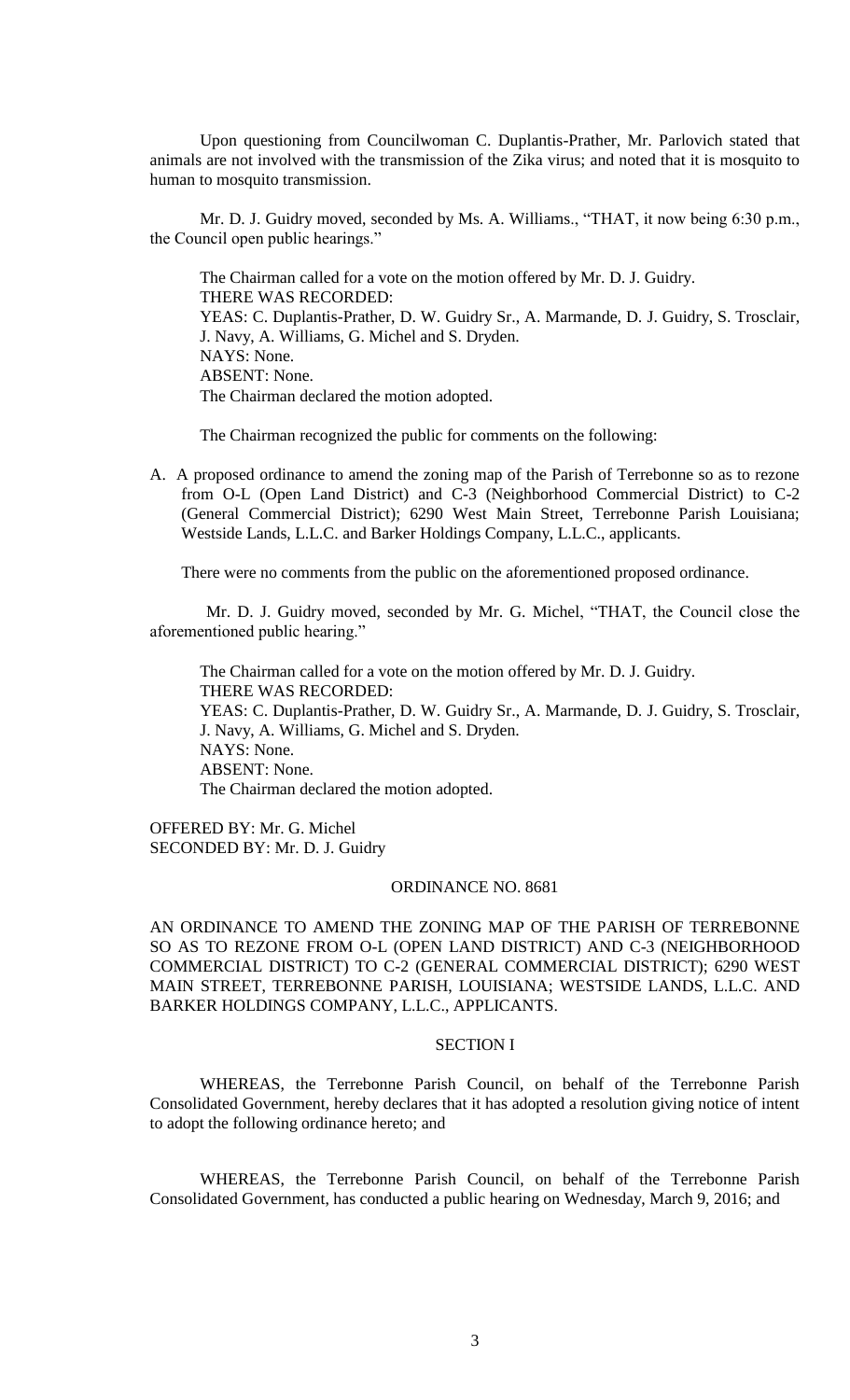Upon questioning from Councilwoman C. Duplantis-Prather, Mr. Parlovich stated that animals are not involved with the transmission of the Zika virus; and noted that it is mosquito to human to mosquito transmission.

Mr. D. J. Guidry moved, seconded by Ms. A. Williams., "THAT, it now being 6:30 p.m., the Council open public hearings."

The Chairman called for a vote on the motion offered by Mr. D. J. Guidry.
THERE WAS RECORDED:
YEAS: C. Duplantis-Prather, D. W. Guidry Sr., A. Marmande, D. J. Guidry, S. Trosclair, J. Navy, A. Williams, G. Michel and S. Dryden.
NAYS: None.
ABSENT: None.
The Chairman declared the motion adopted.

The Chairman recognized the public for comments on the following:

A. A proposed ordinance to amend the zoning map of the Parish of Terrebonne so as to rezone from O-L (Open Land District) and C-3 (Neighborhood Commercial District) to C-2 (General Commercial District); 6290 West Main Street, Terrebonne Parish Louisiana; Westside Lands, L.L.C. and Barker Holdings Company, L.L.C., applicants.

There were no comments from the public on the aforementioned proposed ordinance.

Mr. D. J. Guidry moved, seconded by Mr. G. Michel, "THAT, the Council close the aforementioned public hearing."

The Chairman called for a vote on the motion offered by Mr. D. J. Guidry.
THERE WAS RECORDED:
YEAS: C. Duplantis-Prather, D. W. Guidry Sr., A. Marmande, D. J. Guidry, S. Trosclair, J. Navy, A. Williams, G. Michel and S. Dryden.
NAYS: None.
ABSENT: None.
The Chairman declared the motion adopted.

OFFERED BY: Mr. G. Michel
SECONDED BY: Mr. D. J. Guidry

ORDINANCE NO. 8681

AN ORDINANCE TO AMEND THE ZONING MAP OF THE PARISH OF TERREBONNE SO AS TO REZONE FROM O-L (OPEN LAND DISTRICT) AND C-3 (NEIGHBORHOOD COMMERCIAL DISTRICT) TO C-2 (GENERAL COMMERCIAL DISTRICT); 6290 WEST MAIN STREET, TERREBONNE PARISH, LOUISIANA; WESTSIDE LANDS, L.L.C. AND BARKER HOLDINGS COMPANY, L.L.C., APPLICANTS.

SECTION I

WHEREAS, the Terrebonne Parish Council, on behalf of the Terrebonne Parish Consolidated Government, hereby declares that it has adopted a resolution giving notice of intent to adopt the following ordinance hereto; and

WHEREAS, the Terrebonne Parish Council, on behalf of the Terrebonne Parish Consolidated Government, has conducted a public hearing on Wednesday, March 9, 2016; and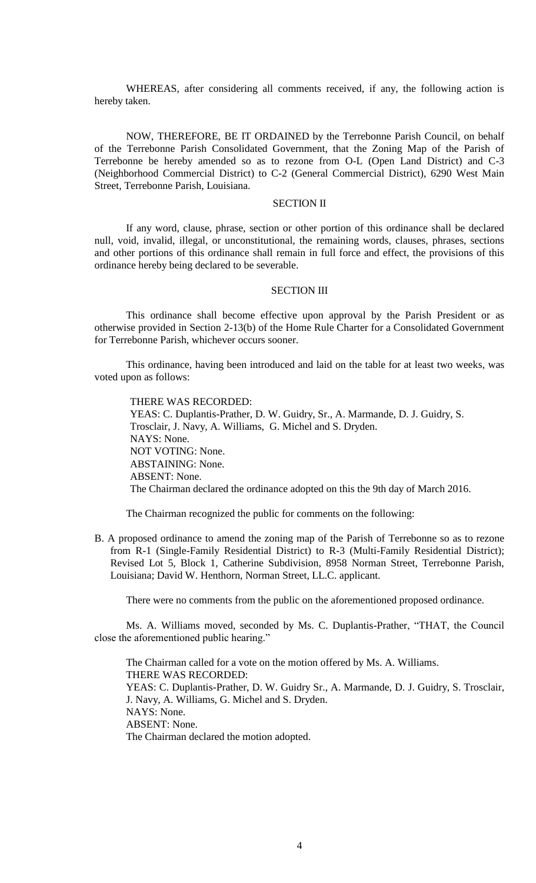WHEREAS, after considering all comments received, if any, the following action is hereby taken.

NOW, THEREFORE, BE IT ORDAINED by the Terrebonne Parish Council, on behalf of the Terrebonne Parish Consolidated Government, that the Zoning Map of the Parish of Terrebonne be hereby amended so as to rezone from O-L (Open Land District) and C-3 (Neighborhood Commercial District) to C-2 (General Commercial District), 6290 West Main Street, Terrebonne Parish, Louisiana.

SECTION II

If any word, clause, phrase, section or other portion of this ordinance shall be declared null, void, invalid, illegal, or unconstitutional, the remaining words, clauses, phrases, sections and other portions of this ordinance shall remain in full force and effect, the provisions of this ordinance hereby being declared to be severable.

SECTION III

This ordinance shall become effective upon approval by the Parish President or as otherwise provided in Section 2-13(b) of the Home Rule Charter for a Consolidated Government for Terrebonne Parish, whichever occurs sooner.

This ordinance, having been introduced and laid on the table for at least two weeks, was voted upon as follows:

THERE WAS RECORDED:
YEAS: C. Duplantis-Prather, D. W. Guidry, Sr., A. Marmande, D. J. Guidry, S. Trosclair, J. Navy, A. Williams, G. Michel and S. Dryden.
NAYS: None.
NOT VOTING: None.
ABSTAINING: None.
ABSENT: None.
The Chairman declared the ordinance adopted on this the 9th day of March 2016.

The Chairman recognized the public for comments on the following:

B. A proposed ordinance to amend the zoning map of the Parish of Terrebonne so as to rezone from R-1 (Single-Family Residential District) to R-3 (Multi-Family Residential District); Revised Lot 5, Block 1, Catherine Subdivision, 8958 Norman Street, Terrebonne Parish, Louisiana; David W. Henthorn, Norman Street, LL.C. applicant.

There were no comments from the public on the aforementioned proposed ordinance.

Ms. A. Williams moved, seconded by Ms. C. Duplantis-Prather, "THAT, the Council close the aforementioned public hearing."

The Chairman called for a vote on the motion offered by Ms. A. Williams.
THERE WAS RECORDED:
YEAS: C. Duplantis-Prather, D. W. Guidry Sr., A. Marmande, D. J. Guidry, S. Trosclair, J. Navy, A. Williams, G. Michel and S. Dryden.
NAYS: None.
ABSENT: None.
The Chairman declared the motion adopted.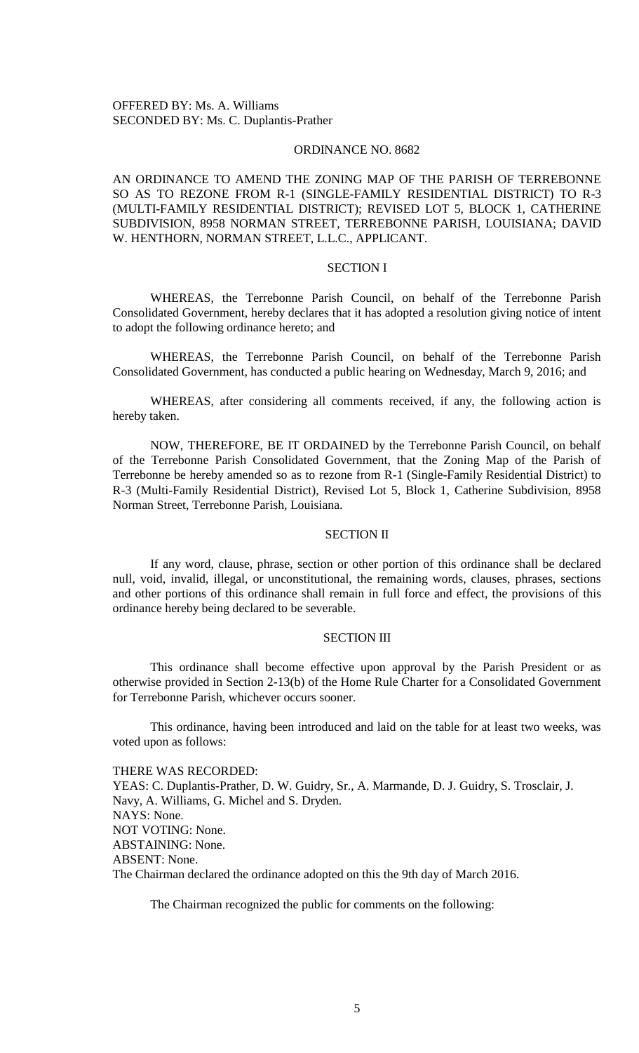OFFERED BY: Ms. A. Williams
SECONDED BY: Ms. C. Duplantis-Prather

ORDINANCE NO. 8682

AN ORDINANCE TO AMEND THE ZONING MAP OF THE PARISH OF TERREBONNE SO AS TO REZONE FROM R-1 (SINGLE-FAMILY RESIDENTIAL DISTRICT) TO R-3 (MULTI-FAMILY RESIDENTIAL DISTRICT); REVISED LOT 5, BLOCK 1, CATHERINE SUBDIVISION, 8958 NORMAN STREET, TERREBONNE PARISH, LOUISIANA; DAVID W. HENTHORN, NORMAN STREET, L.L.C., APPLICANT.

SECTION I

WHEREAS, the Terrebonne Parish Council, on behalf of the Terrebonne Parish Consolidated Government, hereby declares that it has adopted a resolution giving notice of intent to adopt the following ordinance hereto; and

WHEREAS, the Terrebonne Parish Council, on behalf of the Terrebonne Parish Consolidated Government, has conducted a public hearing on Wednesday, March 9, 2016; and

WHEREAS, after considering all comments received, if any, the following action is hereby taken.

NOW, THEREFORE, BE IT ORDAINED by the Terrebonne Parish Council, on behalf of the Terrebonne Parish Consolidated Government, that the Zoning Map of the Parish of Terrebonne be hereby amended so as to rezone from R-1 (Single-Family Residential District) to R-3 (Multi-Family Residential District), Revised Lot 5, Block 1, Catherine Subdivision, 8958 Norman Street, Terrebonne Parish, Louisiana.

SECTION II

If any word, clause, phrase, section or other portion of this ordinance shall be declared null, void, invalid, illegal, or unconstitutional, the remaining words, clauses, phrases, sections and other portions of this ordinance shall remain in full force and effect, the provisions of this ordinance hereby being declared to be severable.

SECTION III

This ordinance shall become effective upon approval by the Parish President or as otherwise provided in Section 2-13(b) of the Home Rule Charter for a Consolidated Government for Terrebonne Parish, whichever occurs sooner.

This ordinance, having been introduced and laid on the table for at least two weeks, was voted upon as follows:

THERE WAS RECORDED:
YEAS: C. Duplantis-Prather, D. W. Guidry, Sr., A. Marmande, D. J. Guidry, S. Trosclair, J. Navy, A. Williams, G. Michel and S. Dryden.
NAYS: None.
NOT VOTING: None.
ABSTAINING: None.
ABSENT: None.
The Chairman declared the ordinance adopted on this the 9th day of March 2016.

The Chairman recognized the public for comments on the following: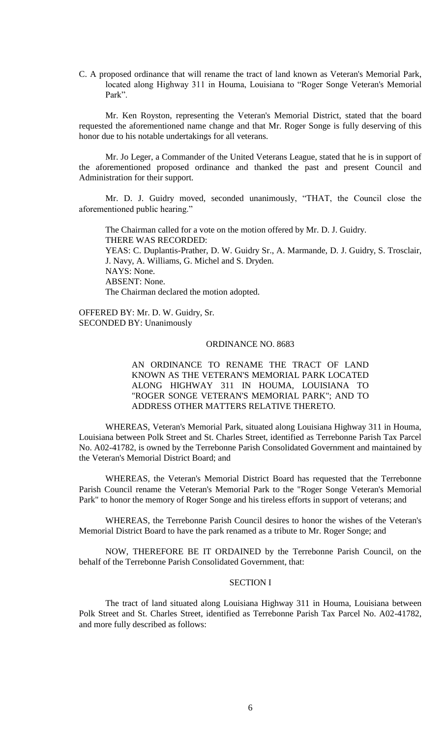C. A proposed ordinance that will rename the tract of land known as Veteran's Memorial Park, located along Highway 311 in Houma, Louisiana to "Roger Songe Veteran's Memorial Park".

Mr. Ken Royston, representing the Veteran's Memorial District, stated that the board requested the aforementioned name change and that Mr. Roger Songe is fully deserving of this honor due to his notable undertakings for all veterans.

Mr. Jo Leger, a Commander of the United Veterans League, stated that he is in support of the aforementioned proposed ordinance and thanked the past and present Council and Administration for their support.

Mr. D. J. Guidry moved, seconded unanimously, "THAT, the Council close the aforementioned public hearing."

The Chairman called for a vote on the motion offered by Mr. D. J. Guidry.
THERE WAS RECORDED:
YEAS: C. Duplantis-Prather, D. W. Guidry Sr., A. Marmande, D. J. Guidry, S. Trosclair, J. Navy, A. Williams, G. Michel and S. Dryden.
NAYS: None.
ABSENT: None.
The Chairman declared the motion adopted.

OFFERED BY: Mr. D. W. Guidry, Sr.
SECONDED BY: Unanimously

ORDINANCE NO. 8683

AN ORDINANCE TO RENAME THE TRACT OF LAND KNOWN AS THE VETERAN'S MEMORIAL PARK LOCATED ALONG HIGHWAY 311 IN HOUMA, LOUISIANA TO "ROGER SONGE VETERAN'S MEMORIAL PARK"; AND TO ADDRESS OTHER MATTERS RELATIVE THERETO.

WHEREAS, Veteran's Memorial Park, situated along Louisiana Highway 311 in Houma, Louisiana between Polk Street and St. Charles Street, identified as Terrebonne Parish Tax Parcel No. A02-41782, is owned by the Terrebonne Parish Consolidated Government and maintained by the Veteran's Memorial District Board; and

WHEREAS, the Veteran's Memorial District Board has requested that the Terrebonne Parish Council rename the Veteran's Memorial Park to the "Roger Songe Veteran's Memorial Park" to honor the memory of Roger Songe and his tireless efforts in support of veterans; and

WHEREAS, the Terrebonne Parish Council desires to honor the wishes of the Veteran's Memorial District Board to have the park renamed as a tribute to Mr. Roger Songe; and

NOW, THEREFORE BE IT ORDAINED by the Terrebonne Parish Council, on the behalf of the Terrebonne Parish Consolidated Government, that:

SECTION I

The tract of land situated along Louisiana Highway 311 in Houma, Louisiana between Polk Street and St. Charles Street, identified as Terrebonne Parish Tax Parcel No. A02-41782, and more fully described as follows: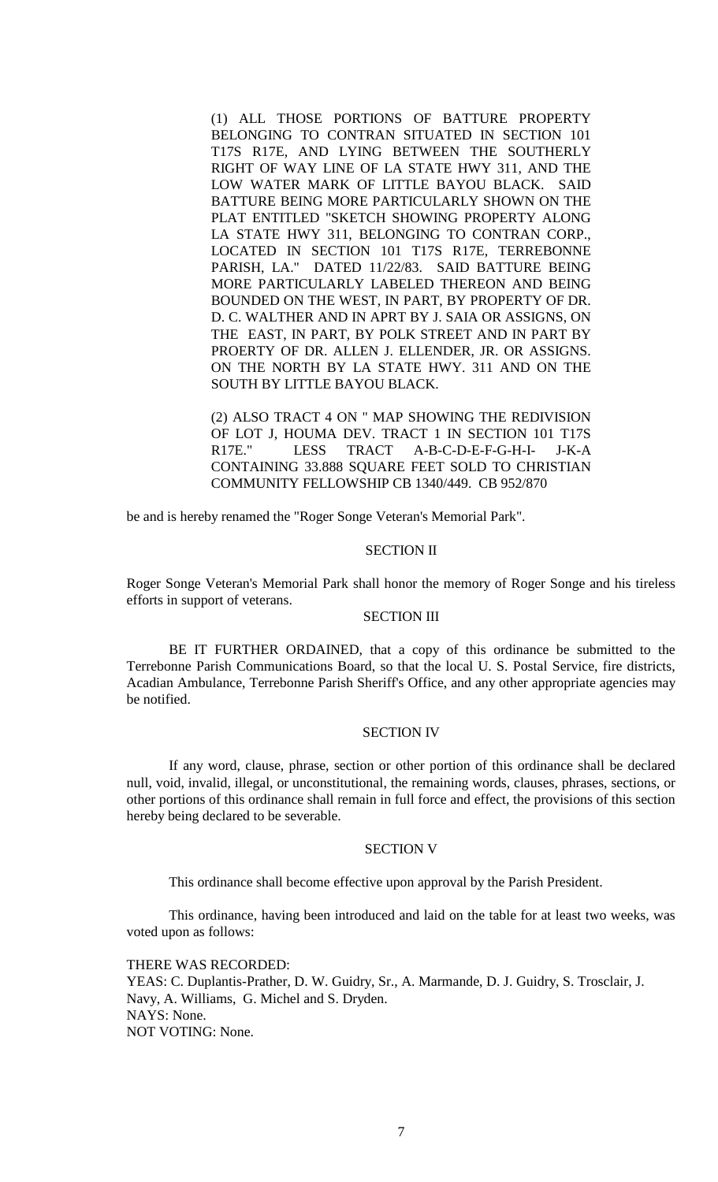(1) ALL THOSE PORTIONS OF BATTURE PROPERTY BELONGING TO CONTRAN SITUATED IN SECTION 101 T17S R17E, AND LYING BETWEEN THE SOUTHERLY RIGHT OF WAY LINE OF LA STATE HWY 311, AND THE LOW WATER MARK OF LITTLE BAYOU BLACK. SAID BATTURE BEING MORE PARTICULARLY SHOWN ON THE PLAT ENTITLED "SKETCH SHOWING PROPERTY ALONG LA STATE HWY 311, BELONGING TO CONTRAN CORP., LOCATED IN SECTION 101 T17S R17E, TERREBONNE PARISH, LA." DATED 11/22/83. SAID BATTURE BEING MORE PARTICULARLY LABELED THEREON AND BEING BOUNDED ON THE WEST, IN PART, BY PROPERTY OF DR. D. C. WALTHER AND IN APRT BY J. SAIA OR ASSIGNS, ON THE EAST, IN PART, BY POLK STREET AND IN PART BY PROERTY OF DR. ALLEN J. ELLENDER, JR. OR ASSIGNS. ON THE NORTH BY LA STATE HWY. 311 AND ON THE SOUTH BY LITTLE BAYOU BLACK.

(2) ALSO TRACT 4 ON " MAP SHOWING THE REDIVISION OF LOT J, HOUMA DEV. TRACT 1 IN SECTION 101 T17S R17E." LESS TRACT A-B-C-D-E-F-G-H-I- J-K-A CONTAINING 33.888 SQUARE FEET SOLD TO CHRISTIAN COMMUNITY FELLOWSHIP CB 1340/449. CB 952/870

be and is hereby renamed the "Roger Songe Veteran's Memorial Park".

SECTION II

Roger Songe Veteran's Memorial Park shall honor the memory of Roger Songe and his tireless efforts in support of veterans.

SECTION III

BE IT FURTHER ORDAINED, that a copy of this ordinance be submitted to the Terrebonne Parish Communications Board, so that the local U. S. Postal Service, fire districts, Acadian Ambulance, Terrebonne Parish Sheriff's Office, and any other appropriate agencies may be notified.

SECTION IV

If any word, clause, phrase, section or other portion of this ordinance shall be declared null, void, invalid, illegal, or unconstitutional, the remaining words, clauses, phrases, sections, or other portions of this ordinance shall remain in full force and effect, the provisions of this section hereby being declared to be severable.

SECTION V

This ordinance shall become effective upon approval by the Parish President.

This ordinance, having been introduced and laid on the table for at least two weeks, was voted upon as follows:

THERE WAS RECORDED:
YEAS: C. Duplantis-Prather, D. W. Guidry, Sr., A. Marmande, D. J. Guidry, S. Trosclair, J. Navy, A. Williams, G. Michel and S. Dryden.
NAYS: None.
NOT VOTING: None.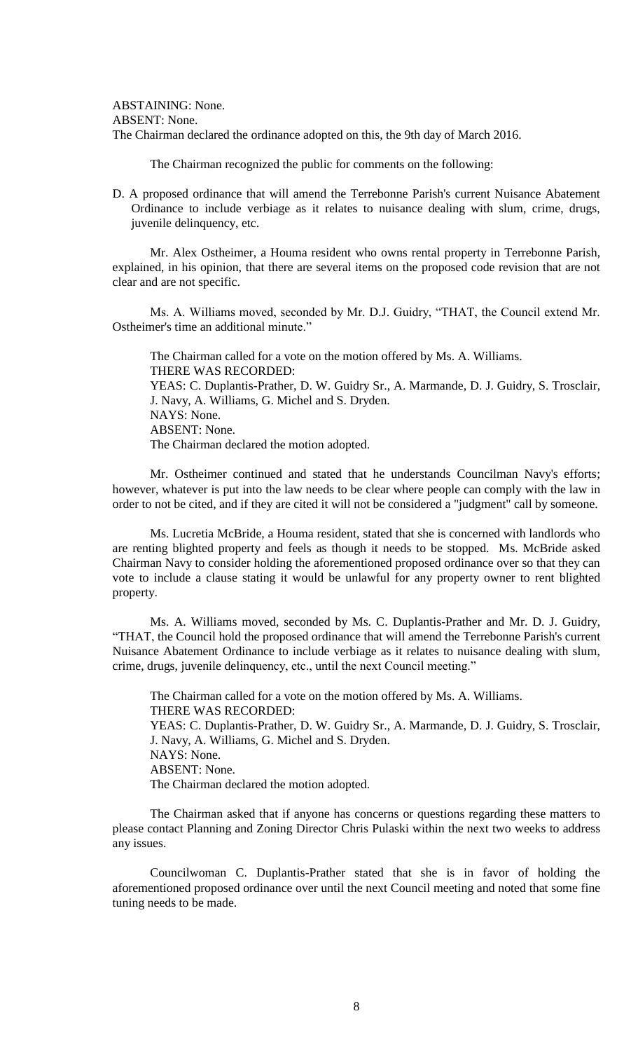ABSTAINING: None.
ABSENT: None.
The Chairman declared the ordinance adopted on this, the 9th day of March 2016.

The Chairman recognized the public for comments on the following:

D. A proposed ordinance that will amend the Terrebonne Parish's current Nuisance Abatement Ordinance to include verbiage as it relates to nuisance dealing with slum, crime, drugs, juvenile delinquency, etc.

Mr. Alex Ostheimer, a Houma resident who owns rental property in Terrebonne Parish, explained, in his opinion, that there are several items on the proposed code revision that are not clear and are not specific.

Ms. A. Williams moved, seconded by Mr. D.J. Guidry, "THAT, the Council extend Mr. Ostheimer's time an additional minute."

The Chairman called for a vote on the motion offered by Ms. A. Williams.
THERE WAS RECORDED:
YEAS: C. Duplantis-Prather, D. W. Guidry Sr., A. Marmande, D. J. Guidry, S. Trosclair, J. Navy, A. Williams, G. Michel and S. Dryden.
NAYS: None.
ABSENT: None.
The Chairman declared the motion adopted.

Mr. Ostheimer continued and stated that he understands Councilman Navy's efforts; however, whatever is put into the law needs to be clear where people can comply with the law in order to not be cited, and if they are cited it will not be considered a "judgment" call by someone.

Ms. Lucretia McBride, a Houma resident, stated that she is concerned with landlords who are renting blighted property and feels as though it needs to be stopped. Ms. McBride asked Chairman Navy to consider holding the aforementioned proposed ordinance over so that they can vote to include a clause stating it would be unlawful for any property owner to rent blighted property.

Ms. A. Williams moved, seconded by Ms. C. Duplantis-Prather and Mr. D. J. Guidry, "THAT, the Council hold the proposed ordinance that will amend the Terrebonne Parish's current Nuisance Abatement Ordinance to include verbiage as it relates to nuisance dealing with slum, crime, drugs, juvenile delinquency, etc., until the next Council meeting."

The Chairman called for a vote on the motion offered by Ms. A. Williams.
THERE WAS RECORDED:
YEAS: C. Duplantis-Prather, D. W. Guidry Sr., A. Marmande, D. J. Guidry, S. Trosclair, J. Navy, A. Williams, G. Michel and S. Dryden.
NAYS: None.
ABSENT: None.
The Chairman declared the motion adopted.

The Chairman asked that if anyone has concerns or questions regarding these matters to please contact Planning and Zoning Director Chris Pulaski within the next two weeks to address any issues.

Councilwoman C. Duplantis-Prather stated that she is in favor of holding the aforementioned proposed ordinance over until the next Council meeting and noted that some fine tuning needs to be made.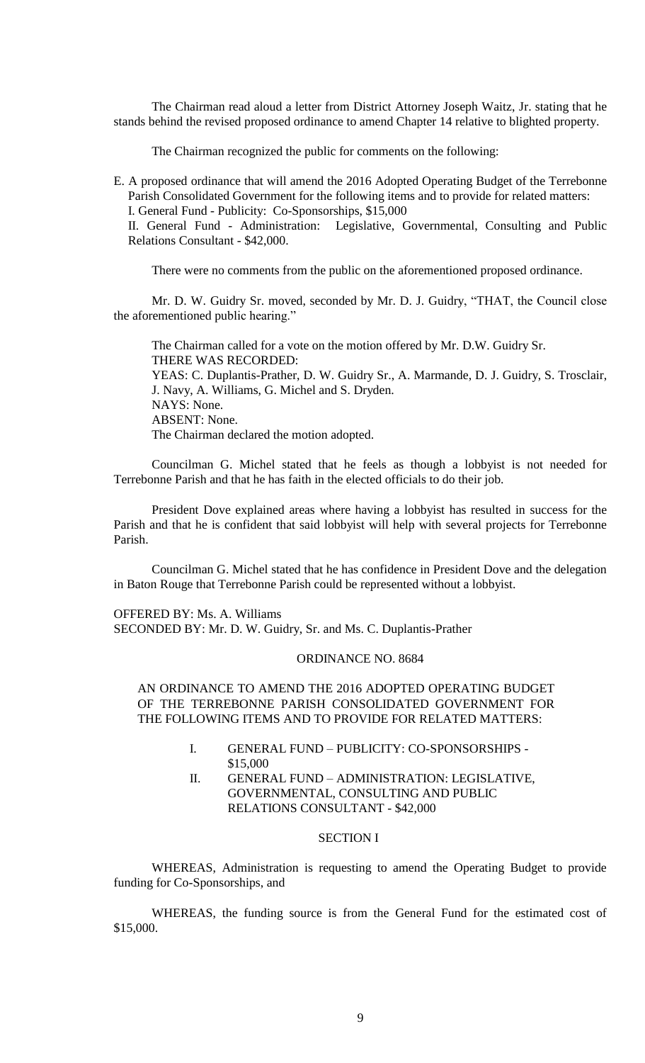The Chairman read aloud a letter from District Attorney Joseph Waitz, Jr. stating that he stands behind the revised proposed ordinance to amend Chapter 14 relative to blighted property.

The Chairman recognized the public for comments on the following:

E. A proposed ordinance that will amend the 2016 Adopted Operating Budget of the Terrebonne Parish Consolidated Government for the following items and to provide for related matters:
I. General Fund - Publicity: Co-Sponsorships, $15,000
II. General Fund - Administration: Legislative, Governmental, Consulting and Public Relations Consultant - $42,000.

There were no comments from the public on the aforementioned proposed ordinance.

Mr. D. W. Guidry Sr. moved, seconded by Mr. D. J. Guidry, "THAT, the Council close the aforementioned public hearing."

The Chairman called for a vote on the motion offered by Mr. D.W. Guidry Sr.
THERE WAS RECORDED:
YEAS: C. Duplantis-Prather, D. W. Guidry Sr., A. Marmande, D. J. Guidry, S. Trosclair, J. Navy, A. Williams, G. Michel and S. Dryden.
NAYS: None.
ABSENT: None.
The Chairman declared the motion adopted.

Councilman G. Michel stated that he feels as though a lobbyist is not needed for Terrebonne Parish and that he has faith in the elected officials to do their job.

President Dove explained areas where having a lobbyist has resulted in success for the Parish and that he is confident that said lobbyist will help with several projects for Terrebonne Parish.

Councilman G. Michel stated that he has confidence in President Dove and the delegation in Baton Rouge that Terrebonne Parish could be represented without a lobbyist.

OFFERED BY: Ms. A. Williams
SECONDED BY: Mr. D. W. Guidry, Sr. and Ms. C. Duplantis-Prather

ORDINANCE NO. 8684

AN ORDINANCE TO AMEND THE 2016 ADOPTED OPERATING BUDGET OF THE TERREBONNE PARISH CONSOLIDATED GOVERNMENT FOR THE FOLLOWING ITEMS AND TO PROVIDE FOR RELATED MATTERS:

I. GENERAL FUND – PUBLICITY: CO-SPONSORSHIPS - $15,000
II. GENERAL FUND – ADMINISTRATION: LEGISLATIVE, GOVERNMENTAL, CONSULTING AND PUBLIC RELATIONS CONSULTANT - $42,000

SECTION I

WHEREAS, Administration is requesting to amend the Operating Budget to provide funding for Co-Sponsorships, and

WHEREAS, the funding source is from the General Fund for the estimated cost of $15,000.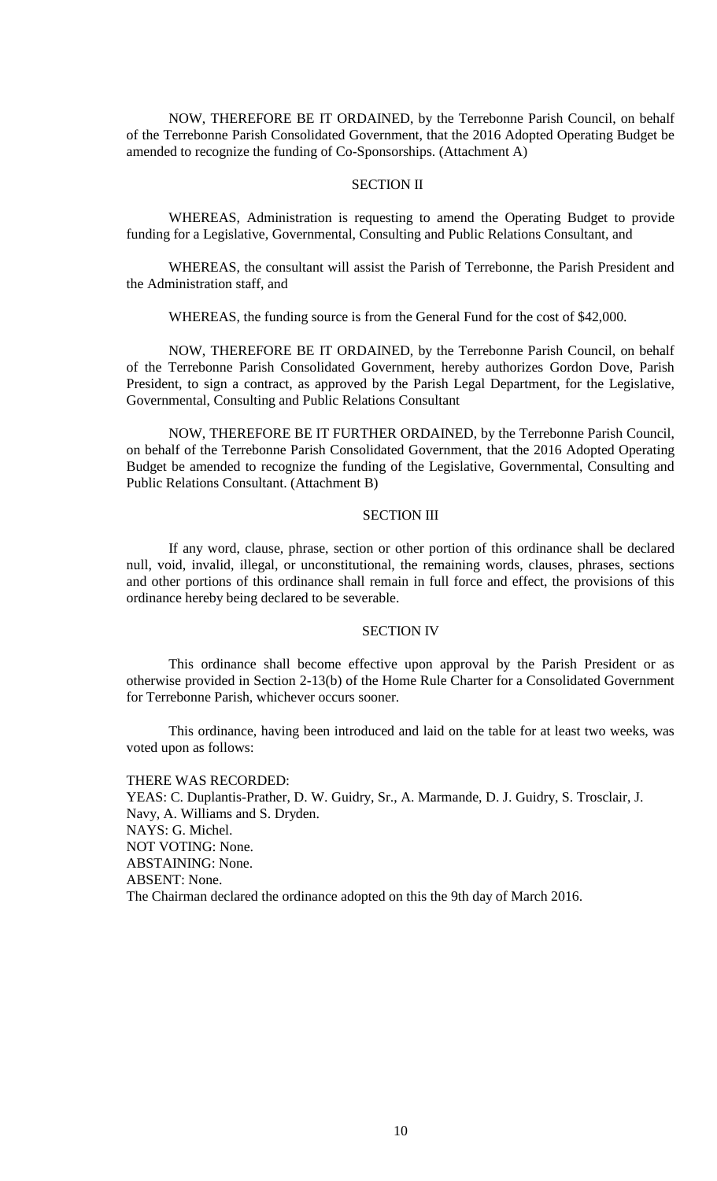NOW, THEREFORE BE IT ORDAINED, by the Terrebonne Parish Council, on behalf of the Terrebonne Parish Consolidated Government, that the 2016 Adopted Operating Budget be amended to recognize the funding of Co-Sponsorships. (Attachment A)

SECTION II

WHEREAS, Administration is requesting to amend the Operating Budget to provide funding for a Legislative, Governmental, Consulting and Public Relations Consultant, and

WHEREAS, the consultant will assist the Parish of Terrebonne, the Parish President and the Administration staff, and

WHEREAS, the funding source is from the General Fund for the cost of $42,000.

NOW, THEREFORE BE IT ORDAINED, by the Terrebonne Parish Council, on behalf of the Terrebonne Parish Consolidated Government, hereby authorizes Gordon Dove, Parish President, to sign a contract, as approved by the Parish Legal Department, for the Legislative, Governmental, Consulting and Public Relations Consultant

NOW, THEREFORE BE IT FURTHER ORDAINED, by the Terrebonne Parish Council, on behalf of the Terrebonne Parish Consolidated Government, that the 2016 Adopted Operating Budget be amended to recognize the funding of the Legislative, Governmental, Consulting and Public Relations Consultant. (Attachment B)

SECTION III

If any word, clause, phrase, section or other portion of this ordinance shall be declared null, void, invalid, illegal, or unconstitutional, the remaining words, clauses, phrases, sections and other portions of this ordinance shall remain in full force and effect, the provisions of this ordinance hereby being declared to be severable.

SECTION IV

This ordinance shall become effective upon approval by the Parish President or as otherwise provided in Section 2-13(b) of the Home Rule Charter for a Consolidated Government for Terrebonne Parish, whichever occurs sooner.

This ordinance, having been introduced and laid on the table for at least two weeks, was voted upon as follows:

THERE WAS RECORDED:
YEAS: C. Duplantis-Prather, D. W. Guidry, Sr., A. Marmande, D. J. Guidry, S. Trosclair, J. Navy, A. Williams and S. Dryden.
NAYS: G. Michel.
NOT VOTING: None.
ABSTAINING: None.
ABSENT: None.
The Chairman declared the ordinance adopted on this the 9th day of March 2016.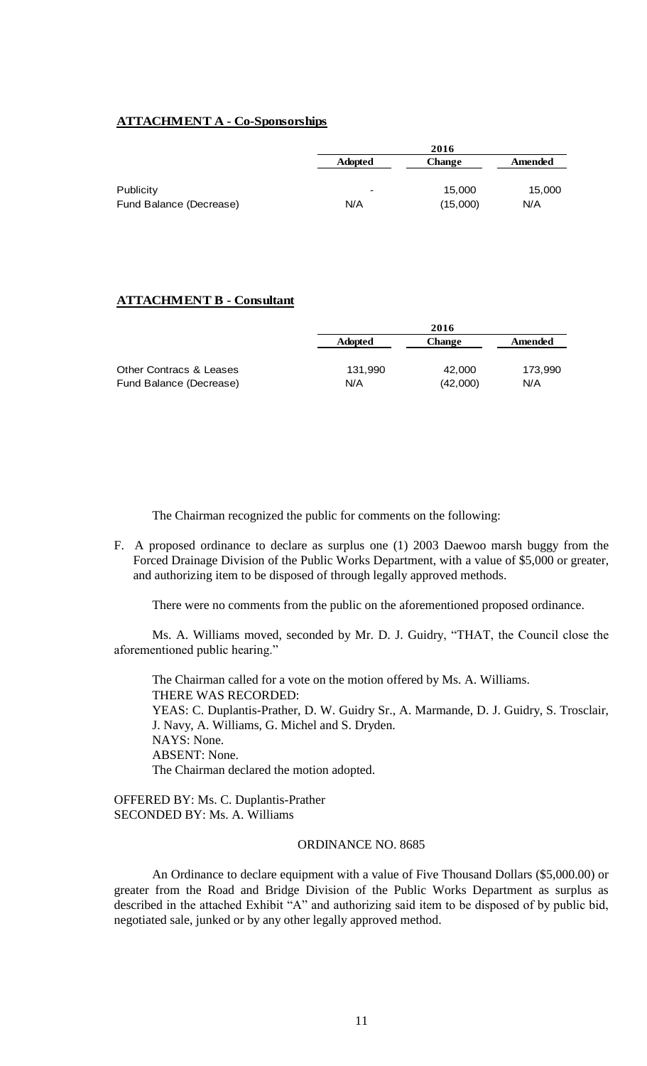**ATTACHMENT A - Co-Sponsorships**

| | 2016 | | |
|---|---|---|---|
| | **Adopted** | **Change** | **Amended** |
| Publicity | - | 15,000 | 15,000 |
| Fund Balance (Decrease) | N/A | (15,000) | N/A |

**ATTACHMENT B - Consultant**

| | 2016 | | |
|---|---|---|---|
| | **Adopted** | **Change** | **Amended** |
| Other Contracs & Leases | 131,990 | 42,000 | 173,990 |
| Fund Balance (Decrease) | N/A | (42,000) | N/A |

The Chairman recognized the public for comments on the following:

F. A proposed ordinance to declare as surplus one (1) 2003 Daewoo marsh buggy from the Forced Drainage Division of the Public Works Department, with a value of $5,000 or greater, and authorizing item to be disposed of through legally approved methods.

There were no comments from the public on the aforementioned proposed ordinance.

Ms. A. Williams moved, seconded by Mr. D. J. Guidry, "THAT, the Council close the aforementioned public hearing."

The Chairman called for a vote on the motion offered by Ms. A. Williams.
THERE WAS RECORDED:
YEAS: C. Duplantis-Prather, D. W. Guidry Sr., A. Marmande, D. J. Guidry, S. Trosclair, J. Navy, A. Williams, G. Michel and S. Dryden.
NAYS: None.
ABSENT: None.
The Chairman declared the motion adopted.

OFFERED BY: Ms. C. Duplantis-Prather
SECONDED BY: Ms. A. Williams

ORDINANCE NO. 8685

An Ordinance to declare equipment with a value of Five Thousand Dollars ($5,000.00) or greater from the Road and Bridge Division of the Public Works Department as surplus as described in the attached Exhibit "A" and authorizing said item to be disposed of by public bid, negotiated sale, junked or by any other legally approved method.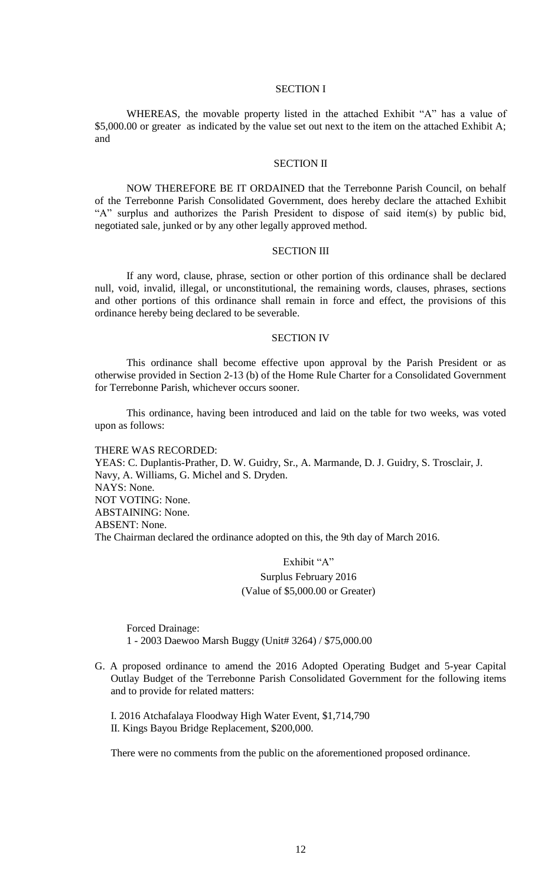SECTION I

WHEREAS, the movable property listed in the attached Exhibit "A" has a value of $5,000.00 or greater as indicated by the value set out next to the item on the attached Exhibit A; and

SECTION II

NOW THEREFORE BE IT ORDAINED that the Terrebonne Parish Council, on behalf of the Terrebonne Parish Consolidated Government, does hereby declare the attached Exhibit "A" surplus and authorizes the Parish President to dispose of said item(s) by public bid, negotiated sale, junked or by any other legally approved method.

SECTION III

If any word, clause, phrase, section or other portion of this ordinance shall be declared null, void, invalid, illegal, or unconstitutional, the remaining words, clauses, phrases, sections and other portions of this ordinance shall remain in force and effect, the provisions of this ordinance hereby being declared to be severable.

SECTION IV

This ordinance shall become effective upon approval by the Parish President or as otherwise provided in Section 2-13 (b) of the Home Rule Charter for a Consolidated Government for Terrebonne Parish, whichever occurs sooner.

This ordinance, having been introduced and laid on the table for two weeks, was voted upon as follows:

THERE WAS RECORDED:
YEAS: C. Duplantis-Prather, D. W. Guidry, Sr., A. Marmande, D. J. Guidry, S. Trosclair, J. Navy, A. Williams, G. Michel and S. Dryden.
NAYS: None.
NOT VOTING: None.
ABSTAINING: None.
ABSENT: None.
The Chairman declared the ordinance adopted on this, the 9th day of March 2016.

Exhibit "A"
Surplus February 2016
(Value of $5,000.00 or Greater)

Forced Drainage:
1 - 2003 Daewoo Marsh Buggy (Unit# 3264) / $75,000.00

G. A proposed ordinance to amend the 2016 Adopted Operating Budget and 5-year Capital Outlay Budget of the Terrebonne Parish Consolidated Government for the following items and to provide for related matters:

I. 2016 Atchafalaya Floodway High Water Event, $1,714,790
II. Kings Bayou Bridge Replacement, $200,000.

There were no comments from the public on the aforementioned proposed ordinance.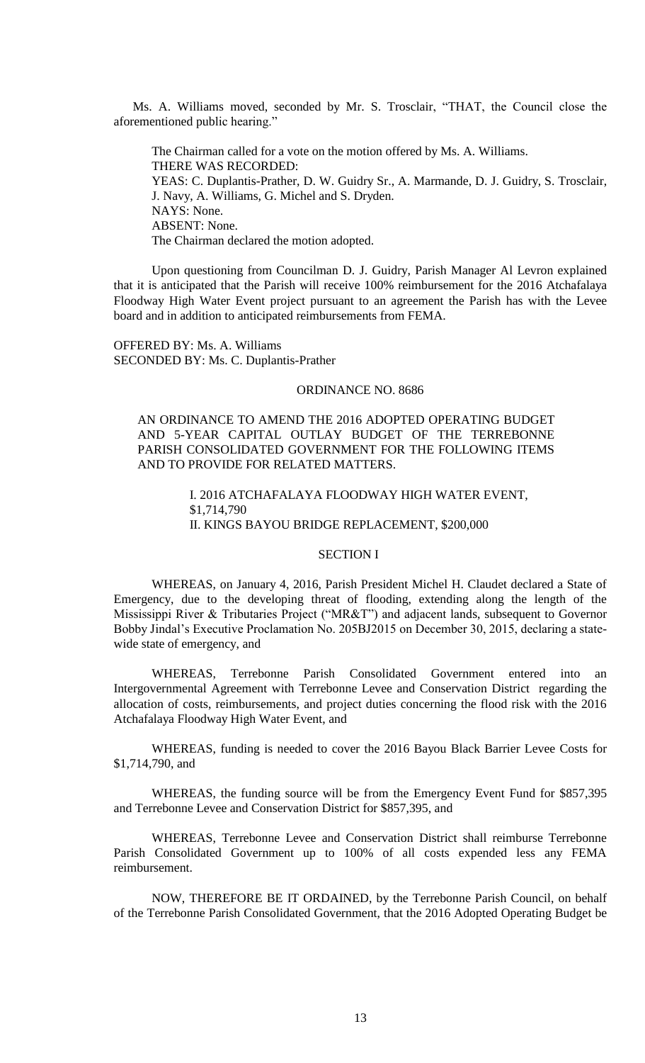Ms. A. Williams moved, seconded by Mr. S. Trosclair, "THAT, the Council close the aforementioned public hearing."

The Chairman called for a vote on the motion offered by Ms. A. Williams.
THERE WAS RECORDED:
YEAS: C. Duplantis-Prather, D. W. Guidry Sr., A. Marmande, D. J. Guidry, S. Trosclair, J. Navy, A. Williams, G. Michel and S. Dryden.
NAYS: None.
ABSENT: None.
The Chairman declared the motion adopted.

Upon questioning from Councilman D. J. Guidry, Parish Manager Al Levron explained that it is anticipated that the Parish will receive 100% reimbursement for the 2016 Atchafalaya Floodway High Water Event project pursuant to an agreement the Parish has with the Levee board and in addition to anticipated reimbursements from FEMA.

OFFERED BY: Ms. A. Williams
SECONDED BY: Ms. C. Duplantis-Prather

ORDINANCE NO. 8686

AN ORDINANCE TO AMEND THE 2016 ADOPTED OPERATING BUDGET AND 5-YEAR CAPITAL OUTLAY BUDGET OF THE TERREBONNE PARISH CONSOLIDATED GOVERNMENT FOR THE FOLLOWING ITEMS AND TO PROVIDE FOR RELATED MATTERS.

I. 2016 ATCHAFALAYA FLOODWAY HIGH WATER EVENT, $1,714,790
II. KINGS BAYOU BRIDGE REPLACEMENT, $200,000

SECTION I

WHEREAS, on January 4, 2016, Parish President Michel H. Claudet declared a State of Emergency, due to the developing threat of flooding, extending along the length of the Mississippi River & Tributaries Project ("MR&T") and adjacent lands, subsequent to Governor Bobby Jindal's Executive Proclamation No. 205BJ2015 on December 30, 2015, declaring a state-wide state of emergency, and

WHEREAS, Terrebonne Parish Consolidated Government entered into an Intergovernmental Agreement with Terrebonne Levee and Conservation District regarding the allocation of costs, reimbursements, and project duties concerning the flood risk with the 2016 Atchafalaya Floodway High Water Event, and

WHEREAS, funding is needed to cover the 2016 Bayou Black Barrier Levee Costs for $1,714,790, and

WHEREAS, the funding source will be from the Emergency Event Fund for $857,395 and Terrebonne Levee and Conservation District for $857,395, and

WHEREAS, Terrebonne Levee and Conservation District shall reimburse Terrebonne Parish Consolidated Government up to 100% of all costs expended less any FEMA reimbursement.

NOW, THEREFORE BE IT ORDAINED, by the Terrebonne Parish Council, on behalf of the Terrebonne Parish Consolidated Government, that the 2016 Adopted Operating Budget be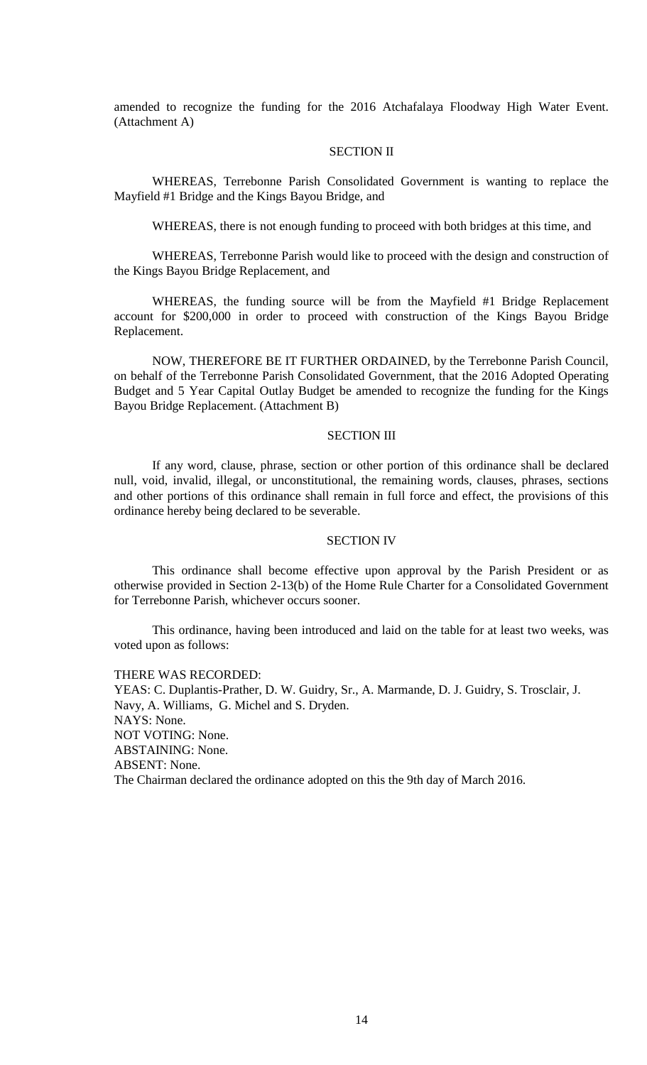amended to recognize the funding for the 2016 Atchafalaya Floodway High Water Event. (Attachment A)

SECTION II

WHEREAS, Terrebonne Parish Consolidated Government is wanting to replace the Mayfield #1 Bridge and the Kings Bayou Bridge, and

WHEREAS, there is not enough funding to proceed with both bridges at this time, and

WHEREAS, Terrebonne Parish would like to proceed with the design and construction of the Kings Bayou Bridge Replacement, and

WHEREAS, the funding source will be from the Mayfield #1 Bridge Replacement account for $200,000 in order to proceed with construction of the Kings Bayou Bridge Replacement.

NOW, THEREFORE BE IT FURTHER ORDAINED, by the Terrebonne Parish Council, on behalf of the Terrebonne Parish Consolidated Government, that the 2016 Adopted Operating Budget and 5 Year Capital Outlay Budget be amended to recognize the funding for the Kings Bayou Bridge Replacement. (Attachment B)

SECTION III

If any word, clause, phrase, section or other portion of this ordinance shall be declared null, void, invalid, illegal, or unconstitutional, the remaining words, clauses, phrases, sections and other portions of this ordinance shall remain in full force and effect, the provisions of this ordinance hereby being declared to be severable.

SECTION IV

This ordinance shall become effective upon approval by the Parish President or as otherwise provided in Section 2-13(b) of the Home Rule Charter for a Consolidated Government for Terrebonne Parish, whichever occurs sooner.

This ordinance, having been introduced and laid on the table for at least two weeks, was voted upon as follows:

THERE WAS RECORDED:
YEAS: C. Duplantis-Prather, D. W. Guidry, Sr., A. Marmande, D. J. Guidry, S. Trosclair, J. Navy, A. Williams, G. Michel and S. Dryden.
NAYS: None.
NOT VOTING: None.
ABSTAINING: None.
ABSENT: None.
The Chairman declared the ordinance adopted on this the 9th day of March 2016.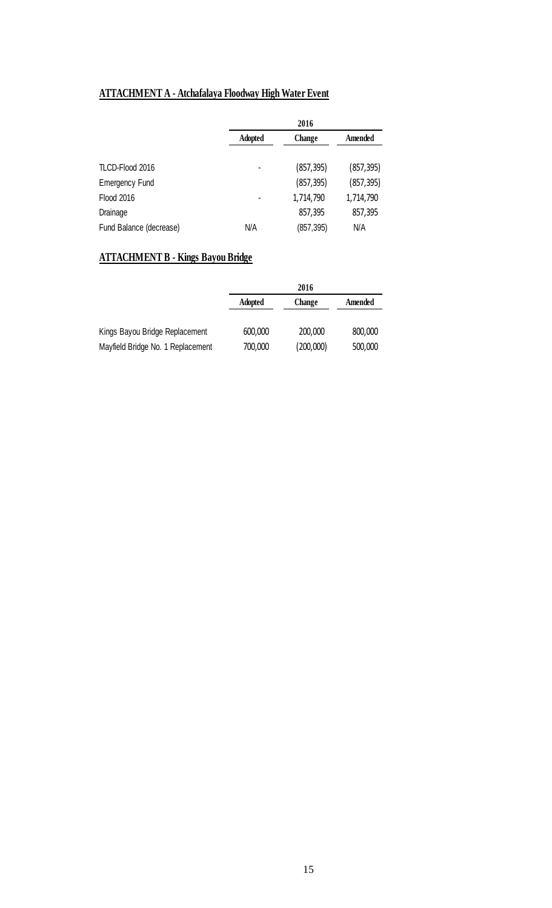## ATTACHMENT A - Atchafalaya Floodway High Water Event

| | 2016 | | |
|---|---|---|---|
| | **Adopted** | **Change** | **Amended** |
| TLCD-Flood 2016 | - | (857,395) | (857,395) |
| Emergency Fund | | (857,395) | (857,395) |
| Flood 2016 | - | 1,714,790 | 1,714,790 |
| Drainage | | 857,395 | 857,395 |
| Fund Balance (decrease) | N/A | (857,395) | N/A |

## ATTACHMENT B - Kings Bayou Bridge

| | 2016 | | |
|---|---|---|---|
| | **Adopted** | **Change** | **Amended** |
| Kings Bayou Bridge Replacement | 600,000 | 200,000 | 800,000 |
| Mayfield Bridge No. 1 Replacement | 700,000 | (200,000) | 500,000 |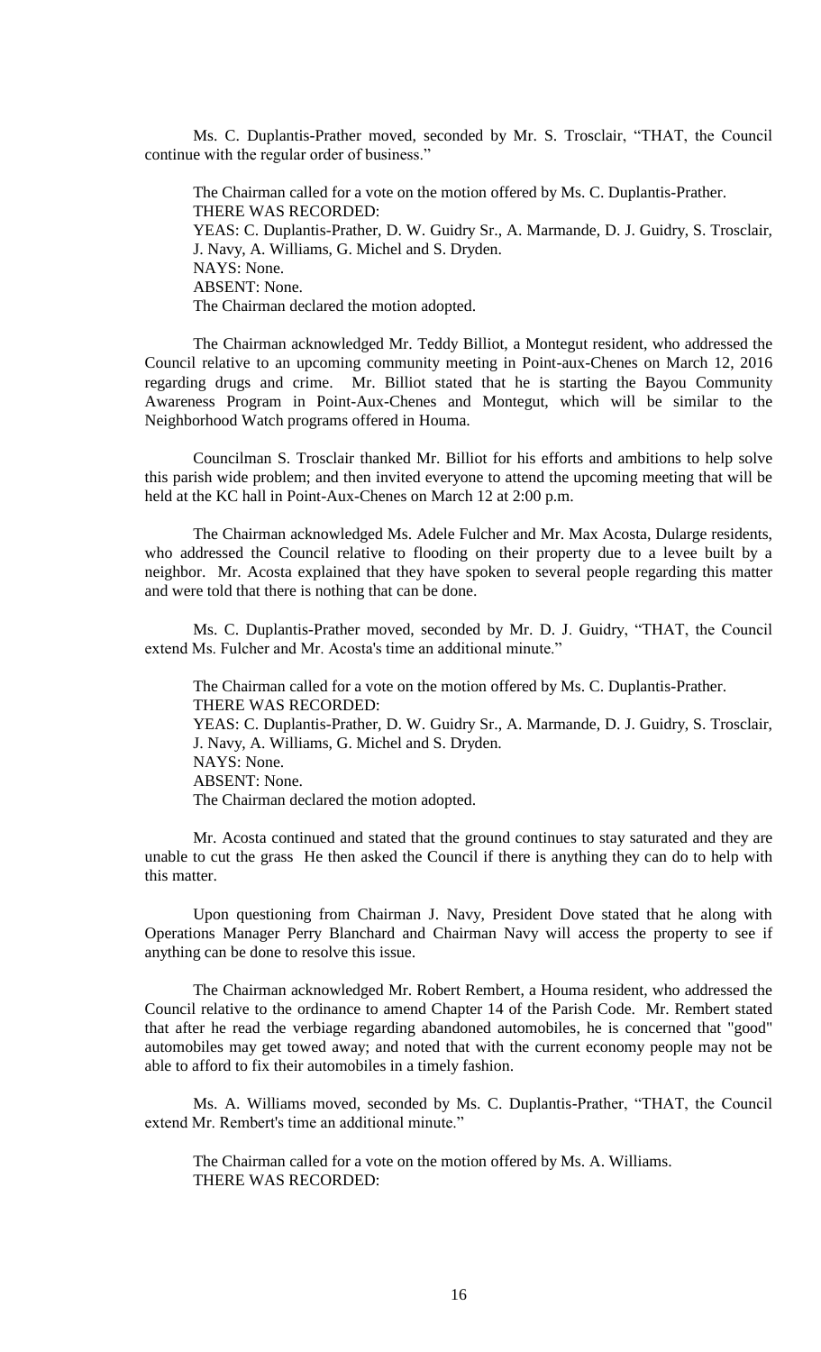Ms. C. Duplantis-Prather moved, seconded by Mr. S. Trosclair, "THAT, the Council continue with the regular order of business."

The Chairman called for a vote on the motion offered by Ms. C. Duplantis-Prather.
THERE WAS RECORDED:
YEAS: C. Duplantis-Prather, D. W. Guidry Sr., A. Marmande, D. J. Guidry, S. Trosclair, J. Navy, A. Williams, G. Michel and S. Dryden.
NAYS: None.
ABSENT: None.
The Chairman declared the motion adopted.

The Chairman acknowledged Mr. Teddy Billiot, a Montegut resident, who addressed the Council relative to an upcoming community meeting in Point-aux-Chenes on March 12, 2016 regarding drugs and crime. Mr. Billiot stated that he is starting the Bayou Community Awareness Program in Point-Aux-Chenes and Montegut, which will be similar to the Neighborhood Watch programs offered in Houma.

Councilman S. Trosclair thanked Mr. Billiot for his efforts and ambitions to help solve this parish wide problem; and then invited everyone to attend the upcoming meeting that will be held at the KC hall in Point-Aux-Chenes on March 12 at 2:00 p.m.

The Chairman acknowledged Ms. Adele Fulcher and Mr. Max Acosta, Dularge residents, who addressed the Council relative to flooding on their property due to a levee built by a neighbor. Mr. Acosta explained that they have spoken to several people regarding this matter and were told that there is nothing that can be done.

Ms. C. Duplantis-Prather moved, seconded by Mr. D. J. Guidry, "THAT, the Council extend Ms. Fulcher and Mr. Acosta's time an additional minute."

The Chairman called for a vote on the motion offered by Ms. C. Duplantis-Prather.
THERE WAS RECORDED:
YEAS: C. Duplantis-Prather, D. W. Guidry Sr., A. Marmande, D. J. Guidry, S. Trosclair, J. Navy, A. Williams, G. Michel and S. Dryden.
NAYS: None.
ABSENT: None.
The Chairman declared the motion adopted.

Mr. Acosta continued and stated that the ground continues to stay saturated and they are unable to cut the grass He then asked the Council if there is anything they can do to help with this matter.

Upon questioning from Chairman J. Navy, President Dove stated that he along with Operations Manager Perry Blanchard and Chairman Navy will access the property to see if anything can be done to resolve this issue.

The Chairman acknowledged Mr. Robert Rembert, a Houma resident, who addressed the Council relative to the ordinance to amend Chapter 14 of the Parish Code. Mr. Rembert stated that after he read the verbiage regarding abandoned automobiles, he is concerned that "good" automobiles may get towed away; and noted that with the current economy people may not be able to afford to fix their automobiles in a timely fashion.

Ms. A. Williams moved, seconded by Ms. C. Duplantis-Prather, "THAT, the Council extend Mr. Rembert's time an additional minute."

The Chairman called for a vote on the motion offered by Ms. A. Williams.
THERE WAS RECORDED: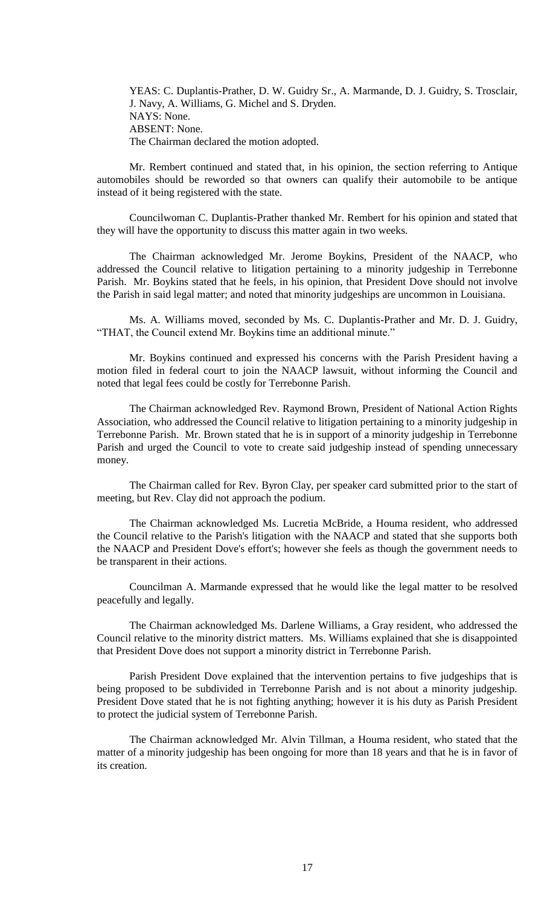YEAS: C. Duplantis-Prather, D. W. Guidry Sr., A. Marmande, D. J. Guidry, S. Trosclair, J. Navy, A. Williams, G. Michel and S. Dryden.
NAYS: None.
ABSENT: None.
The Chairman declared the motion adopted.

Mr. Rembert continued and stated that, in his opinion, the section referring to Antique automobiles should be reworded so that owners can qualify their automobile to be antique instead of it being registered with the state.

Councilwoman C. Duplantis-Prather thanked Mr. Rembert for his opinion and stated that they will have the opportunity to discuss this matter again in two weeks.

The Chairman acknowledged Mr. Jerome Boykins, President of the NAACP, who addressed the Council relative to litigation pertaining to a minority judgeship in Terrebonne Parish. Mr. Boykins stated that he feels, in his opinion, that President Dove should not involve the Parish in said legal matter; and noted that minority judgeships are uncommon in Louisiana.

Ms. A. Williams moved, seconded by Ms. C. Duplantis-Prather and Mr. D. J. Guidry, "THAT, the Council extend Mr. Boykins time an additional minute."

Mr. Boykins continued and expressed his concerns with the Parish President having a motion filed in federal court to join the NAACP lawsuit, without informing the Council and noted that legal fees could be costly for Terrebonne Parish.

The Chairman acknowledged Rev. Raymond Brown, President of National Action Rights Association, who addressed the Council relative to litigation pertaining to a minority judgeship in Terrebonne Parish. Mr. Brown stated that he is in support of a minority judgeship in Terrebonne Parish and urged the Council to vote to create said judgeship instead of spending unnecessary money.

The Chairman called for Rev. Byron Clay, per speaker card submitted prior to the start of meeting, but Rev. Clay did not approach the podium.

The Chairman acknowledged Ms. Lucretia McBride, a Houma resident, who addressed the Council relative to the Parish's litigation with the NAACP and stated that she supports both the NAACP and President Dove's effort's; however she feels as though the government needs to be transparent in their actions.

Councilman A. Marmande expressed that he would like the legal matter to be resolved peacefully and legally.

The Chairman acknowledged Ms. Darlene Williams, a Gray resident, who addressed the Council relative to the minority district matters. Ms. Williams explained that she is disappointed that President Dove does not support a minority district in Terrebonne Parish.

Parish President Dove explained that the intervention pertains to five judgeships that is being proposed to be subdivided in Terrebonne Parish and is not about a minority judgeship. President Dove stated that he is not fighting anything; however it is his duty as Parish President to protect the judicial system of Terrebonne Parish.

The Chairman acknowledged Mr. Alvin Tillman, a Houma resident, who stated that the matter of a minority judgeship has been ongoing for more than 18 years and that he is in favor of its creation.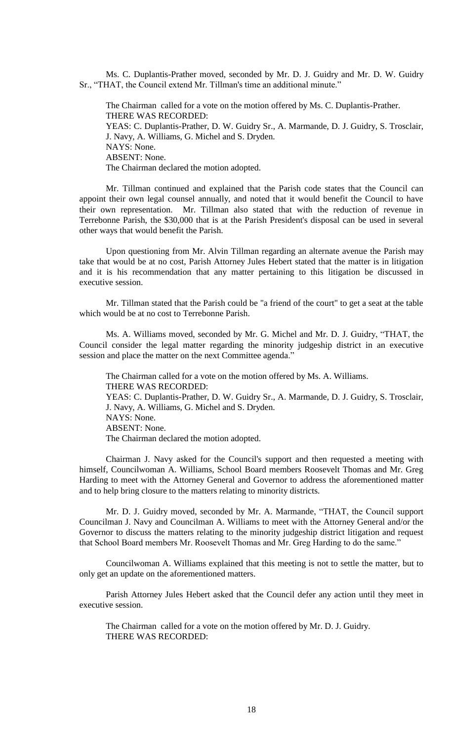Ms. C. Duplantis-Prather moved, seconded by Mr. D. J. Guidry and Mr. D. W. Guidry Sr., "THAT, the Council extend Mr. Tillman's time an additional minute."

The Chairman called for a vote on the motion offered by Ms. C. Duplantis-Prather.
THERE WAS RECORDED:
YEAS: C. Duplantis-Prather, D. W. Guidry Sr., A. Marmande, D. J. Guidry, S. Trosclair, J. Navy, A. Williams, G. Michel and S. Dryden.
NAYS: None.
ABSENT: None.
The Chairman declared the motion adopted.

Mr. Tillman continued and explained that the Parish code states that the Council can appoint their own legal counsel annually, and noted that it would benefit the Council to have their own representation. Mr. Tillman also stated that with the reduction of revenue in Terrebonne Parish, the $30,000 that is at the Parish President's disposal can be used in several other ways that would benefit the Parish.

Upon questioning from Mr. Alvin Tillman regarding an alternate avenue the Parish may take that would be at no cost, Parish Attorney Jules Hebert stated that the matter is in litigation and it is his recommendation that any matter pertaining to this litigation be discussed in executive session.

Mr. Tillman stated that the Parish could be "a friend of the court" to get a seat at the table which would be at no cost to Terrebonne Parish.

Ms. A. Williams moved, seconded by Mr. G. Michel and Mr. D. J. Guidry, "THAT, the Council consider the legal matter regarding the minority judgeship district in an executive session and place the matter on the next Committee agenda."

The Chairman called for a vote on the motion offered by Ms. A. Williams.
THERE WAS RECORDED:
YEAS: C. Duplantis-Prather, D. W. Guidry Sr., A. Marmande, D. J. Guidry, S. Trosclair, J. Navy, A. Williams, G. Michel and S. Dryden.
NAYS: None.
ABSENT: None.
The Chairman declared the motion adopted.

Chairman J. Navy asked for the Council's support and then requested a meeting with himself, Councilwoman A. Williams, School Board members Roosevelt Thomas and Mr. Greg Harding to meet with the Attorney General and Governor to address the aforementioned matter and to help bring closure to the matters relating to minority districts.

Mr. D. J. Guidry moved, seconded by Mr. A. Marmande, "THAT, the Council support Councilman J. Navy and Councilman A. Williams to meet with the Attorney General and/or the Governor to discuss the matters relating to the minority judgeship district litigation and request that School Board members Mr. Roosevelt Thomas and Mr. Greg Harding to do the same."

Councilwoman A. Williams explained that this meeting is not to settle the matter, but to only get an update on the aforementioned matters.

Parish Attorney Jules Hebert asked that the Council defer any action until they meet in executive session.

The Chairman called for a vote on the motion offered by Mr. D. J. Guidry.
THERE WAS RECORDED: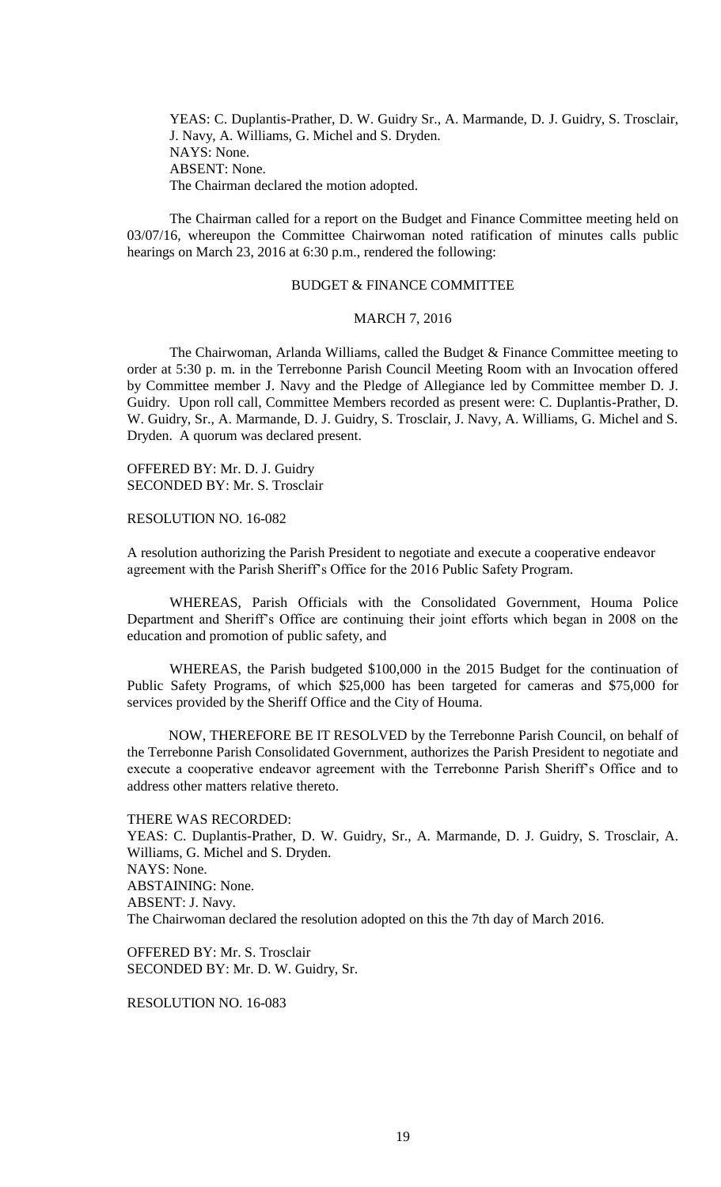YEAS: C. Duplantis-Prather, D. W. Guidry Sr., A. Marmande, D. J. Guidry, S. Trosclair, J. Navy, A. Williams, G. Michel and S. Dryden.
NAYS: None.
ABSENT: None.
The Chairman declared the motion adopted.

The Chairman called for a report on the Budget and Finance Committee meeting held on 03/07/16, whereupon the Committee Chairwoman noted ratification of minutes calls public hearings on March 23, 2016 at 6:30 p.m., rendered the following:

BUDGET & FINANCE COMMITTEE

MARCH 7, 2016

The Chairwoman, Arlanda Williams, called the Budget & Finance Committee meeting to order at 5:30 p. m. in the Terrebonne Parish Council Meeting Room with an Invocation offered by Committee member J. Navy and the Pledge of Allegiance led by Committee member D. J. Guidry. Upon roll call, Committee Members recorded as present were: C. Duplantis-Prather, D. W. Guidry, Sr., A. Marmande, D. J. Guidry, S. Trosclair, J. Navy, A. Williams, G. Michel and S. Dryden. A quorum was declared present.

OFFERED BY: Mr. D. J. Guidry
SECONDED BY: Mr. S. Trosclair

RESOLUTION NO. 16-082

A resolution authorizing the Parish President to negotiate and execute a cooperative endeavor agreement with the Parish Sheriff's Office for the 2016 Public Safety Program.

WHEREAS, Parish Officials with the Consolidated Government, Houma Police Department and Sheriff's Office are continuing their joint efforts which began in 2008 on the education and promotion of public safety, and

WHEREAS, the Parish budgeted $100,000 in the 2015 Budget for the continuation of Public Safety Programs, of which $25,000 has been targeted for cameras and $75,000 for services provided by the Sheriff Office and the City of Houma.

NOW, THEREFORE BE IT RESOLVED by the Terrebonne Parish Council, on behalf of the Terrebonne Parish Consolidated Government, authorizes the Parish President to negotiate and execute a cooperative endeavor agreement with the Terrebonne Parish Sheriff's Office and to address other matters relative thereto.

THERE WAS RECORDED:
YEAS: C. Duplantis-Prather, D. W. Guidry, Sr., A. Marmande, D. J. Guidry, S. Trosclair, A. Williams, G. Michel and S. Dryden.
NAYS: None.
ABSTAINING: None.
ABSENT: J. Navy.
The Chairwoman declared the resolution adopted on this the 7th day of March 2016.

OFFERED BY: Mr. S. Trosclair
SECONDED BY: Mr. D. W. Guidry, Sr.

RESOLUTION NO. 16-083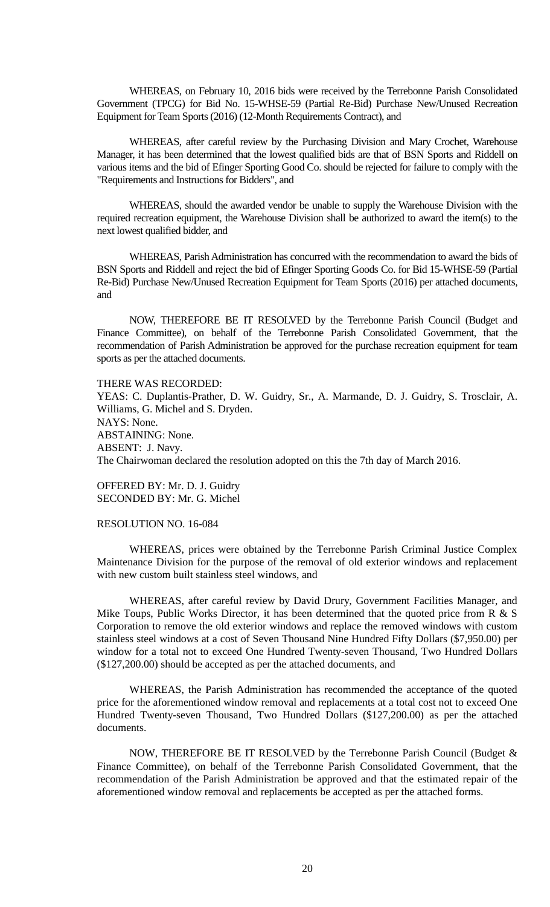WHEREAS, on February 10, 2016 bids were received by the Terrebonne Parish Consolidated Government (TPCG) for Bid No. 15-WHSE-59 (Partial Re-Bid) Purchase New/Unused Recreation Equipment for Team Sports (2016) (12-Month Requirements Contract), and

WHEREAS, after careful review by the Purchasing Division and Mary Crochet, Warehouse Manager, it has been determined that the lowest qualified bids are that of BSN Sports and Riddell on various items and the bid of Efinger Sporting Good Co. should be rejected for failure to comply with the "Requirements and Instructions for Bidders", and

WHEREAS, should the awarded vendor be unable to supply the Warehouse Division with the required recreation equipment, the Warehouse Division shall be authorized to award the item(s) to the next lowest qualified bidder, and

WHEREAS, Parish Administration has concurred with the recommendation to award the bids of BSN Sports and Riddell and reject the bid of Efinger Sporting Goods Co. for Bid 15-WHSE-59 (Partial Re-Bid) Purchase New/Unused Recreation Equipment for Team Sports (2016) per attached documents, and

NOW, THEREFORE BE IT RESOLVED by the Terrebonne Parish Council (Budget and Finance Committee), on behalf of the Terrebonne Parish Consolidated Government, that the recommendation of Parish Administration be approved for the purchase recreation equipment for team sports as per the attached documents.

THERE WAS RECORDED:
YEAS: C. Duplantis-Prather, D. W. Guidry, Sr., A. Marmande, D. J. Guidry, S. Trosclair, A. Williams, G. Michel and S. Dryden.
NAYS: None.
ABSTAINING: None.
ABSENT: J. Navy.
The Chairwoman declared the resolution adopted on this the 7th day of March 2016.

OFFERED BY: Mr. D. J. Guidry
SECONDED BY: Mr. G. Michel

RESOLUTION NO. 16-084

WHEREAS, prices were obtained by the Terrebonne Parish Criminal Justice Complex Maintenance Division for the purpose of the removal of old exterior windows and replacement with new custom built stainless steel windows, and

WHEREAS, after careful review by David Drury, Government Facilities Manager, and Mike Toups, Public Works Director, it has been determined that the quoted price from R & S Corporation to remove the old exterior windows and replace the removed windows with custom stainless steel windows at a cost of Seven Thousand Nine Hundred Fifty Dollars ($7,950.00) per window for a total not to exceed One Hundred Twenty-seven Thousand, Two Hundred Dollars ($127,200.00) should be accepted as per the attached documents, and

WHEREAS, the Parish Administration has recommended the acceptance of the quoted price for the aforementioned window removal and replacements at a total cost not to exceed One Hundred Twenty-seven Thousand, Two Hundred Dollars ($127,200.00) as per the attached documents.

NOW, THEREFORE BE IT RESOLVED by the Terrebonne Parish Council (Budget & Finance Committee), on behalf of the Terrebonne Parish Consolidated Government, that the recommendation of the Parish Administration be approved and that the estimated repair of the aforementioned window removal and replacements be accepted as per the attached forms.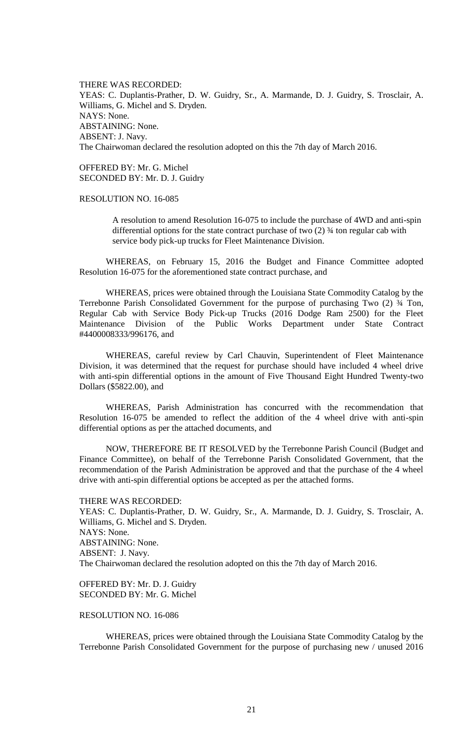THERE WAS RECORDED:
YEAS: C. Duplantis-Prather, D. W. Guidry, Sr., A. Marmande, D. J. Guidry, S. Trosclair, A. Williams, G. Michel and S. Dryden.
NAYS: None.
ABSTAINING: None.
ABSENT: J. Navy.
The Chairwoman declared the resolution adopted on this the 7th day of March 2016.

OFFERED BY: Mr. G. Michel
SECONDED BY: Mr. D. J. Guidry

RESOLUTION NO. 16-085

> A resolution to amend Resolution 16-075 to include the purchase of 4WD and anti-spin differential options for the state contract purchase of two (2) ¾ ton regular cab with service body pick-up trucks for Fleet Maintenance Division.

WHEREAS, on February 15, 2016 the Budget and Finance Committee adopted Resolution 16-075 for the aforementioned state contract purchase, and

WHEREAS, prices were obtained through the Louisiana State Commodity Catalog by the Terrebonne Parish Consolidated Government for the purpose of purchasing Two (2) ¾ Ton, Regular Cab with Service Body Pick-up Trucks (2016 Dodge Ram 2500) for the Fleet Maintenance Division of the Public Works Department under State Contract #4400008333/996176, and

WHEREAS, careful review by Carl Chauvin, Superintendent of Fleet Maintenance Division, it was determined that the request for purchase should have included 4 wheel drive with anti-spin differential options in the amount of Five Thousand Eight Hundred Twenty-two Dollars ($5822.00), and

WHEREAS, Parish Administration has concurred with the recommendation that Resolution 16-075 be amended to reflect the addition of the 4 wheel drive with anti-spin differential options as per the attached documents, and

NOW, THEREFORE BE IT RESOLVED by the Terrebonne Parish Council (Budget and Finance Committee), on behalf of the Terrebonne Parish Consolidated Government, that the recommendation of the Parish Administration be approved and that the purchase of the 4 wheel drive with anti-spin differential options be accepted as per the attached forms.

THERE WAS RECORDED:
YEAS: C. Duplantis-Prather, D. W. Guidry, Sr., A. Marmande, D. J. Guidry, S. Trosclair, A. Williams, G. Michel and S. Dryden.
NAYS: None.
ABSTAINING: None.
ABSENT: J. Navy.
The Chairwoman declared the resolution adopted on this the 7th day of March 2016.

OFFERED BY: Mr. D. J. Guidry
SECONDED BY: Mr. G. Michel

RESOLUTION NO. 16-086

WHEREAS, prices were obtained through the Louisiana State Commodity Catalog by the Terrebonne Parish Consolidated Government for the purpose of purchasing new / unused 2016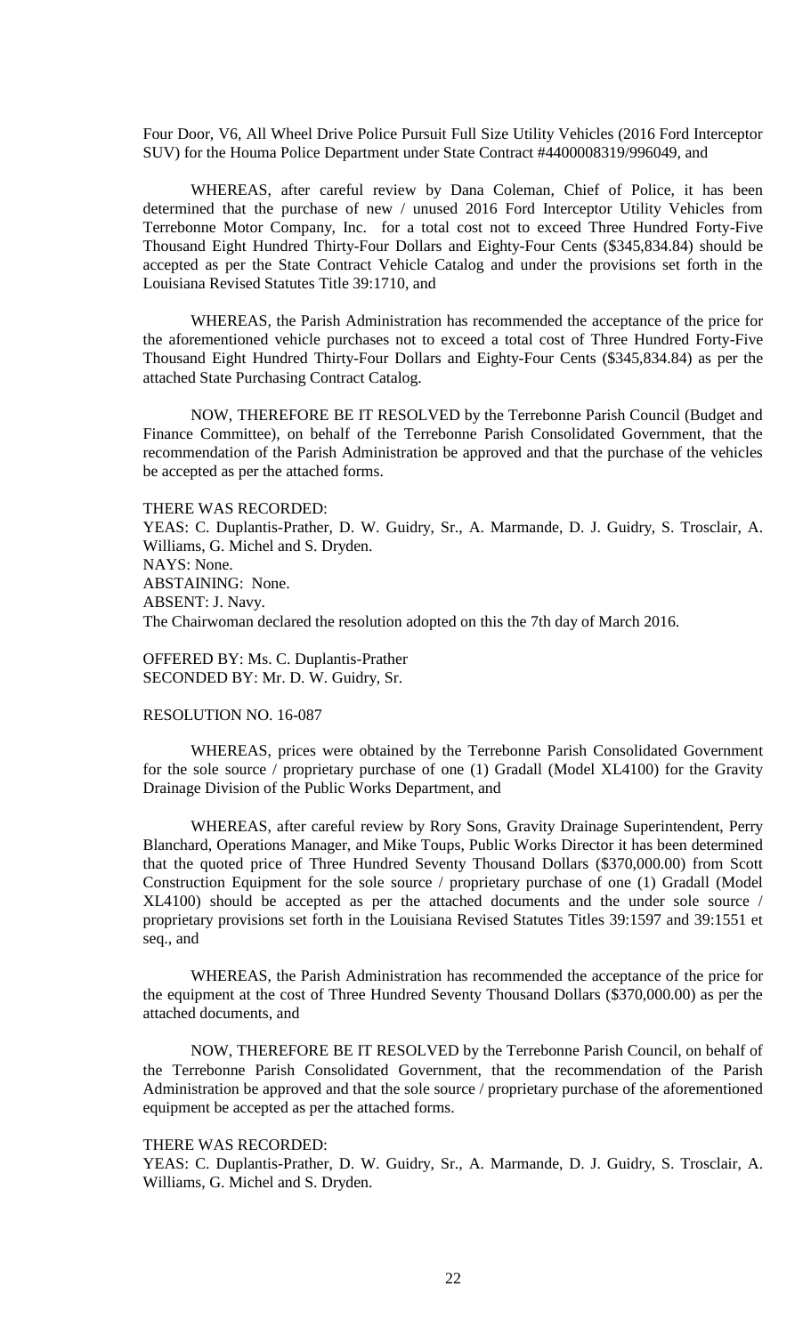Four Door, V6, All Wheel Drive Police Pursuit Full Size Utility Vehicles (2016 Ford Interceptor SUV) for the Houma Police Department under State Contract #4400008319/996049, and

WHEREAS, after careful review by Dana Coleman, Chief of Police, it has been determined that the purchase of new / unused 2016 Ford Interceptor Utility Vehicles from Terrebonne Motor Company, Inc. for a total cost not to exceed Three Hundred Forty-Five Thousand Eight Hundred Thirty-Four Dollars and Eighty-Four Cents ($345,834.84) should be accepted as per the State Contract Vehicle Catalog and under the provisions set forth in the Louisiana Revised Statutes Title 39:1710, and

WHEREAS, the Parish Administration has recommended the acceptance of the price for the aforementioned vehicle purchases not to exceed a total cost of Three Hundred Forty-Five Thousand Eight Hundred Thirty-Four Dollars and Eighty-Four Cents ($345,834.84) as per the attached State Purchasing Contract Catalog.

NOW, THEREFORE BE IT RESOLVED by the Terrebonne Parish Council (Budget and Finance Committee), on behalf of the Terrebonne Parish Consolidated Government, that the recommendation of the Parish Administration be approved and that the purchase of the vehicles be accepted as per the attached forms.

THERE WAS RECORDED:
YEAS: C. Duplantis-Prather, D. W. Guidry, Sr., A. Marmande, D. J. Guidry, S. Trosclair, A. Williams, G. Michel and S. Dryden.
NAYS: None.
ABSTAINING: None.
ABSENT: J. Navy.
The Chairwoman declared the resolution adopted on this the 7th day of March 2016.

OFFERED BY: Ms. C. Duplantis-Prather
SECONDED BY: Mr. D. W. Guidry, Sr.

RESOLUTION NO. 16-087

WHEREAS, prices were obtained by the Terrebonne Parish Consolidated Government for the sole source / proprietary purchase of one (1) Gradall (Model XL4100) for the Gravity Drainage Division of the Public Works Department, and

WHEREAS, after careful review by Rory Sons, Gravity Drainage Superintendent, Perry Blanchard, Operations Manager, and Mike Toups, Public Works Director it has been determined that the quoted price of Three Hundred Seventy Thousand Dollars ($370,000.00) from Scott Construction Equipment for the sole source / proprietary purchase of one (1) Gradall (Model XL4100) should be accepted as per the attached documents and the under sole source / proprietary provisions set forth in the Louisiana Revised Statutes Titles 39:1597 and 39:1551 et seq., and

WHEREAS, the Parish Administration has recommended the acceptance of the price for the equipment at the cost of Three Hundred Seventy Thousand Dollars ($370,000.00) as per the attached documents, and

NOW, THEREFORE BE IT RESOLVED by the Terrebonne Parish Council, on behalf of the Terrebonne Parish Consolidated Government, that the recommendation of the Parish Administration be approved and that the sole source / proprietary purchase of the aforementioned equipment be accepted as per the attached forms.

THERE WAS RECORDED:
YEAS: C. Duplantis-Prather, D. W. Guidry, Sr., A. Marmande, D. J. Guidry, S. Trosclair, A. Williams, G. Michel and S. Dryden.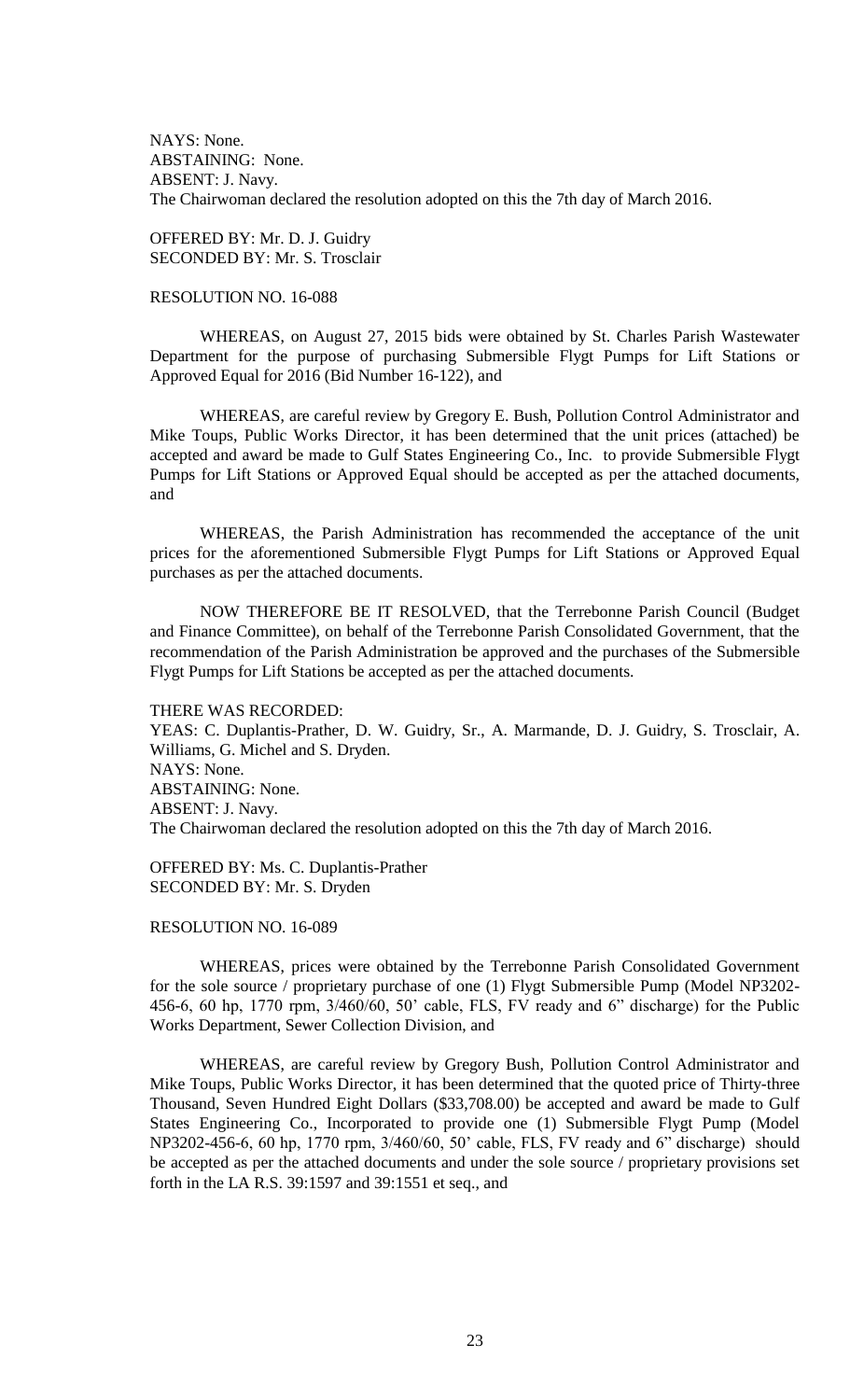NAYS: None.
ABSTAINING: None.
ABSENT: J. Navy.
The Chairwoman declared the resolution adopted on this the 7th day of March 2016.

OFFERED BY: Mr. D. J. Guidry
SECONDED BY: Mr. S. Trosclair

RESOLUTION NO. 16-088

WHEREAS, on August 27, 2015 bids were obtained by St. Charles Parish Wastewater Department for the purpose of purchasing Submersible Flygt Pumps for Lift Stations or Approved Equal for 2016 (Bid Number 16-122), and

WHEREAS, are careful review by Gregory E. Bush, Pollution Control Administrator and Mike Toups, Public Works Director, it has been determined that the unit prices (attached) be accepted and award be made to Gulf States Engineering Co., Inc. to provide Submersible Flygt Pumps for Lift Stations or Approved Equal should be accepted as per the attached documents, and

WHEREAS, the Parish Administration has recommended the acceptance of the unit prices for the aforementioned Submersible Flygt Pumps for Lift Stations or Approved Equal purchases as per the attached documents.

NOW THEREFORE BE IT RESOLVED, that the Terrebonne Parish Council (Budget and Finance Committee), on behalf of the Terrebonne Parish Consolidated Government, that the recommendation of the Parish Administration be approved and the purchases of the Submersible Flygt Pumps for Lift Stations be accepted as per the attached documents.

THERE WAS RECORDED:
YEAS: C. Duplantis-Prather, D. W. Guidry, Sr., A. Marmande, D. J. Guidry, S. Trosclair, A. Williams, G. Michel and S. Dryden.
NAYS: None.
ABSTAINING: None.
ABSENT: J. Navy.
The Chairwoman declared the resolution adopted on this the 7th day of March 2016.

OFFERED BY: Ms. C. Duplantis-Prather
SECONDED BY: Mr. S. Dryden

RESOLUTION NO. 16-089

WHEREAS, prices were obtained by the Terrebonne Parish Consolidated Government for the sole source / proprietary purchase of one (1) Flygt Submersible Pump (Model NP3202-456-6, 60 hp, 1770 rpm, 3/460/60, 50' cable, FLS, FV ready and 6" discharge) for the Public Works Department, Sewer Collection Division, and

WHEREAS, are careful review by Gregory Bush, Pollution Control Administrator and Mike Toups, Public Works Director, it has been determined that the quoted price of Thirty-three Thousand, Seven Hundred Eight Dollars ($33,708.00) be accepted and award be made to Gulf States Engineering Co., Incorporated to provide one (1) Submersible Flygt Pump (Model NP3202-456-6, 60 hp, 1770 rpm, 3/460/60, 50' cable, FLS, FV ready and 6" discharge) should be accepted as per the attached documents and under the sole source / proprietary provisions set forth in the LA R.S. 39:1597 and 39:1551 et seq., and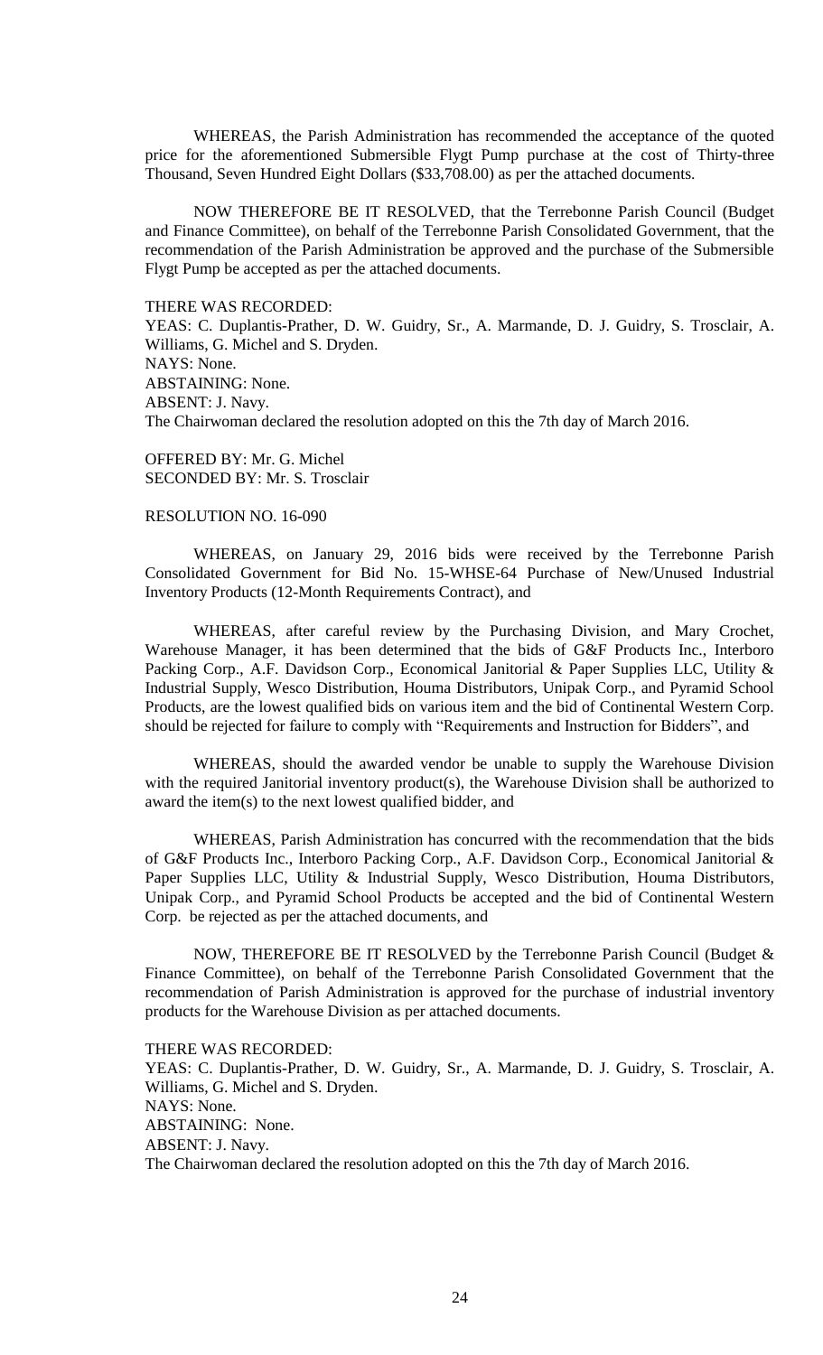WHEREAS, the Parish Administration has recommended the acceptance of the quoted price for the aforementioned Submersible Flygt Pump purchase at the cost of Thirty-three Thousand, Seven Hundred Eight Dollars ($33,708.00) as per the attached documents.

NOW THEREFORE BE IT RESOLVED, that the Terrebonne Parish Council (Budget and Finance Committee), on behalf of the Terrebonne Parish Consolidated Government, that the recommendation of the Parish Administration be approved and the purchase of the Submersible Flygt Pump be accepted as per the attached documents.

THERE WAS RECORDED:
YEAS: C. Duplantis-Prather, D. W. Guidry, Sr., A. Marmande, D. J. Guidry, S. Trosclair, A. Williams, G. Michel and S. Dryden.
NAYS: None.
ABSTAINING: None.
ABSENT: J. Navy.
The Chairwoman declared the resolution adopted on this the 7th day of March 2016.

OFFERED BY: Mr. G. Michel
SECONDED BY: Mr. S. Trosclair

RESOLUTION NO. 16-090

WHEREAS, on January 29, 2016 bids were received by the Terrebonne Parish Consolidated Government for Bid No. 15-WHSE-64 Purchase of New/Unused Industrial Inventory Products (12-Month Requirements Contract), and

WHEREAS, after careful review by the Purchasing Division, and Mary Crochet, Warehouse Manager, it has been determined that the bids of G&F Products Inc., Interboro Packing Corp., A.F. Davidson Corp., Economical Janitorial & Paper Supplies LLC, Utility & Industrial Supply, Wesco Distribution, Houma Distributors, Unipak Corp., and Pyramid School Products, are the lowest qualified bids on various item and the bid of Continental Western Corp. should be rejected for failure to comply with "Requirements and Instruction for Bidders", and

WHEREAS, should the awarded vendor be unable to supply the Warehouse Division with the required Janitorial inventory product(s), the Warehouse Division shall be authorized to award the item(s) to the next lowest qualified bidder, and

WHEREAS, Parish Administration has concurred with the recommendation that the bids of G&F Products Inc., Interboro Packing Corp., A.F. Davidson Corp., Economical Janitorial & Paper Supplies LLC, Utility & Industrial Supply, Wesco Distribution, Houma Distributors, Unipak Corp., and Pyramid School Products be accepted and the bid of Continental Western Corp. be rejected as per the attached documents, and

NOW, THEREFORE BE IT RESOLVED by the Terrebonne Parish Council (Budget & Finance Committee), on behalf of the Terrebonne Parish Consolidated Government that the recommendation of Parish Administration is approved for the purchase of industrial inventory products for the Warehouse Division as per attached documents.

THERE WAS RECORDED:
YEAS: C. Duplantis-Prather, D. W. Guidry, Sr., A. Marmande, D. J. Guidry, S. Trosclair, A. Williams, G. Michel and S. Dryden.
NAYS: None.
ABSTAINING: None.
ABSENT: J. Navy.
The Chairwoman declared the resolution adopted on this the 7th day of March 2016.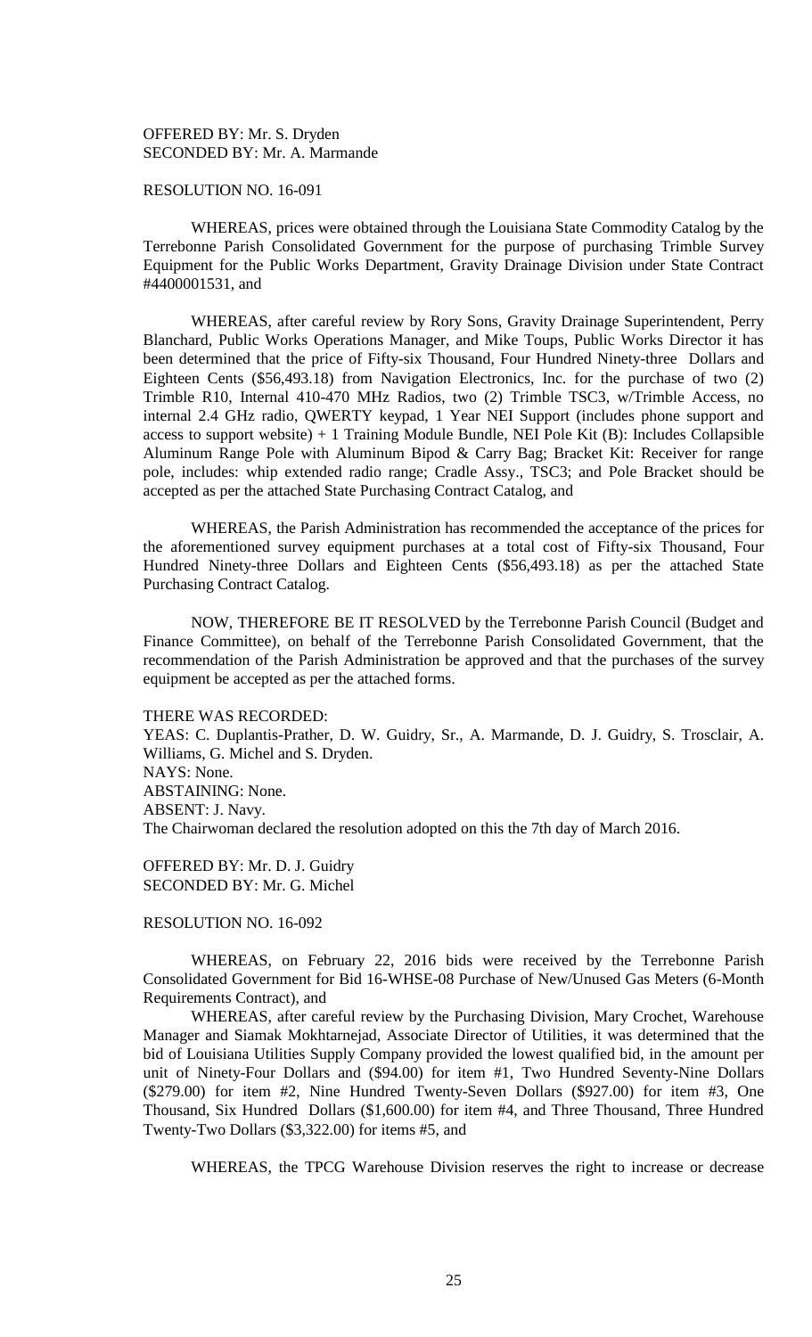OFFERED BY: Mr. S. Dryden
SECONDED BY: Mr. A. Marmande

RESOLUTION NO. 16-091

WHEREAS, prices were obtained through the Louisiana State Commodity Catalog by the Terrebonne Parish Consolidated Government for the purpose of purchasing Trimble Survey Equipment for the Public Works Department, Gravity Drainage Division under State Contract #4400001531, and

WHEREAS, after careful review by Rory Sons, Gravity Drainage Superintendent, Perry Blanchard, Public Works Operations Manager, and Mike Toups, Public Works Director it has been determined that the price of Fifty-six Thousand, Four Hundred Ninety-three Dollars and Eighteen Cents ($56,493.18) from Navigation Electronics, Inc. for the purchase of two (2) Trimble R10, Internal 410-470 MHz Radios, two (2) Trimble TSC3, w/Trimble Access, no internal 2.4 GHz radio, QWERTY keypad, 1 Year NEI Support (includes phone support and access to support website) + 1 Training Module Bundle, NEI Pole Kit (B): Includes Collapsible Aluminum Range Pole with Aluminum Bipod & Carry Bag; Bracket Kit: Receiver for range pole, includes: whip extended radio range; Cradle Assy., TSC3; and Pole Bracket should be accepted as per the attached State Purchasing Contract Catalog, and

WHEREAS, the Parish Administration has recommended the acceptance of the prices for the aforementioned survey equipment purchases at a total cost of Fifty-six Thousand, Four Hundred Ninety-three Dollars and Eighteen Cents ($56,493.18) as per the attached State Purchasing Contract Catalog.

NOW, THEREFORE BE IT RESOLVED by the Terrebonne Parish Council (Budget and Finance Committee), on behalf of the Terrebonne Parish Consolidated Government, that the recommendation of the Parish Administration be approved and that the purchases of the survey equipment be accepted as per the attached forms.

THERE WAS RECORDED:
YEAS: C. Duplantis-Prather, D. W. Guidry, Sr., A. Marmande, D. J. Guidry, S. Trosclair, A. Williams, G. Michel and S. Dryden.
NAYS: None.
ABSTAINING: None.
ABSENT: J. Navy.
The Chairwoman declared the resolution adopted on this the 7th day of March 2016.

OFFERED BY: Mr. D. J. Guidry
SECONDED BY: Mr. G. Michel

RESOLUTION NO. 16-092

WHEREAS, on February 22, 2016 bids were received by the Terrebonne Parish Consolidated Government for Bid 16-WHSE-08 Purchase of New/Unused Gas Meters (6-Month Requirements Contract), and

WHEREAS, after careful review by the Purchasing Division, Mary Crochet, Warehouse Manager and Siamak Mokhtarnejad, Associate Director of Utilities, it was determined that the bid of Louisiana Utilities Supply Company provided the lowest qualified bid, in the amount per unit of Ninety-Four Dollars and ($94.00) for item #1, Two Hundred Seventy-Nine Dollars ($279.00) for item #2, Nine Hundred Twenty-Seven Dollars ($927.00) for item #3, One Thousand, Six Hundred Dollars ($1,600.00) for item #4, and Three Thousand, Three Hundred Twenty-Two Dollars ($3,322.00) for items #5, and

WHEREAS, the TPCG Warehouse Division reserves the right to increase or decrease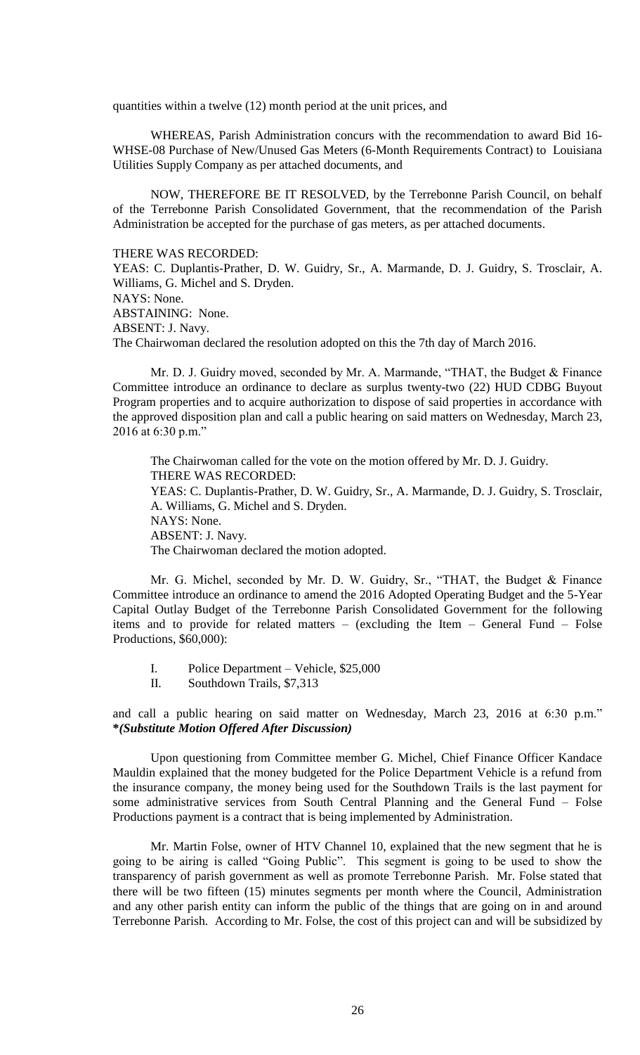quantities within a twelve (12) month period at the unit prices, and

WHEREAS, Parish Administration concurs with the recommendation to award Bid 16-WHSE-08 Purchase of New/Unused Gas Meters (6-Month Requirements Contract) to Louisiana Utilities Supply Company as per attached documents, and

NOW, THEREFORE BE IT RESOLVED, by the Terrebonne Parish Council, on behalf of the Terrebonne Parish Consolidated Government, that the recommendation of the Parish Administration be accepted for the purchase of gas meters, as per attached documents.

THERE WAS RECORDED:
YEAS: C. Duplantis-Prather, D. W. Guidry, Sr., A. Marmande, D. J. Guidry, S. Trosclair, A. Williams, G. Michel and S. Dryden.
NAYS: None.
ABSTAINING: None.
ABSENT: J. Navy.
The Chairwoman declared the resolution adopted on this the 7th day of March 2016.

Mr. D. J. Guidry moved, seconded by Mr. A. Marmande, "THAT, the Budget & Finance Committee introduce an ordinance to declare as surplus twenty-two (22) HUD CDBG Buyout Program properties and to acquire authorization to dispose of said properties in accordance with the approved disposition plan and call a public hearing on said matters on Wednesday, March 23, 2016 at 6:30 p.m."

The Chairwoman called for the vote on the motion offered by Mr. D. J. Guidry.
THERE WAS RECORDED:
YEAS: C. Duplantis-Prather, D. W. Guidry, Sr., A. Marmande, D. J. Guidry, S. Trosclair, A. Williams, G. Michel and S. Dryden.
NAYS: None.
ABSENT: J. Navy.
The Chairwoman declared the motion adopted.

Mr. G. Michel, seconded by Mr. D. W. Guidry, Sr., "THAT, the Budget & Finance Committee introduce an ordinance to amend the 2016 Adopted Operating Budget and the 5-Year Capital Outlay Budget of the Terrebonne Parish Consolidated Government for the following items and to provide for related matters – (excluding the Item – General Fund – Folse Productions, $60,000):

I. Police Department – Vehicle, $25,000
II. Southdown Trails, $7,313

and call a public hearing on said matter on Wednesday, March 23, 2016 at 6:30 p.m." ***(Substitute Motion Offered After Discussion)***

Upon questioning from Committee member G. Michel, Chief Finance Officer Kandace Mauldin explained that the money budgeted for the Police Department Vehicle is a refund from the insurance company, the money being used for the Southdown Trails is the last payment for some administrative services from South Central Planning and the General Fund – Folse Productions payment is a contract that is being implemented by Administration.

Mr. Martin Folse, owner of HTV Channel 10, explained that the new segment that he is going to be airing is called "Going Public". This segment is going to be used to show the transparency of parish government as well as promote Terrebonne Parish. Mr. Folse stated that there will be two fifteen (15) minutes segments per month where the Council, Administration and any other parish entity can inform the public of the things that are going on in and around Terrebonne Parish. According to Mr. Folse, the cost of this project can and will be subsidized by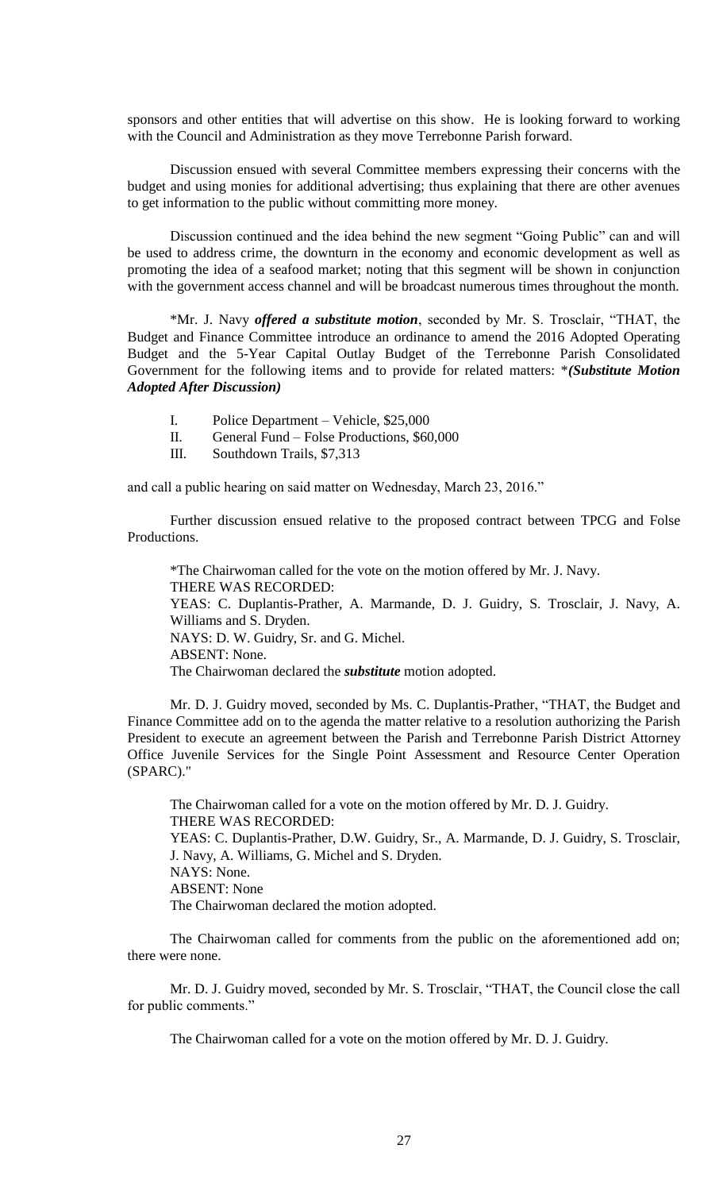sponsors and other entities that will advertise on this show. He is looking forward to working with the Council and Administration as they move Terrebonne Parish forward.

Discussion ensued with several Committee members expressing their concerns with the budget and using monies for additional advertising; thus explaining that there are other avenues to get information to the public without committing more money.

Discussion continued and the idea behind the new segment "Going Public" can and will be used to address crime, the downturn in the economy and economic development as well as promoting the idea of a seafood market; noting that this segment will be shown in conjunction with the government access channel and will be broadcast numerous times throughout the month.

*Mr. J. Navy ***offered a substitute motion***, seconded by Mr. S. Trosclair, "THAT, the Budget and Finance Committee introduce an ordinance to amend the 2016 Adopted Operating Budget and the 5-Year Capital Outlay Budget of the Terrebonne Parish Consolidated Government for the following items and to provide for related matters: **(Substitute Motion Adopted After Discussion)***

I. Police Department – Vehicle, $25,000
II. General Fund – Folse Productions, $60,000
III. Southdown Trails, $7,313

and call a public hearing on said matter on Wednesday, March 23, 2016."

Further discussion ensued relative to the proposed contract between TPCG and Folse Productions.

*The Chairwoman called for the vote on the motion offered by Mr. J. Navy.
THERE WAS RECORDED:
YEAS: C. Duplantis-Prather, A. Marmande, D. J. Guidry, S. Trosclair, J. Navy, A. Williams and S. Dryden.
NAYS: D. W. Guidry, Sr. and G. Michel.
ABSENT: None.
The Chairwoman declared the ***substitute*** motion adopted.

Mr. D. J. Guidry moved, seconded by Ms. C. Duplantis-Prather, "THAT, the Budget and Finance Committee add on to the agenda the matter relative to a resolution authorizing the Parish President to execute an agreement between the Parish and Terrebonne Parish District Attorney Office Juvenile Services for the Single Point Assessment and Resource Center Operation (SPARC)."

The Chairwoman called for a vote on the motion offered by Mr. D. J. Guidry.
THERE WAS RECORDED:
YEAS: C. Duplantis-Prather, D.W. Guidry, Sr., A. Marmande, D. J. Guidry, S. Trosclair, J. Navy, A. Williams, G. Michel and S. Dryden.
NAYS: None.
ABSENT: None
The Chairwoman declared the motion adopted.

The Chairwoman called for comments from the public on the aforementioned add on; there were none.

Mr. D. J. Guidry moved, seconded by Mr. S. Trosclair, "THAT, the Council close the call for public comments."

The Chairwoman called for a vote on the motion offered by Mr. D. J. Guidry.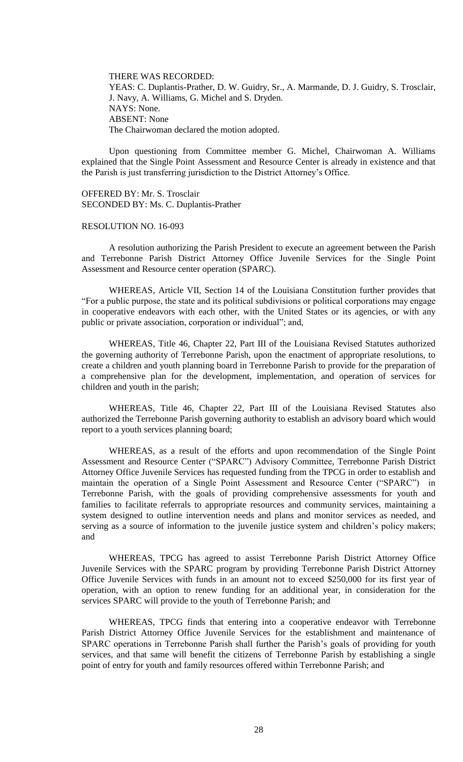THERE WAS RECORDED:
YEAS: C. Duplantis-Prather, D. W. Guidry, Sr., A. Marmande, D. J. Guidry, S. Trosclair, J. Navy, A. Williams, G. Michel and S. Dryden.
NAYS: None.
ABSENT: None
The Chairwoman declared the motion adopted.

Upon questioning from Committee member G. Michel, Chairwoman A. Williams explained that the Single Point Assessment and Resource Center is already in existence and that the Parish is just transferring jurisdiction to the District Attorney's Office.

OFFERED BY: Mr. S. Trosclair
SECONDED BY: Ms. C. Duplantis-Prather

RESOLUTION NO. 16-093

A resolution authorizing the Parish President to execute an agreement between the Parish and Terrebonne Parish District Attorney Office Juvenile Services for the Single Point Assessment and Resource center operation (SPARC).

WHEREAS, Article VII, Section 14 of the Louisiana Constitution further provides that "For a public purpose, the state and its political subdivisions or political corporations may engage in cooperative endeavors with each other, with the United States or its agencies, or with any public or private association, corporation or individual"; and,

WHEREAS, Title 46, Chapter 22, Part III of the Louisiana Revised Statutes authorized the governing authority of Terrebonne Parish, upon the enactment of appropriate resolutions, to create a children and youth planning board in Terrebonne Parish to provide for the preparation of a comprehensive plan for the development, implementation, and operation of services for children and youth in the parish;

WHEREAS, Title 46, Chapter 22, Part III of the Louisiana Revised Statutes also authorized the Terrebonne Parish governing authority to establish an advisory board which would report to a youth services planning board;

WHEREAS, as a result of the efforts and upon recommendation of the Single Point Assessment and Resource Center ("SPARC") Advisory Committee, Terrebonne Parish District Attorney Office Juvenile Services has requested funding from the TPCG in order to establish and maintain the operation of a Single Point Assessment and Resource Center ("SPARC") in Terrebonne Parish, with the goals of providing comprehensive assessments for youth and families to facilitate referrals to appropriate resources and community services, maintaining a system designed to outline intervention needs and plans and monitor services as needed, and serving as a source of information to the juvenile justice system and children's policy makers; and

WHEREAS, TPCG has agreed to assist Terrebonne Parish District Attorney Office Juvenile Services with the SPARC program by providing Terrebonne Parish District Attorney Office Juvenile Services with funds in an amount not to exceed $250,000 for its first year of operation, with an option to renew funding for an additional year, in consideration for the services SPARC will provide to the youth of Terrebonne Parish; and

WHEREAS, TPCG finds that entering into a cooperative endeavor with Terrebonne Parish District Attorney Office Juvenile Services for the establishment and maintenance of SPARC operations in Terrebonne Parish shall further the Parish's goals of providing for youth services, and that same will benefit the citizens of Terrebonne Parish by establishing a single point of entry for youth and family resources offered within Terrebonne Parish; and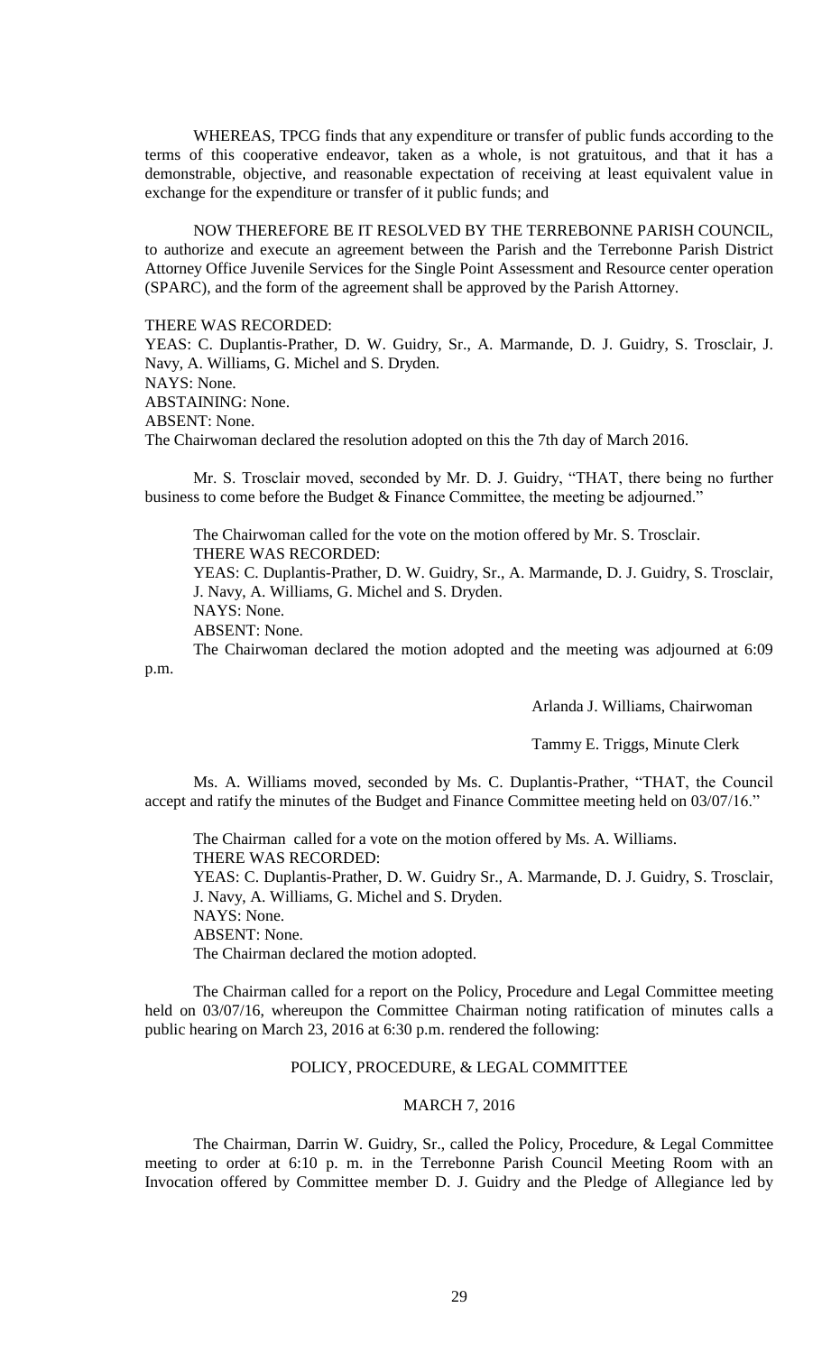WHEREAS, TPCG finds that any expenditure or transfer of public funds according to the terms of this cooperative endeavor, taken as a whole, is not gratuitous, and that it has a demonstrable, objective, and reasonable expectation of receiving at least equivalent value in exchange for the expenditure or transfer of it public funds; and

NOW THEREFORE BE IT RESOLVED BY THE TERREBONNE PARISH COUNCIL, to authorize and execute an agreement between the Parish and the Terrebonne Parish District Attorney Office Juvenile Services for the Single Point Assessment and Resource center operation (SPARC), and the form of the agreement shall be approved by the Parish Attorney.

THERE WAS RECORDED:
YEAS: C. Duplantis-Prather, D. W. Guidry, Sr., A. Marmande, D. J. Guidry, S. Trosclair, J. Navy, A. Williams, G. Michel and S. Dryden.
NAYS: None.
ABSTAINING: None.
ABSENT: None.
The Chairwoman declared the resolution adopted on this the 7th day of March 2016.

Mr. S. Trosclair moved, seconded by Mr. D. J. Guidry, "THAT, there being no further business to come before the Budget & Finance Committee, the meeting be adjourned."

The Chairwoman called for the vote on the motion offered by Mr. S. Trosclair.
THERE WAS RECORDED:
YEAS: C. Duplantis-Prather, D. W. Guidry, Sr., A. Marmande, D. J. Guidry, S. Trosclair, J. Navy, A. Williams, G. Michel and S. Dryden.
NAYS: None.
ABSENT: None.
The Chairwoman declared the motion adopted and the meeting was adjourned at 6:09 p.m.

Arlanda J. Williams, Chairwoman

Tammy E. Triggs, Minute Clerk

Ms. A. Williams moved, seconded by Ms. C. Duplantis-Prather, "THAT, the Council accept and ratify the minutes of the Budget and Finance Committee meeting held on 03/07/16."

The Chairman called for a vote on the motion offered by Ms. A. Williams.
THERE WAS RECORDED:
YEAS: C. Duplantis-Prather, D. W. Guidry Sr., A. Marmande, D. J. Guidry, S. Trosclair, J. Navy, A. Williams, G. Michel and S. Dryden.
NAYS: None.
ABSENT: None.
The Chairman declared the motion adopted.

The Chairman called for a report on the Policy, Procedure and Legal Committee meeting held on 03/07/16, whereupon the Committee Chairman noting ratification of minutes calls a public hearing on March 23, 2016 at 6:30 p.m. rendered the following:

## POLICY, PROCEDURE, & LEGAL COMMITTEE

## MARCH 7, 2016

The Chairman, Darrin W. Guidry, Sr., called the Policy, Procedure, & Legal Committee meeting to order at 6:10 p. m. in the Terrebonne Parish Council Meeting Room with an Invocation offered by Committee member D. J. Guidry and the Pledge of Allegiance led by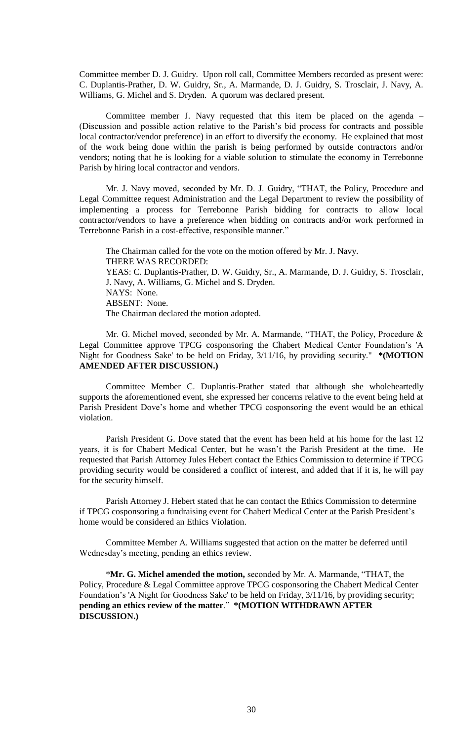Committee member D. J. Guidry. Upon roll call, Committee Members recorded as present were: C. Duplantis-Prather, D. W. Guidry, Sr., A. Marmande, D. J. Guidry, S. Trosclair, J. Navy, A. Williams, G. Michel and S. Dryden. A quorum was declared present.

Committee member J. Navy requested that this item be placed on the agenda – (Discussion and possible action relative to the Parish's bid process for contracts and possible local contractor/vendor preference) in an effort to diversify the economy. He explained that most of the work being done within the parish is being performed by outside contractors and/or vendors; noting that he is looking for a viable solution to stimulate the economy in Terrebonne Parish by hiring local contractor and vendors.

Mr. J. Navy moved, seconded by Mr. D. J. Guidry, "THAT, the Policy, Procedure and Legal Committee request Administration and the Legal Department to review the possibility of implementing a process for Terrebonne Parish bidding for contracts to allow local contractor/vendors to have a preference when bidding on contracts and/or work performed in Terrebonne Parish in a cost-effective, responsible manner."

The Chairman called for the vote on the motion offered by Mr. J. Navy.
THERE WAS RECORDED:
YEAS: C. Duplantis-Prather, D. W. Guidry, Sr., A. Marmande, D. J. Guidry, S. Trosclair, J. Navy, A. Williams, G. Michel and S. Dryden.
NAYS: None.
ABSENT: None.
The Chairman declared the motion adopted.

Mr. G. Michel moved, seconded by Mr. A. Marmande, "THAT, the Policy, Procedure & Legal Committee approve TPCG cosponsoring the Chabert Medical Center Foundation's 'A Night for Goodness Sake' to be held on Friday, 3/11/16, by providing security." **\*(MOTION AMENDED AFTER DISCUSSION.)**

Committee Member C. Duplantis-Prather stated that although she wholeheartedly supports the aforementioned event, she expressed her concerns relative to the event being held at Parish President Dove's home and whether TPCG cosponsoring the event would be an ethical violation.

Parish President G. Dove stated that the event has been held at his home for the last 12 years, it is for Chabert Medical Center, but he wasn't the Parish President at the time. He requested that Parish Attorney Jules Hebert contact the Ethics Commission to determine if TPCG providing security would be considered a conflict of interest, and added that if it is, he will pay for the security himself.

Parish Attorney J. Hebert stated that he can contact the Ethics Commission to determine if TPCG cosponsoring a fundraising event for Chabert Medical Center at the Parish President's home would be considered an Ethics Violation.

Committee Member A. Williams suggested that action on the matter be deferred until Wednesday's meeting, pending an ethics review.

\***Mr. G. Michel amended the motion,** seconded by Mr. A. Marmande, "THAT, the Policy, Procedure & Legal Committee approve TPCG cosponsoring the Chabert Medical Center Foundation's 'A Night for Goodness Sake' to be held on Friday, 3/11/16, by providing security; **pending an ethics review of the matter**." **\*(MOTION WITHDRAWN AFTER DISCUSSION.)**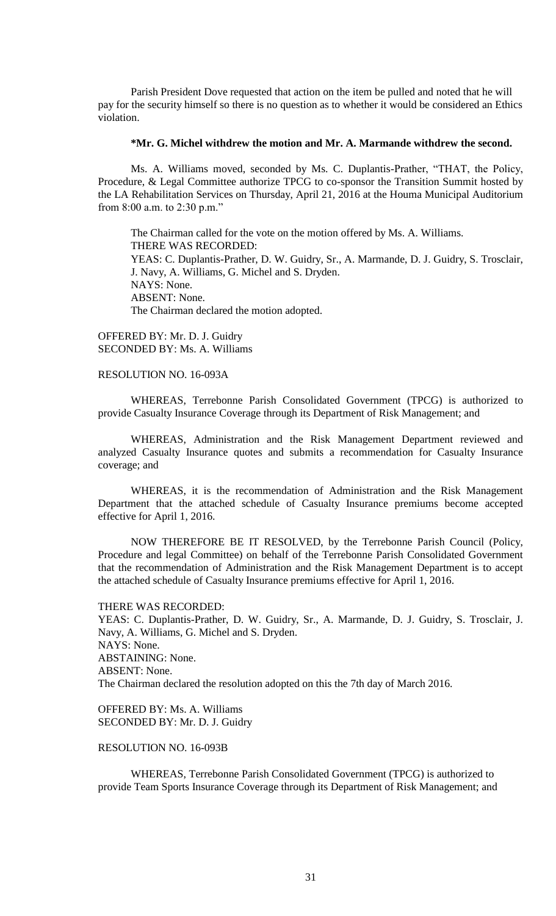Parish President Dove requested that action on the item be pulled and noted that he will pay for the security himself so there is no question as to whether it would be considered an Ethics violation.

**\*Mr. G. Michel withdrew the motion and Mr. A. Marmande withdrew the second.**

Ms. A. Williams moved, seconded by Ms. C. Duplantis-Prather, "THAT, the Policy, Procedure, & Legal Committee authorize TPCG to co-sponsor the Transition Summit hosted by the LA Rehabilitation Services on Thursday, April 21, 2016 at the Houma Municipal Auditorium from 8:00 a.m. to 2:30 p.m."

The Chairman called for the vote on the motion offered by Ms. A. Williams.
THERE WAS RECORDED:
YEAS: C. Duplantis-Prather, D. W. Guidry, Sr., A. Marmande, D. J. Guidry, S. Trosclair, J. Navy, A. Williams, G. Michel and S. Dryden.
NAYS: None.
ABSENT: None.
The Chairman declared the motion adopted.

OFFERED BY: Mr. D. J. Guidry
SECONDED BY: Ms. A. Williams

RESOLUTION NO. 16-093A

WHEREAS, Terrebonne Parish Consolidated Government (TPCG) is authorized to provide Casualty Insurance Coverage through its Department of Risk Management; and

WHEREAS, Administration and the Risk Management Department reviewed and analyzed Casualty Insurance quotes and submits a recommendation for Casualty Insurance coverage; and

WHEREAS, it is the recommendation of Administration and the Risk Management Department that the attached schedule of Casualty Insurance premiums become accepted effective for April 1, 2016.

NOW THEREFORE BE IT RESOLVED, by the Terrebonne Parish Council (Policy, Procedure and legal Committee) on behalf of the Terrebonne Parish Consolidated Government that the recommendation of Administration and the Risk Management Department is to accept the attached schedule of Casualty Insurance premiums effective for April 1, 2016.

THERE WAS RECORDED:
YEAS: C. Duplantis-Prather, D. W. Guidry, Sr., A. Marmande, D. J. Guidry, S. Trosclair, J. Navy, A. Williams, G. Michel and S. Dryden.
NAYS: None.
ABSTAINING: None.
ABSENT: None.
The Chairman declared the resolution adopted on this the 7th day of March 2016.

OFFERED BY: Ms. A. Williams
SECONDED BY: Mr. D. J. Guidry

RESOLUTION NO. 16-093B

WHEREAS, Terrebonne Parish Consolidated Government (TPCG) is authorized to provide Team Sports Insurance Coverage through its Department of Risk Management; and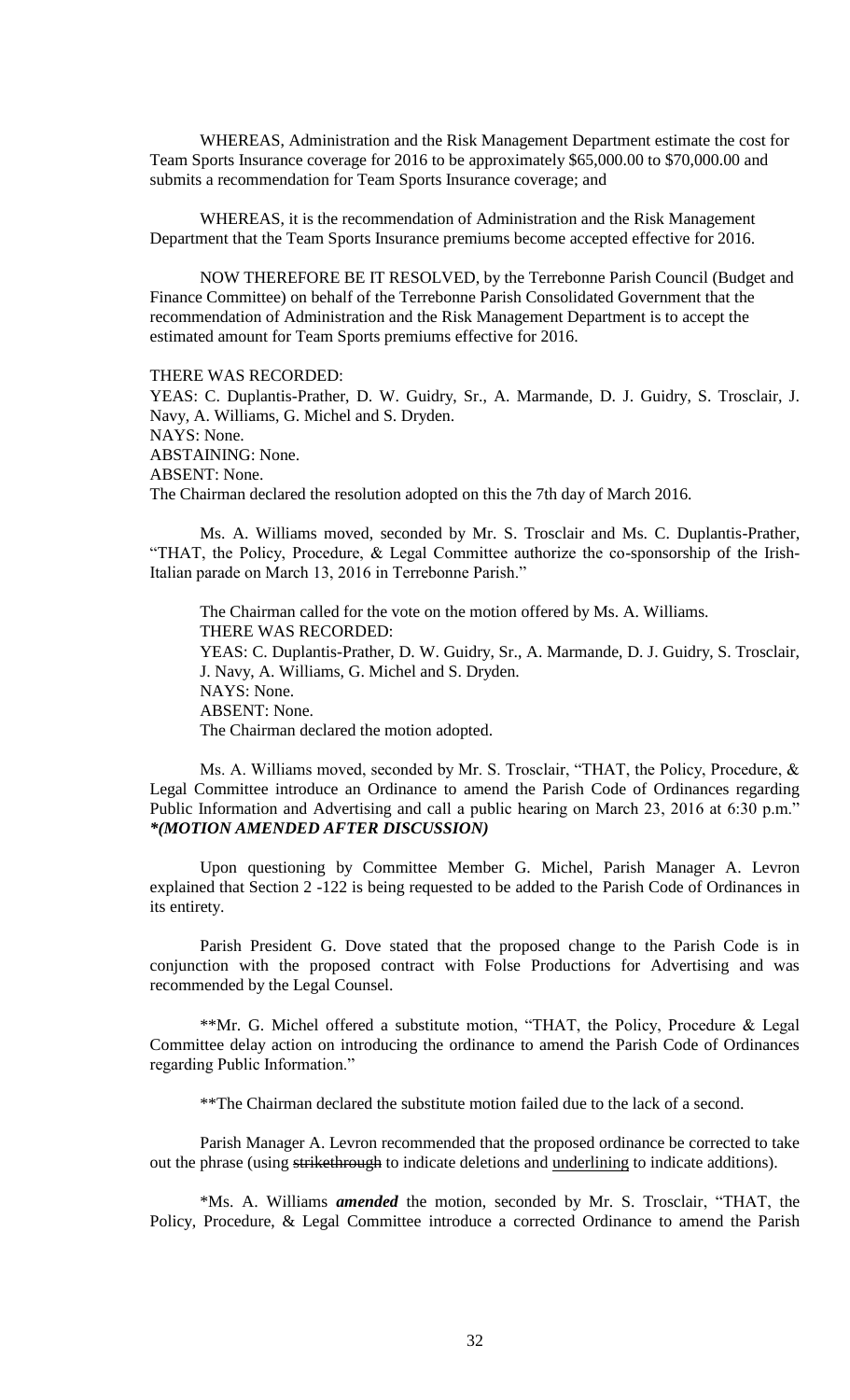WHEREAS, Administration and the Risk Management Department estimate the cost for Team Sports Insurance coverage for 2016 to be approximately $65,000.00 to $70,000.00 and submits a recommendation for Team Sports Insurance coverage; and

WHEREAS, it is the recommendation of Administration and the Risk Management Department that the Team Sports Insurance premiums become accepted effective for 2016.

NOW THEREFORE BE IT RESOLVED, by the Terrebonne Parish Council (Budget and Finance Committee) on behalf of the Terrebonne Parish Consolidated Government that the recommendation of Administration and the Risk Management Department is to accept the estimated amount for Team Sports premiums effective for 2016.

THERE WAS RECORDED:
YEAS: C. Duplantis-Prather, D. W. Guidry, Sr., A. Marmande, D. J. Guidry, S. Trosclair, J. Navy, A. Williams, G. Michel and S. Dryden.
NAYS: None.
ABSTAINING: None.
ABSENT: None.
The Chairman declared the resolution adopted on this the 7th day of March 2016.

Ms. A. Williams moved, seconded by Mr. S. Trosclair and Ms. C. Duplantis-Prather, "THAT, the Policy, Procedure, & Legal Committee authorize the co-sponsorship of the Irish-Italian parade on March 13, 2016 in Terrebonne Parish."

The Chairman called for the vote on the motion offered by Ms. A. Williams.
THERE WAS RECORDED:
YEAS: C. Duplantis-Prather, D. W. Guidry, Sr., A. Marmande, D. J. Guidry, S. Trosclair, J. Navy, A. Williams, G. Michel and S. Dryden.
NAYS: None.
ABSENT: None.
The Chairman declared the motion adopted.

Ms. A. Williams moved, seconded by Mr. S. Trosclair, "THAT, the Policy, Procedure, & Legal Committee introduce an Ordinance to amend the Parish Code of Ordinances regarding Public Information and Advertising and call a public hearing on March 23, 2016 at 6:30 p.m." ***(MOTION AMENDED AFTER DISCUSSION)***

Upon questioning by Committee Member G. Michel, Parish Manager A. Levron explained that Section 2 -122 is being requested to be added to the Parish Code of Ordinances in its entirety.

Parish President G. Dove stated that the proposed change to the Parish Code is in conjunction with the proposed contract with Folse Productions for Advertising and was recommended by the Legal Counsel.

**Mr. G. Michel offered a substitute motion, "THAT, the Policy, Procedure & Legal Committee delay action on introducing the ordinance to amend the Parish Code of Ordinances regarding Public Information."

**The Chairman declared the substitute motion failed due to the lack of a second.

Parish Manager A. Levron recommended that the proposed ordinance be corrected to take out the phrase (using ~~strikethrough~~ to indicate deletions and <u>underlining</u> to indicate additions).

*Ms. A. Williams ***amended*** the motion, seconded by Mr. S. Trosclair, "THAT, the Policy, Procedure, & Legal Committee introduce a corrected Ordinance to amend the Parish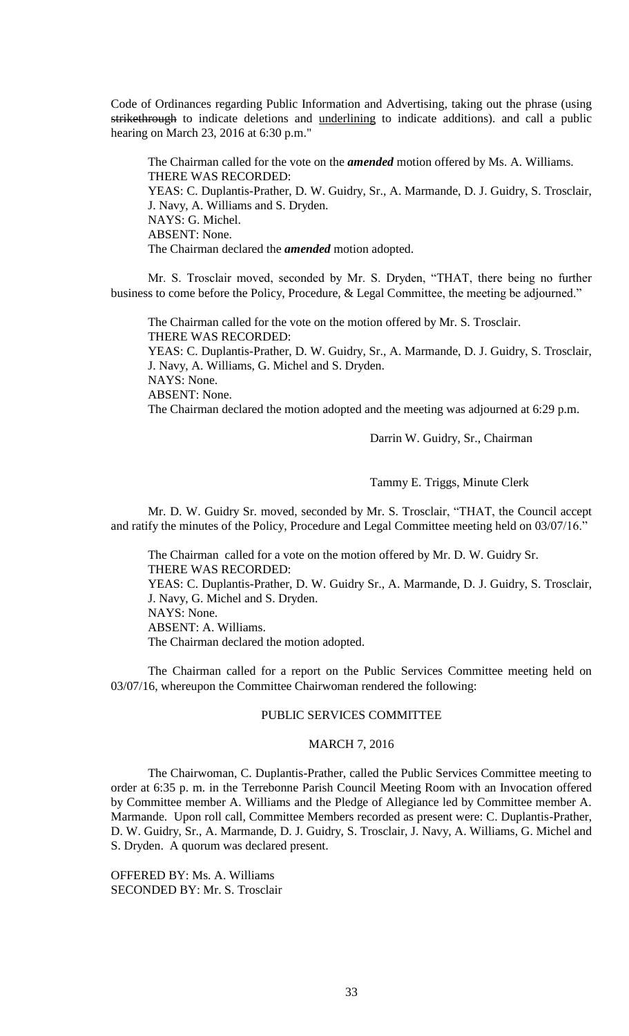Code of Ordinances regarding Public Information and Advertising, taking out the phrase (using ~~strikethrough~~ to indicate deletions and <u>underlining</u> to indicate additions). and call a public hearing on March 23, 2016 at 6:30 p.m."

The Chairman called for the vote on the ***amended*** motion offered by Ms. A. Williams.
THERE WAS RECORDED:
YEAS: C. Duplantis-Prather, D. W. Guidry, Sr., A. Marmande, D. J. Guidry, S. Trosclair, J. Navy, A. Williams and S. Dryden.
NAYS: G. Michel.
ABSENT: None.
The Chairman declared the ***amended*** motion adopted.

Mr. S. Trosclair moved, seconded by Mr. S. Dryden, "THAT, there being no further business to come before the Policy, Procedure, & Legal Committee, the meeting be adjourned."

The Chairman called for the vote on the motion offered by Mr. S. Trosclair.
THERE WAS RECORDED:
YEAS: C. Duplantis-Prather, D. W. Guidry, Sr., A. Marmande, D. J. Guidry, S. Trosclair, J. Navy, A. Williams, G. Michel and S. Dryden.
NAYS: None.
ABSENT: None.
The Chairman declared the motion adopted and the meeting was adjourned at 6:29 p.m.

Darrin W. Guidry, Sr., Chairman

Tammy E. Triggs, Minute Clerk

Mr. D. W. Guidry Sr. moved, seconded by Mr. S. Trosclair, "THAT, the Council accept and ratify the minutes of the Policy, Procedure and Legal Committee meeting held on 03/07/16."

The Chairman called for a vote on the motion offered by Mr. D. W. Guidry Sr.
THERE WAS RECORDED:
YEAS: C. Duplantis-Prather, D. W. Guidry Sr., A. Marmande, D. J. Guidry, S. Trosclair, J. Navy, G. Michel and S. Dryden.
NAYS: None.
ABSENT: A. Williams.
The Chairman declared the motion adopted.

The Chairman called for a report on the Public Services Committee meeting held on 03/07/16, whereupon the Committee Chairwoman rendered the following:

## PUBLIC SERVICES COMMITTEE

### MARCH 7, 2016

The Chairwoman, C. Duplantis-Prather, called the Public Services Committee meeting to order at 6:35 p. m. in the Terrebonne Parish Council Meeting Room with an Invocation offered by Committee member A. Williams and the Pledge of Allegiance led by Committee member A. Marmande. Upon roll call, Committee Members recorded as present were: C. Duplantis-Prather, D. W. Guidry, Sr., A. Marmande, D. J. Guidry, S. Trosclair, J. Navy, A. Williams, G. Michel and S. Dryden. A quorum was declared present.

OFFERED BY: Ms. A. Williams
SECONDED BY: Mr. S. Trosclair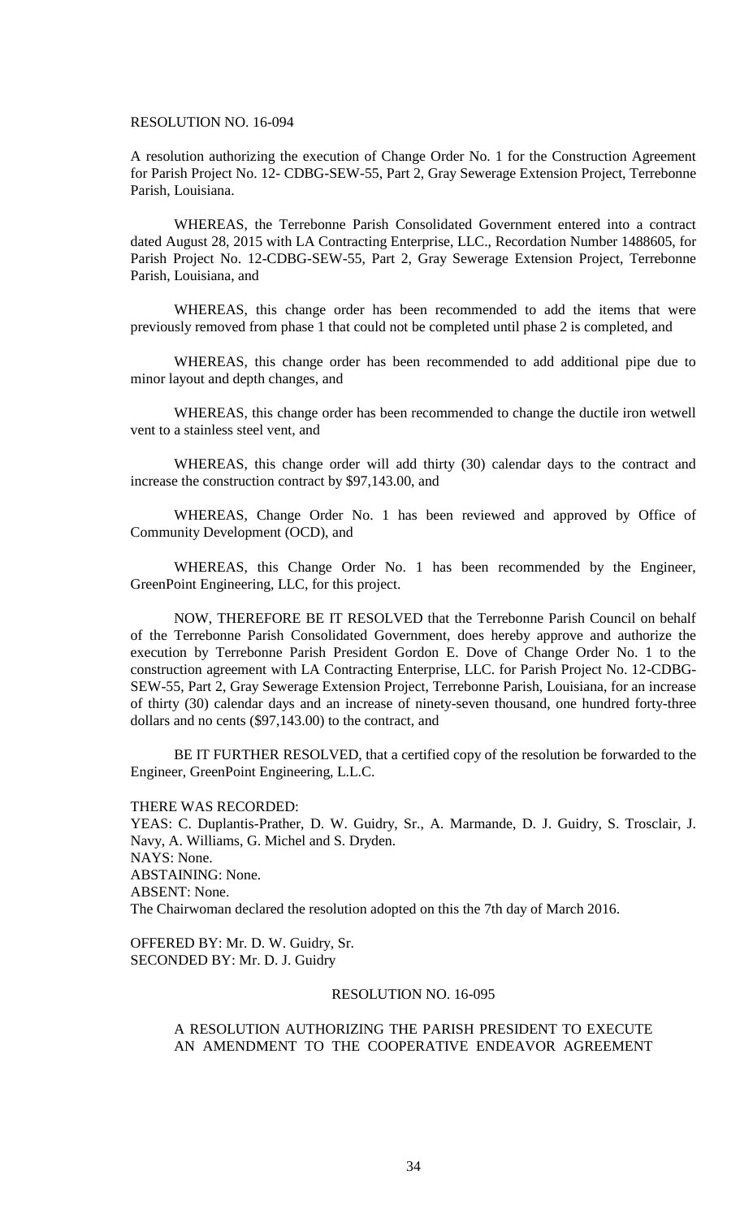RESOLUTION NO. 16-094

A resolution authorizing the execution of Change Order No. 1 for the Construction Agreement for Parish Project No. 12- CDBG-SEW-55, Part 2, Gray Sewerage Extension Project, Terrebonne Parish, Louisiana.

WHEREAS, the Terrebonne Parish Consolidated Government entered into a contract dated August 28, 2015 with LA Contracting Enterprise, LLC., Recordation Number 1488605, for Parish Project No. 12-CDBG-SEW-55, Part 2, Gray Sewerage Extension Project, Terrebonne Parish, Louisiana, and

WHEREAS, this change order has been recommended to add the items that were previously removed from phase 1 that could not be completed until phase 2 is completed, and

WHEREAS, this change order has been recommended to add additional pipe due to minor layout and depth changes, and

WHEREAS, this change order has been recommended to change the ductile iron wetwell vent to a stainless steel vent, and

WHEREAS, this change order will add thirty (30) calendar days to the contract and increase the construction contract by $97,143.00, and

WHEREAS, Change Order No. 1 has been reviewed and approved by Office of Community Development (OCD), and

WHEREAS, this Change Order No. 1 has been recommended by the Engineer, GreenPoint Engineering, LLC, for this project.

NOW, THEREFORE BE IT RESOLVED that the Terrebonne Parish Council on behalf of the Terrebonne Parish Consolidated Government, does hereby approve and authorize the execution by Terrebonne Parish President Gordon E. Dove of Change Order No. 1 to the construction agreement with LA Contracting Enterprise, LLC. for Parish Project No. 12-CDBG-SEW-55, Part 2, Gray Sewerage Extension Project, Terrebonne Parish, Louisiana, for an increase of thirty (30) calendar days and an increase of ninety-seven thousand, one hundred forty-three dollars and no cents ($97,143.00) to the contract, and

BE IT FURTHER RESOLVED, that a certified copy of the resolution be forwarded to the Engineer, GreenPoint Engineering, L.L.C.

THERE WAS RECORDED:
YEAS: C. Duplantis-Prather, D. W. Guidry, Sr., A. Marmande, D. J. Guidry, S. Trosclair, J. Navy, A. Williams, G. Michel and S. Dryden.
NAYS: None.
ABSTAINING: None.
ABSENT: None.
The Chairwoman declared the resolution adopted on this the 7th day of March 2016.

OFFERED BY: Mr. D. W. Guidry, Sr.
SECONDED BY: Mr. D. J. Guidry

RESOLUTION NO. 16-095

A RESOLUTION AUTHORIZING THE PARISH PRESIDENT TO EXECUTE AN AMENDMENT TO THE COOPERATIVE ENDEAVOR AGREEMENT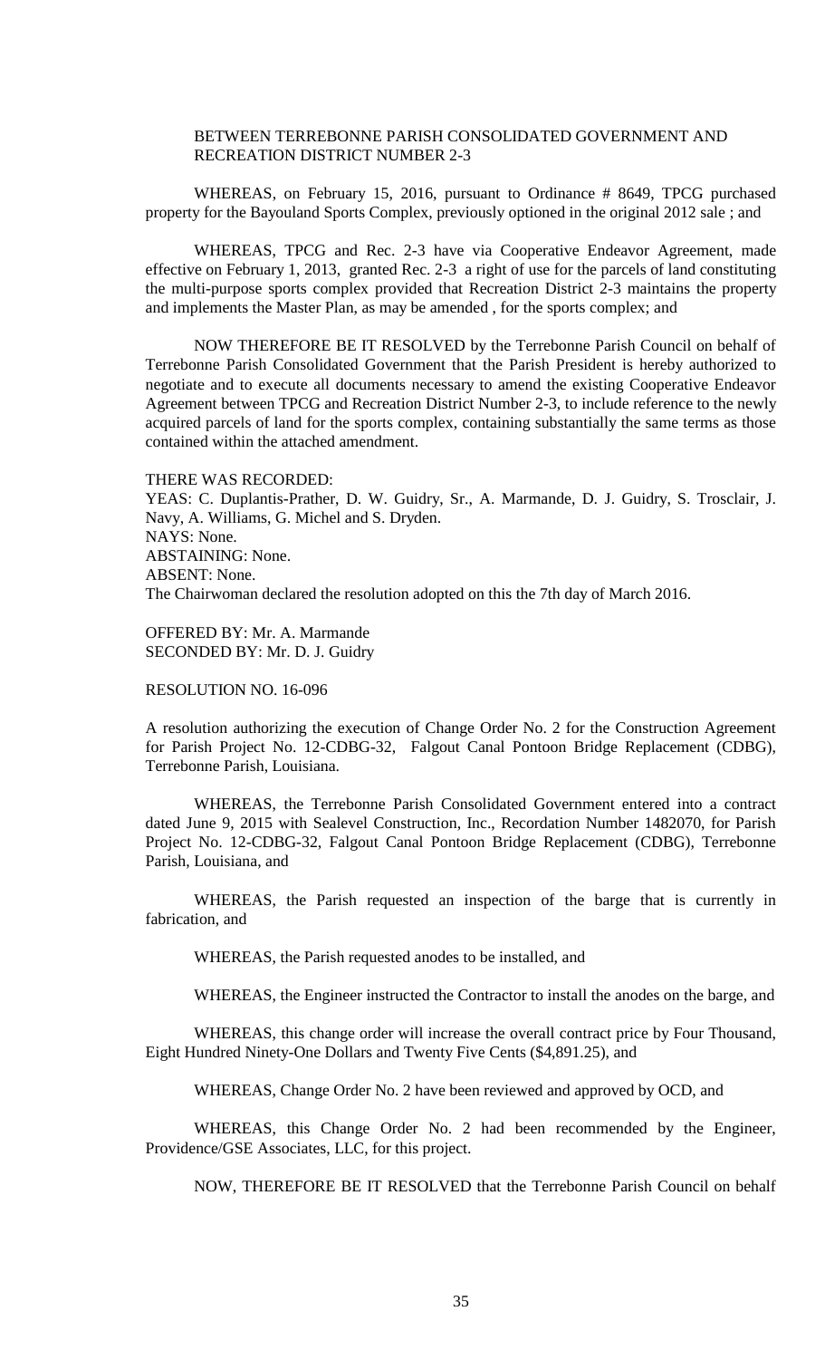BETWEEN TERREBONNE PARISH CONSOLIDATED GOVERNMENT AND RECREATION DISTRICT NUMBER 2-3

WHEREAS, on February 15, 2016, pursuant to Ordinance # 8649, TPCG purchased property for the Bayouland Sports Complex, previously optioned in the original 2012 sale ; and

WHEREAS, TPCG and Rec. 2-3 have via Cooperative Endeavor Agreement, made effective on February 1, 2013, granted Rec. 2-3 a right of use for the parcels of land constituting the multi-purpose sports complex provided that Recreation District 2-3 maintains the property and implements the Master Plan, as may be amended , for the sports complex; and

NOW THEREFORE BE IT RESOLVED by the Terrebonne Parish Council on behalf of Terrebonne Parish Consolidated Government that the Parish President is hereby authorized to negotiate and to execute all documents necessary to amend the existing Cooperative Endeavor Agreement between TPCG and Recreation District Number 2-3, to include reference to the newly acquired parcels of land for the sports complex, containing substantially the same terms as those contained within the attached amendment.

THERE WAS RECORDED:
YEAS: C. Duplantis-Prather, D. W. Guidry, Sr., A. Marmande, D. J. Guidry, S. Trosclair, J. Navy, A. Williams, G. Michel and S. Dryden.
NAYS: None.
ABSTAINING: None.
ABSENT: None.
The Chairwoman declared the resolution adopted on this the 7th day of March 2016.

OFFERED BY: Mr. A. Marmande
SECONDED BY: Mr. D. J. Guidry

RESOLUTION NO. 16-096

A resolution authorizing the execution of Change Order No. 2 for the Construction Agreement for Parish Project No. 12-CDBG-32, Falgout Canal Pontoon Bridge Replacement (CDBG), Terrebonne Parish, Louisiana.

WHEREAS, the Terrebonne Parish Consolidated Government entered into a contract dated June 9, 2015 with Sealevel Construction, Inc., Recordation Number 1482070, for Parish Project No. 12-CDBG-32, Falgout Canal Pontoon Bridge Replacement (CDBG), Terrebonne Parish, Louisiana, and

WHEREAS, the Parish requested an inspection of the barge that is currently in fabrication, and

WHEREAS, the Parish requested anodes to be installed, and

WHEREAS, the Engineer instructed the Contractor to install the anodes on the barge, and

WHEREAS, this change order will increase the overall contract price by Four Thousand, Eight Hundred Ninety-One Dollars and Twenty Five Cents ($4,891.25), and

WHEREAS, Change Order No. 2 have been reviewed and approved by OCD, and

WHEREAS, this Change Order No. 2 had been recommended by the Engineer, Providence/GSE Associates, LLC, for this project.

NOW, THEREFORE BE IT RESOLVED that the Terrebonne Parish Council on behalf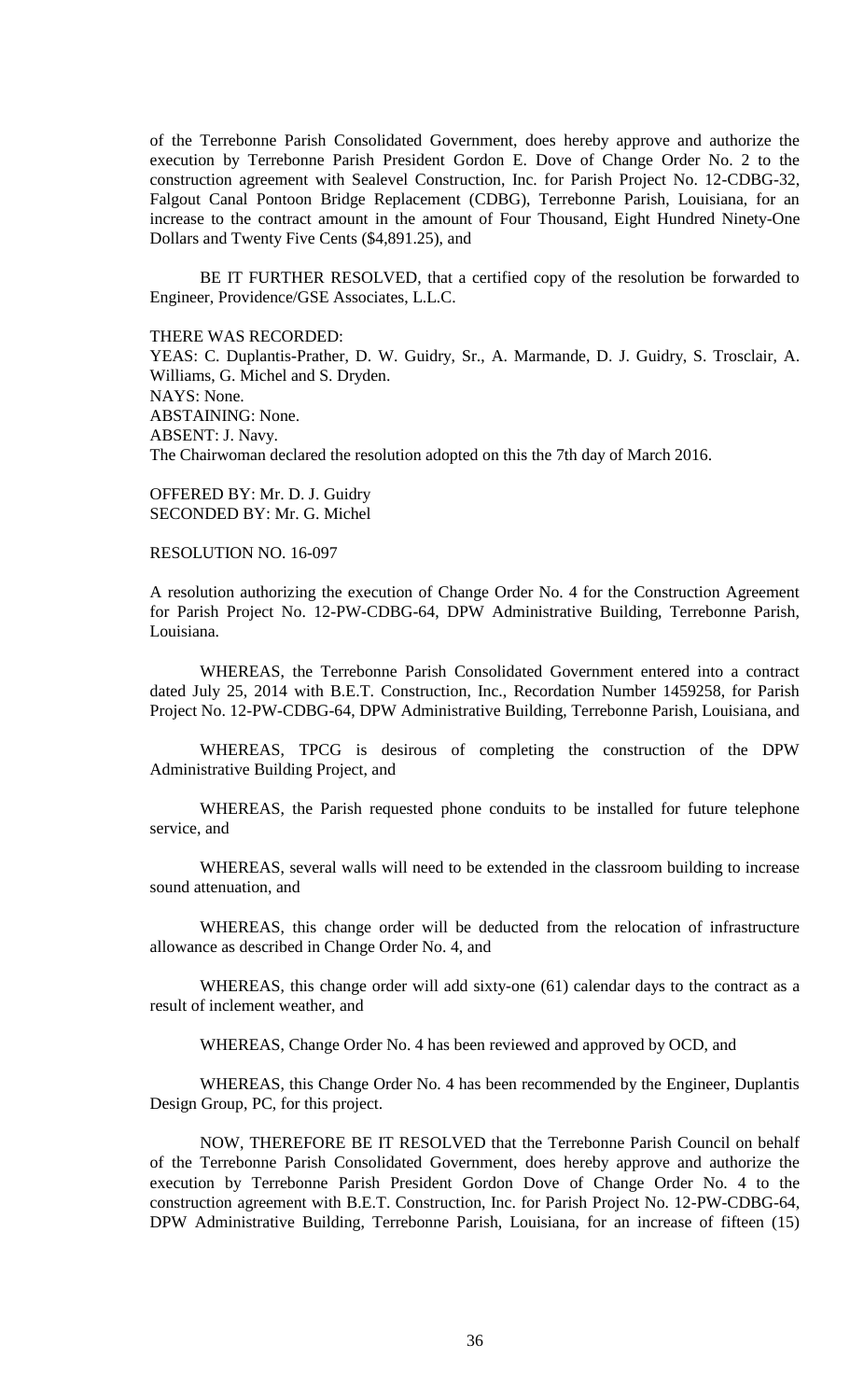of the Terrebonne Parish Consolidated Government, does hereby approve and authorize the execution by Terrebonne Parish President Gordon E. Dove of Change Order No. 2 to the construction agreement with Sealevel Construction, Inc. for Parish Project No. 12-CDBG-32, Falgout Canal Pontoon Bridge Replacement (CDBG), Terrebonne Parish, Louisiana, for an increase to the contract amount in the amount of Four Thousand, Eight Hundred Ninety-One Dollars and Twenty Five Cents ($4,891.25), and

BE IT FURTHER RESOLVED, that a certified copy of the resolution be forwarded to Engineer, Providence/GSE Associates, L.L.C.

THERE WAS RECORDED:
YEAS: C. Duplantis-Prather, D. W. Guidry, Sr., A. Marmande, D. J. Guidry, S. Trosclair, A. Williams, G. Michel and S. Dryden.
NAYS: None.
ABSTAINING: None.
ABSENT: J. Navy.
The Chairwoman declared the resolution adopted on this the 7th day of March 2016.

OFFERED BY: Mr. D. J. Guidry
SECONDED BY: Mr. G. Michel

RESOLUTION NO. 16-097

A resolution authorizing the execution of Change Order No. 4 for the Construction Agreement for Parish Project No. 12-PW-CDBG-64, DPW Administrative Building, Terrebonne Parish, Louisiana.

WHEREAS, the Terrebonne Parish Consolidated Government entered into a contract dated July 25, 2014 with B.E.T. Construction, Inc., Recordation Number 1459258, for Parish Project No. 12-PW-CDBG-64, DPW Administrative Building, Terrebonne Parish, Louisiana, and

WHEREAS, TPCG is desirous of completing the construction of the DPW Administrative Building Project, and

WHEREAS, the Parish requested phone conduits to be installed for future telephone service, and

WHEREAS, several walls will need to be extended in the classroom building to increase sound attenuation, and

WHEREAS, this change order will be deducted from the relocation of infrastructure allowance as described in Change Order No. 4, and

WHEREAS, this change order will add sixty-one (61) calendar days to the contract as a result of inclement weather, and

WHEREAS, Change Order No. 4 has been reviewed and approved by OCD, and

WHEREAS, this Change Order No. 4 has been recommended by the Engineer, Duplantis Design Group, PC, for this project.

NOW, THEREFORE BE IT RESOLVED that the Terrebonne Parish Council on behalf of the Terrebonne Parish Consolidated Government, does hereby approve and authorize the execution by Terrebonne Parish President Gordon Dove of Change Order No. 4 to the construction agreement with B.E.T. Construction, Inc. for Parish Project No. 12-PW-CDBG-64, DPW Administrative Building, Terrebonne Parish, Louisiana, for an increase of fifteen (15)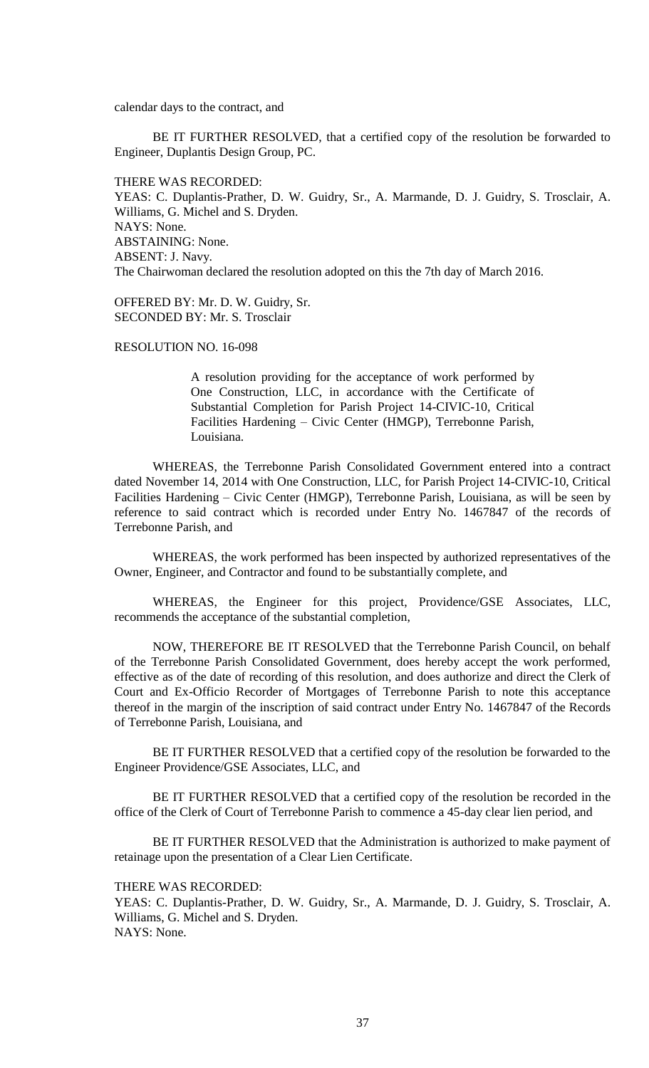calendar days to the contract, and

BE IT FURTHER RESOLVED, that a certified copy of the resolution be forwarded to Engineer, Duplantis Design Group, PC.

THERE WAS RECORDED:
YEAS: C. Duplantis-Prather, D. W. Guidry, Sr., A. Marmande, D. J. Guidry, S. Trosclair, A. Williams, G. Michel and S. Dryden.
NAYS: None.
ABSTAINING: None.
ABSENT: J. Navy.
The Chairwoman declared the resolution adopted on this the 7th day of March 2016.

OFFERED BY: Mr. D. W. Guidry, Sr.
SECONDED BY: Mr. S. Trosclair

RESOLUTION NO. 16-098

> A resolution providing for the acceptance of work performed by One Construction, LLC, in accordance with the Certificate of Substantial Completion for Parish Project 14-CIVIC-10, Critical Facilities Hardening – Civic Center (HMGP), Terrebonne Parish, Louisiana.

WHEREAS, the Terrebonne Parish Consolidated Government entered into a contract dated November 14, 2014 with One Construction, LLC, for Parish Project 14-CIVIC-10, Critical Facilities Hardening – Civic Center (HMGP), Terrebonne Parish, Louisiana, as will be seen by reference to said contract which is recorded under Entry No. 1467847 of the records of Terrebonne Parish, and

WHEREAS, the work performed has been inspected by authorized representatives of the Owner, Engineer, and Contractor and found to be substantially complete, and

WHEREAS, the Engineer for this project, Providence/GSE Associates, LLC, recommends the acceptance of the substantial completion,

NOW, THEREFORE BE IT RESOLVED that the Terrebonne Parish Council, on behalf of the Terrebonne Parish Consolidated Government, does hereby accept the work performed, effective as of the date of recording of this resolution, and does authorize and direct the Clerk of Court and Ex-Officio Recorder of Mortgages of Terrebonne Parish to note this acceptance thereof in the margin of the inscription of said contract under Entry No. 1467847 of the Records of Terrebonne Parish, Louisiana, and

BE IT FURTHER RESOLVED that a certified copy of the resolution be forwarded to the Engineer Providence/GSE Associates, LLC, and

BE IT FURTHER RESOLVED that a certified copy of the resolution be recorded in the office of the Clerk of Court of Terrebonne Parish to commence a 45-day clear lien period, and

BE IT FURTHER RESOLVED that the Administration is authorized to make payment of retainage upon the presentation of a Clear Lien Certificate.

THERE WAS RECORDED:
YEAS: C. Duplantis-Prather, D. W. Guidry, Sr., A. Marmande, D. J. Guidry, S. Trosclair, A. Williams, G. Michel and S. Dryden.
NAYS: None.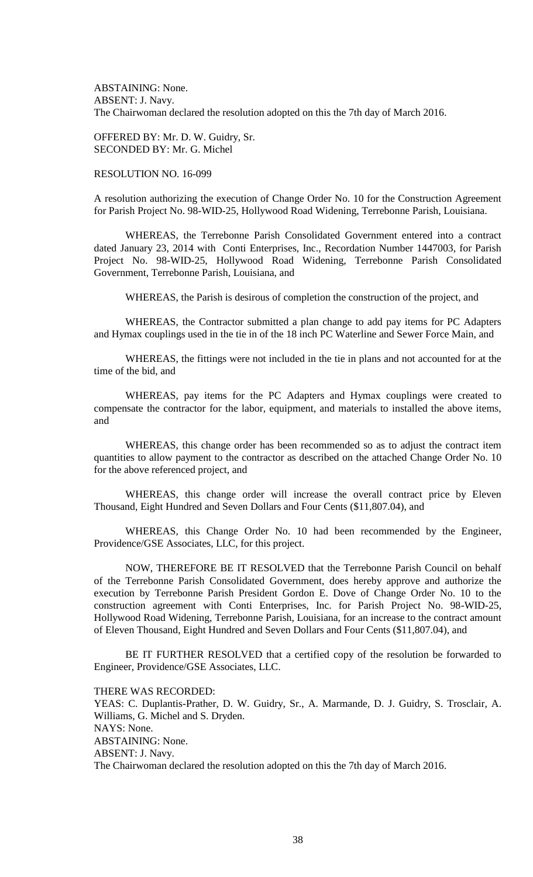ABSTAINING: None.
ABSENT: J. Navy.
The Chairwoman declared the resolution adopted on this the 7th day of March 2016.

OFFERED BY: Mr. D. W. Guidry, Sr.
SECONDED BY: Mr. G. Michel

RESOLUTION NO. 16-099

A resolution authorizing the execution of Change Order No. 10 for the Construction Agreement for Parish Project No. 98-WID-25, Hollywood Road Widening, Terrebonne Parish, Louisiana.

WHEREAS, the Terrebonne Parish Consolidated Government entered into a contract dated January 23, 2014 with Conti Enterprises, Inc., Recordation Number 1447003, for Parish Project No. 98-WID-25, Hollywood Road Widening, Terrebonne Parish Consolidated Government, Terrebonne Parish, Louisiana, and

WHEREAS, the Parish is desirous of completion the construction of the project, and

WHEREAS, the Contractor submitted a plan change to add pay items for PC Adapters and Hymax couplings used in the tie in of the 18 inch PC Waterline and Sewer Force Main, and

WHEREAS, the fittings were not included in the tie in plans and not accounted for at the time of the bid, and

WHEREAS, pay items for the PC Adapters and Hymax couplings were created to compensate the contractor for the labor, equipment, and materials to installed the above items, and

WHEREAS, this change order has been recommended so as to adjust the contract item quantities to allow payment to the contractor as described on the attached Change Order No. 10 for the above referenced project, and

WHEREAS, this change order will increase the overall contract price by Eleven Thousand, Eight Hundred and Seven Dollars and Four Cents ($11,807.04), and

WHEREAS, this Change Order No. 10 had been recommended by the Engineer, Providence/GSE Associates, LLC, for this project.

NOW, THEREFORE BE IT RESOLVED that the Terrebonne Parish Council on behalf of the Terrebonne Parish Consolidated Government, does hereby approve and authorize the execution by Terrebonne Parish President Gordon E. Dove of Change Order No. 10 to the construction agreement with Conti Enterprises, Inc. for Parish Project No. 98-WID-25, Hollywood Road Widening, Terrebonne Parish, Louisiana, for an increase to the contract amount of Eleven Thousand, Eight Hundred and Seven Dollars and Four Cents ($11,807.04), and

BE IT FURTHER RESOLVED that a certified copy of the resolution be forwarded to Engineer, Providence/GSE Associates, LLC.

THERE WAS RECORDED:
YEAS: C. Duplantis-Prather, D. W. Guidry, Sr., A. Marmande, D. J. Guidry, S. Trosclair, A. Williams, G. Michel and S. Dryden.
NAYS: None.
ABSTAINING: None.
ABSENT: J. Navy.
The Chairwoman declared the resolution adopted on this the 7th day of March 2016.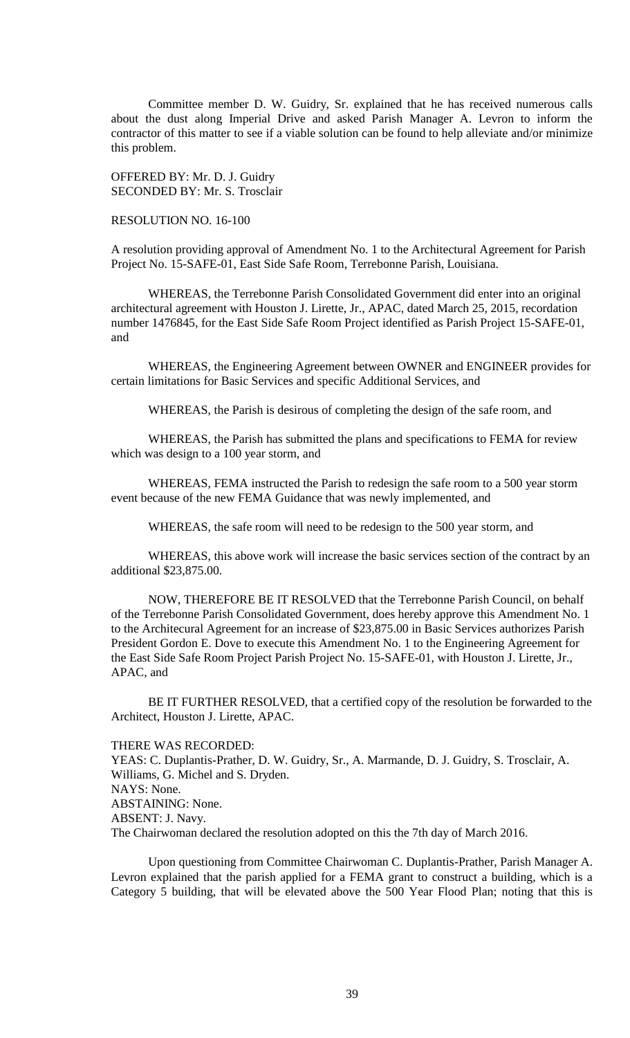Committee member D. W. Guidry, Sr. explained that he has received numerous calls about the dust along Imperial Drive and asked Parish Manager A. Levron to inform the contractor of this matter to see if a viable solution can be found to help alleviate and/or minimize this problem.

OFFERED BY: Mr. D. J. Guidry
SECONDED BY: Mr. S. Trosclair

RESOLUTION NO. 16-100

A resolution providing approval of Amendment No. 1 to the Architectural Agreement for Parish Project No. 15-SAFE-01, East Side Safe Room, Terrebonne Parish, Louisiana.

WHEREAS, the Terrebonne Parish Consolidated Government did enter into an original architectural agreement with Houston J. Lirette, Jr., APAC, dated March 25, 2015, recordation number 1476845, for the East Side Safe Room Project identified as Parish Project 15-SAFE-01, and

WHEREAS, the Engineering Agreement between OWNER and ENGINEER provides for certain limitations for Basic Services and specific Additional Services, and

WHEREAS, the Parish is desirous of completing the design of the safe room, and

WHEREAS, the Parish has submitted the plans and specifications to FEMA for review which was design to a 100 year storm, and

WHEREAS, FEMA instructed the Parish to redesign the safe room to a 500 year storm event because of the new FEMA Guidance that was newly implemented, and

WHEREAS, the safe room will need to be redesign to the 500 year storm, and

WHEREAS, this above work will increase the basic services section of the contract by an additional $23,875.00.

NOW, THEREFORE BE IT RESOLVED that the Terrebonne Parish Council, on behalf of the Terrebonne Parish Consolidated Government, does hereby approve this Amendment No. 1 to the Architecural Agreement for an increase of $23,875.00 in Basic Services authorizes Parish President Gordon E. Dove to execute this Amendment No. 1 to the Engineering Agreement for the East Side Safe Room Project Parish Project No. 15-SAFE-01, with Houston J. Lirette, Jr., APAC, and

BE IT FURTHER RESOLVED, that a certified copy of the resolution be forwarded to the Architect, Houston J. Lirette, APAC.

THERE WAS RECORDED:
YEAS: C. Duplantis-Prather, D. W. Guidry, Sr., A. Marmande, D. J. Guidry, S. Trosclair, A. Williams, G. Michel and S. Dryden.
NAYS: None.
ABSTAINING: None.
ABSENT: J. Navy.
The Chairwoman declared the resolution adopted on this the 7th day of March 2016.

Upon questioning from Committee Chairwoman C. Duplantis-Prather, Parish Manager A. Levron explained that the parish applied for a FEMA grant to construct a building, which is a Category 5 building, that will be elevated above the 500 Year Flood Plan; noting that this is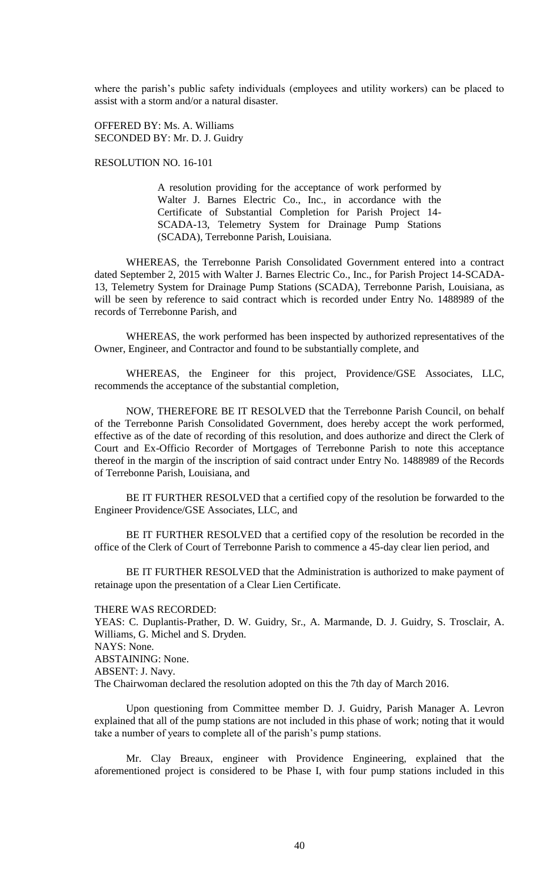where the parish's public safety individuals (employees and utility workers) can be placed to assist with a storm and/or a natural disaster.

OFFERED BY: Ms. A. Williams
SECONDED BY: Mr. D. J. Guidry

RESOLUTION NO. 16-101

> A resolution providing for the acceptance of work performed by Walter J. Barnes Electric Co., Inc., in accordance with the Certificate of Substantial Completion for Parish Project 14-SCADA-13, Telemetry System for Drainage Pump Stations (SCADA), Terrebonne Parish, Louisiana.

WHEREAS, the Terrebonne Parish Consolidated Government entered into a contract dated September 2, 2015 with Walter J. Barnes Electric Co., Inc., for Parish Project 14-SCADA-13, Telemetry System for Drainage Pump Stations (SCADA), Terrebonne Parish, Louisiana, as will be seen by reference to said contract which is recorded under Entry No. 1488989 of the records of Terrebonne Parish, and

WHEREAS, the work performed has been inspected by authorized representatives of the Owner, Engineer, and Contractor and found to be substantially complete, and

WHEREAS, the Engineer for this project, Providence/GSE Associates, LLC, recommends the acceptance of the substantial completion,

NOW, THEREFORE BE IT RESOLVED that the Terrebonne Parish Council, on behalf of the Terrebonne Parish Consolidated Government, does hereby accept the work performed, effective as of the date of recording of this resolution, and does authorize and direct the Clerk of Court and Ex-Officio Recorder of Mortgages of Terrebonne Parish to note this acceptance thereof in the margin of the inscription of said contract under Entry No. 1488989 of the Records of Terrebonne Parish, Louisiana, and

BE IT FURTHER RESOLVED that a certified copy of the resolution be forwarded to the Engineer Providence/GSE Associates, LLC, and

BE IT FURTHER RESOLVED that a certified copy of the resolution be recorded in the office of the Clerk of Court of Terrebonne Parish to commence a 45-day clear lien period, and

BE IT FURTHER RESOLVED that the Administration is authorized to make payment of retainage upon the presentation of a Clear Lien Certificate.

THERE WAS RECORDED:
YEAS: C. Duplantis-Prather, D. W. Guidry, Sr., A. Marmande, D. J. Guidry, S. Trosclair, A. Williams, G. Michel and S. Dryden.
NAYS: None.
ABSTAINING: None.
ABSENT: J. Navy.
The Chairwoman declared the resolution adopted on this the 7th day of March 2016.

Upon questioning from Committee member D. J. Guidry, Parish Manager A. Levron explained that all of the pump stations are not included in this phase of work; noting that it would take a number of years to complete all of the parish's pump stations.

Mr. Clay Breaux, engineer with Providence Engineering, explained that the aforementioned project is considered to be Phase I, with four pump stations included in this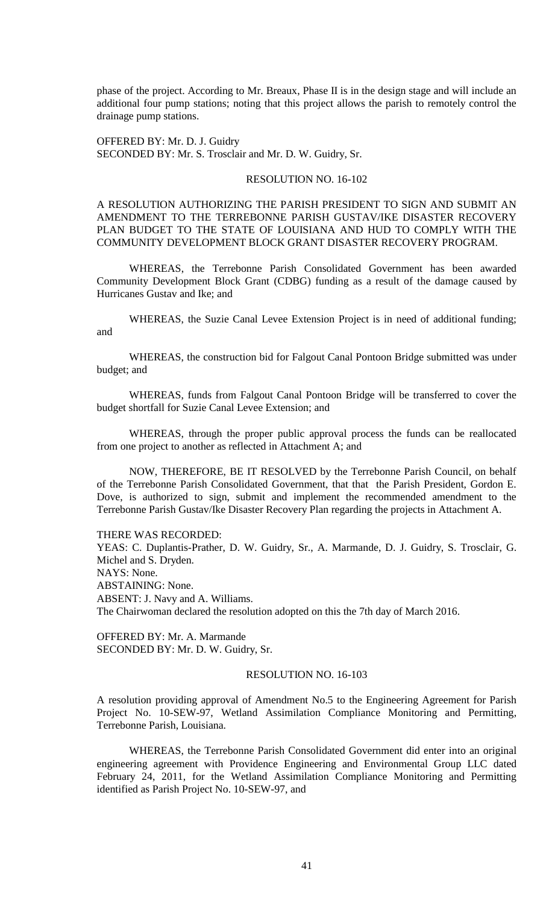phase of the project. According to Mr. Breaux, Phase II is in the design stage and will include an additional four pump stations; noting that this project allows the parish to remotely control the drainage pump stations.

OFFERED BY: Mr. D. J. Guidry
SECONDED BY: Mr. S. Trosclair and Mr. D. W. Guidry, Sr.

RESOLUTION NO. 16-102

A RESOLUTION AUTHORIZING THE PARISH PRESIDENT TO SIGN AND SUBMIT AN AMENDMENT TO THE TERREBONNE PARISH GUSTAV/IKE DISASTER RECOVERY PLAN BUDGET TO THE STATE OF LOUISIANA AND HUD TO COMPLY WITH THE COMMUNITY DEVELOPMENT BLOCK GRANT DISASTER RECOVERY PROGRAM.

WHEREAS, the Terrebonne Parish Consolidated Government has been awarded Community Development Block Grant (CDBG) funding as a result of the damage caused by Hurricanes Gustav and Ike; and

WHEREAS, the Suzie Canal Levee Extension Project is in need of additional funding; and

WHEREAS, the construction bid for Falgout Canal Pontoon Bridge submitted was under budget; and

WHEREAS, funds from Falgout Canal Pontoon Bridge will be transferred to cover the budget shortfall for Suzie Canal Levee Extension; and

WHEREAS, through the proper public approval process the funds can be reallocated from one project to another as reflected in Attachment A; and

NOW, THEREFORE, BE IT RESOLVED by the Terrebonne Parish Council, on behalf of the Terrebonne Parish Consolidated Government, that that the Parish President, Gordon E. Dove, is authorized to sign, submit and implement the recommended amendment to the Terrebonne Parish Gustav/Ike Disaster Recovery Plan regarding the projects in Attachment A.

THERE WAS RECORDED:
YEAS: C. Duplantis-Prather, D. W. Guidry, Sr., A. Marmande, D. J. Guidry, S. Trosclair, G. Michel and S. Dryden.
NAYS: None.
ABSTAINING: None.
ABSENT: J. Navy and A. Williams.
The Chairwoman declared the resolution adopted on this the 7th day of March 2016.

OFFERED BY: Mr. A. Marmande
SECONDED BY: Mr. D. W. Guidry, Sr.

RESOLUTION NO. 16-103

A resolution providing approval of Amendment No.5 to the Engineering Agreement for Parish Project No. 10-SEW-97, Wetland Assimilation Compliance Monitoring and Permitting, Terrebonne Parish, Louisiana.

WHEREAS, the Terrebonne Parish Consolidated Government did enter into an original engineering agreement with Providence Engineering and Environmental Group LLC dated February 24, 2011, for the Wetland Assimilation Compliance Monitoring and Permitting identified as Parish Project No. 10-SEW-97, and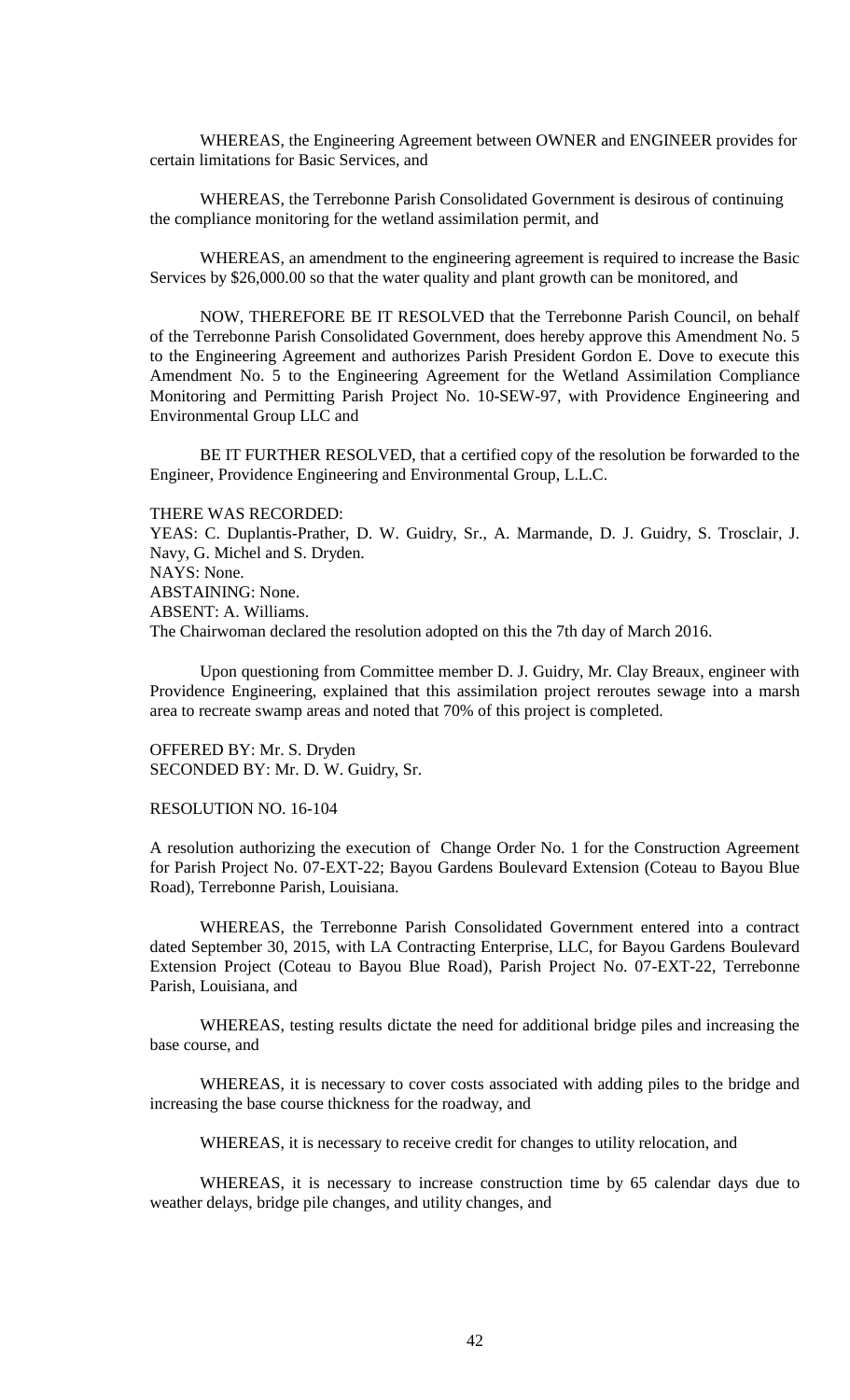WHEREAS, the Engineering Agreement between OWNER and ENGINEER provides for certain limitations for Basic Services, and

WHEREAS, the Terrebonne Parish Consolidated Government is desirous of continuing the compliance monitoring for the wetland assimilation permit, and

WHEREAS, an amendment to the engineering agreement is required to increase the Basic Services by $26,000.00 so that the water quality and plant growth can be monitored, and

NOW, THEREFORE BE IT RESOLVED that the Terrebonne Parish Council, on behalf of the Terrebonne Parish Consolidated Government, does hereby approve this Amendment No. 5 to the Engineering Agreement and authorizes Parish President Gordon E. Dove to execute this Amendment No. 5 to the Engineering Agreement for the Wetland Assimilation Compliance Monitoring and Permitting Parish Project No. 10-SEW-97, with Providence Engineering and Environmental Group LLC and

BE IT FURTHER RESOLVED, that a certified copy of the resolution be forwarded to the Engineer, Providence Engineering and Environmental Group, L.L.C.

THERE WAS RECORDED:
YEAS: C. Duplantis-Prather, D. W. Guidry, Sr., A. Marmande, D. J. Guidry, S. Trosclair, J. Navy, G. Michel and S. Dryden.
NAYS: None.
ABSTAINING: None.
ABSENT: A. Williams.
The Chairwoman declared the resolution adopted on this the 7th day of March 2016.

Upon questioning from Committee member D. J. Guidry, Mr. Clay Breaux, engineer with Providence Engineering, explained that this assimilation project reroutes sewage into a marsh area to recreate swamp areas and noted that 70% of this project is completed.

OFFERED BY: Mr. S. Dryden
SECONDED BY: Mr. D. W. Guidry, Sr.

RESOLUTION NO. 16-104

A resolution authorizing the execution of Change Order No. 1 for the Construction Agreement for Parish Project No. 07-EXT-22; Bayou Gardens Boulevard Extension (Coteau to Bayou Blue Road), Terrebonne Parish, Louisiana.

WHEREAS, the Terrebonne Parish Consolidated Government entered into a contract dated September 30, 2015, with LA Contracting Enterprise, LLC, for Bayou Gardens Boulevard Extension Project (Coteau to Bayou Blue Road), Parish Project No. 07-EXT-22, Terrebonne Parish, Louisiana, and

WHEREAS, testing results dictate the need for additional bridge piles and increasing the base course, and

WHEREAS, it is necessary to cover costs associated with adding piles to the bridge and increasing the base course thickness for the roadway, and

WHEREAS, it is necessary to receive credit for changes to utility relocation, and

WHEREAS, it is necessary to increase construction time by 65 calendar days due to weather delays, bridge pile changes, and utility changes, and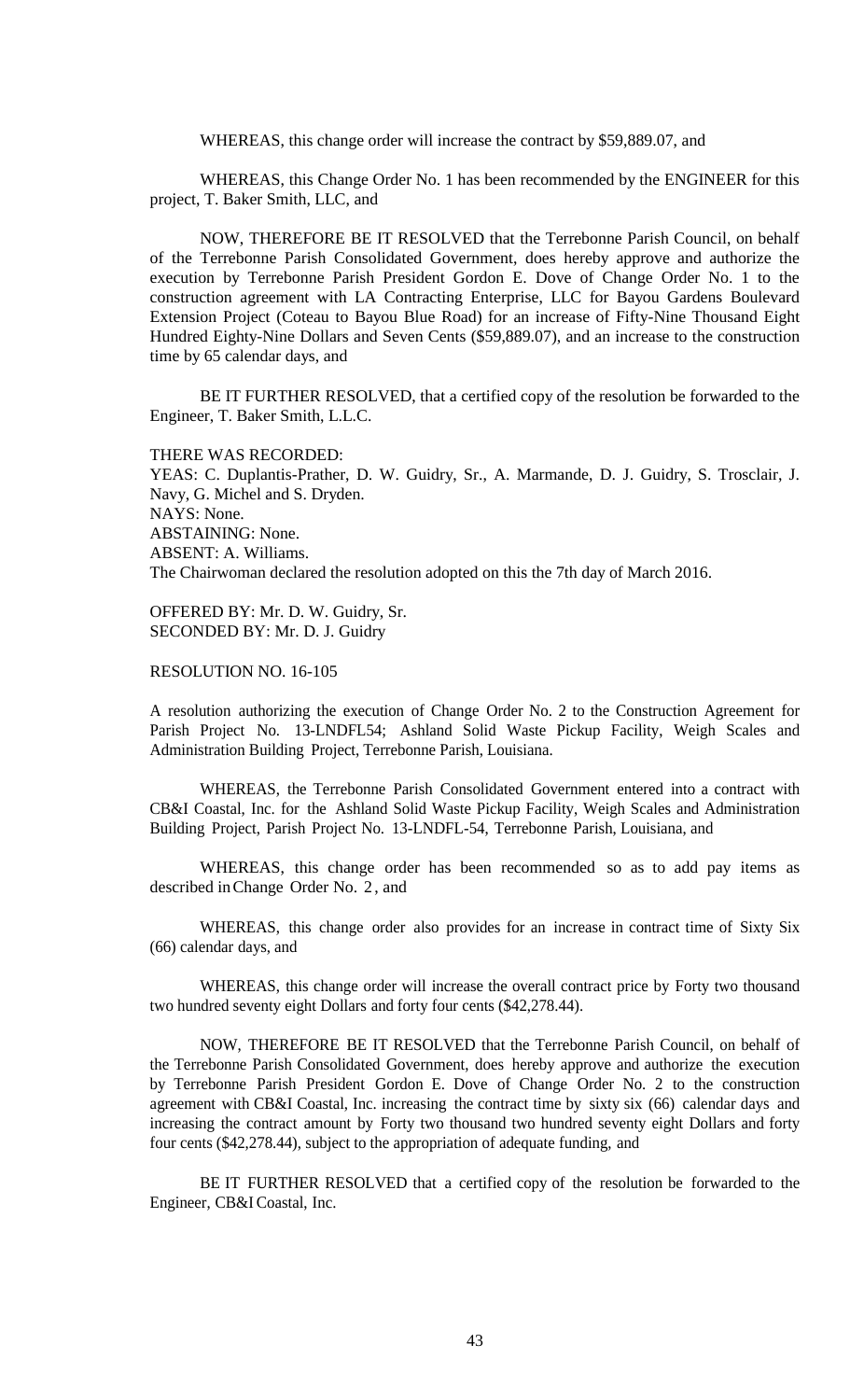WHEREAS, this change order will increase the contract by $59,889.07, and

WHEREAS, this Change Order No. 1 has been recommended by the ENGINEER for this project, T. Baker Smith, LLC, and

NOW, THEREFORE BE IT RESOLVED that the Terrebonne Parish Council, on behalf of the Terrebonne Parish Consolidated Government, does hereby approve and authorize the execution by Terrebonne Parish President Gordon E. Dove of Change Order No. 1 to the construction agreement with LA Contracting Enterprise, LLC for Bayou Gardens Boulevard Extension Project (Coteau to Bayou Blue Road) for an increase of Fifty-Nine Thousand Eight Hundred Eighty-Nine Dollars and Seven Cents ($59,889.07), and an increase to the construction time by 65 calendar days, and

BE IT FURTHER RESOLVED, that a certified copy of the resolution be forwarded to the Engineer, T. Baker Smith, L.L.C.

THERE WAS RECORDED:
YEAS: C. Duplantis-Prather, D. W. Guidry, Sr., A. Marmande, D. J. Guidry, S. Trosclair, J. Navy, G. Michel and S. Dryden.
NAYS: None.
ABSTAINING: None.
ABSENT: A. Williams.
The Chairwoman declared the resolution adopted on this the 7th day of March 2016.

OFFERED BY: Mr. D. W. Guidry, Sr.
SECONDED BY: Mr. D. J. Guidry

RESOLUTION NO. 16-105

A resolution authorizing the execution of Change Order No. 2 to the Construction Agreement for Parish Project No. 13-LNDFL54; Ashland Solid Waste Pickup Facility, Weigh Scales and Administration Building Project, Terrebonne Parish, Louisiana.

WHEREAS, the Terrebonne Parish Consolidated Government entered into a contract with CB&I Coastal, Inc. for the Ashland Solid Waste Pickup Facility, Weigh Scales and Administration Building Project, Parish Project No. 13-LNDFL-54, Terrebonne Parish, Louisiana, and

WHEREAS, this change order has been recommended so as to add pay items as described in Change Order No. 2, and

WHEREAS, this change order also provides for an increase in contract time of Sixty Six (66) calendar days, and

WHEREAS, this change order will increase the overall contract price by Forty two thousand two hundred seventy eight Dollars and forty four cents ($42,278.44).

NOW, THEREFORE BE IT RESOLVED that the Terrebonne Parish Council, on behalf of the Terrebonne Parish Consolidated Government, does hereby approve and authorize the execution by Terrebonne Parish President Gordon E. Dove of Change Order No. 2 to the construction agreement with CB&I Coastal, Inc. increasing the contract time by sixty six (66) calendar days and increasing the contract amount by Forty two thousand two hundred seventy eight Dollars and forty four cents ($42,278.44), subject to the appropriation of adequate funding, and

BE IT FURTHER RESOLVED that a certified copy of the resolution be forwarded to the Engineer, CB&I Coastal, Inc.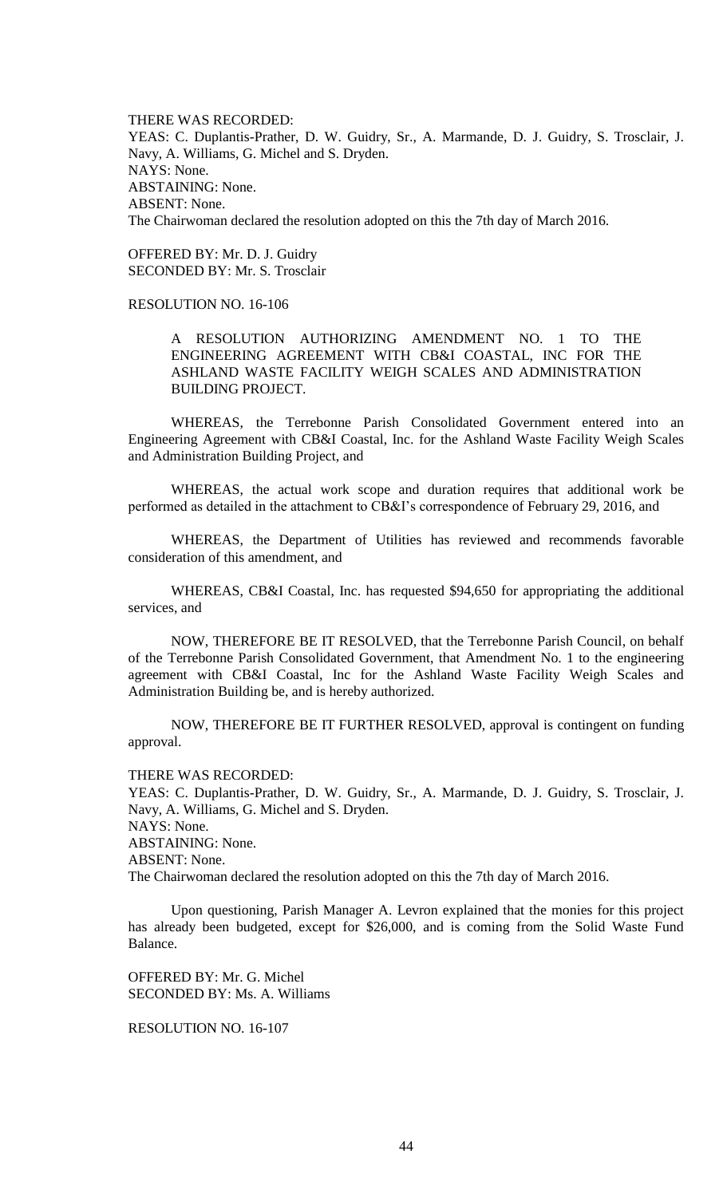THERE WAS RECORDED:
YEAS: C. Duplantis-Prather, D. W. Guidry, Sr., A. Marmande, D. J. Guidry, S. Trosclair, J. Navy, A. Williams, G. Michel and S. Dryden.
NAYS: None.
ABSTAINING: None.
ABSENT: None.
The Chairwoman declared the resolution adopted on this the 7th day of March 2016.

OFFERED BY: Mr. D. J. Guidry
SECONDED BY: Mr. S. Trosclair

RESOLUTION NO. 16-106

A RESOLUTION AUTHORIZING AMENDMENT NO. 1 TO THE ENGINEERING AGREEMENT WITH CB&I COASTAL, INC FOR THE ASHLAND WASTE FACILITY WEIGH SCALES AND ADMINISTRATION BUILDING PROJECT.

WHEREAS, the Terrebonne Parish Consolidated Government entered into an Engineering Agreement with CB&I Coastal, Inc. for the Ashland Waste Facility Weigh Scales and Administration Building Project, and

WHEREAS, the actual work scope and duration requires that additional work be performed as detailed in the attachment to CB&I's correspondence of February 29, 2016, and

WHEREAS, the Department of Utilities has reviewed and recommends favorable consideration of this amendment, and

WHEREAS, CB&I Coastal, Inc. has requested $94,650 for appropriating the additional services, and

NOW, THEREFORE BE IT RESOLVED, that the Terrebonne Parish Council, on behalf of the Terrebonne Parish Consolidated Government, that Amendment No. 1 to the engineering agreement with CB&I Coastal, Inc for the Ashland Waste Facility Weigh Scales and Administration Building be, and is hereby authorized.

NOW, THEREFORE BE IT FURTHER RESOLVED, approval is contingent on funding approval.

THERE WAS RECORDED:
YEAS: C. Duplantis-Prather, D. W. Guidry, Sr., A. Marmande, D. J. Guidry, S. Trosclair, J. Navy, A. Williams, G. Michel and S. Dryden.
NAYS: None.
ABSTAINING: None.
ABSENT: None.
The Chairwoman declared the resolution adopted on this the 7th day of March 2016.

Upon questioning, Parish Manager A. Levron explained that the monies for this project has already been budgeted, except for $26,000, and is coming from the Solid Waste Fund Balance.

OFFERED BY: Mr. G. Michel
SECONDED BY: Ms. A. Williams

RESOLUTION NO. 16-107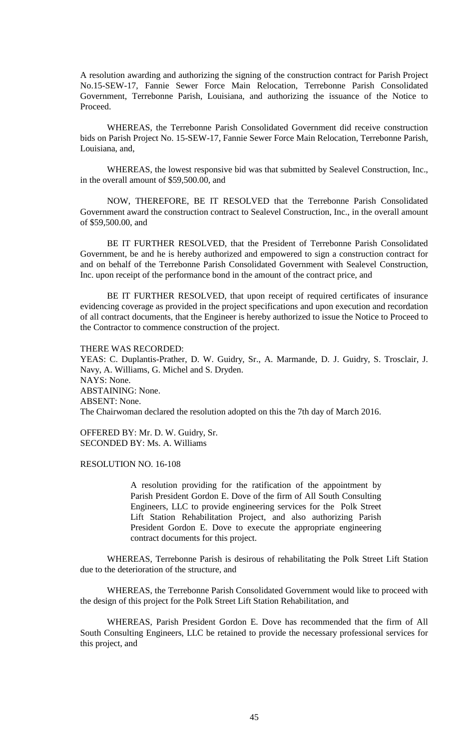A resolution awarding and authorizing the signing of the construction contract for Parish Project No.15-SEW-17, Fannie Sewer Force Main Relocation, Terrebonne Parish Consolidated Government, Terrebonne Parish, Louisiana, and authorizing the issuance of the Notice to Proceed.

WHEREAS, the Terrebonne Parish Consolidated Government did receive construction bids on Parish Project No. 15-SEW-17, Fannie Sewer Force Main Relocation, Terrebonne Parish, Louisiana, and,

WHEREAS, the lowest responsive bid was that submitted by Sealevel Construction, Inc., in the overall amount of $59,500.00, and

NOW, THEREFORE, BE IT RESOLVED that the Terrebonne Parish Consolidated Government award the construction contract to Sealevel Construction, Inc., in the overall amount of $59,500.00, and

BE IT FURTHER RESOLVED, that the President of Terrebonne Parish Consolidated Government, be and he is hereby authorized and empowered to sign a construction contract for and on behalf of the Terrebonne Parish Consolidated Government with Sealevel Construction, Inc. upon receipt of the performance bond in the amount of the contract price, and

BE IT FURTHER RESOLVED, that upon receipt of required certificates of insurance evidencing coverage as provided in the project specifications and upon execution and recordation of all contract documents, that the Engineer is hereby authorized to issue the Notice to Proceed to the Contractor to commence construction of the project.

THERE WAS RECORDED:
YEAS: C. Duplantis-Prather, D. W. Guidry, Sr., A. Marmande, D. J. Guidry, S. Trosclair, J. Navy, A. Williams, G. Michel and S. Dryden.
NAYS: None.
ABSTAINING: None.
ABSENT: None.
The Chairwoman declared the resolution adopted on this the 7th day of March 2016.

OFFERED BY: Mr. D. W. Guidry, Sr.
SECONDED BY: Ms. A. Williams

RESOLUTION NO. 16-108

> A resolution providing for the ratification of the appointment by Parish President Gordon E. Dove of the firm of All South Consulting Engineers, LLC to provide engineering services for the Polk Street Lift Station Rehabilitation Project, and also authorizing Parish President Gordon E. Dove to execute the appropriate engineering contract documents for this project.

WHEREAS, Terrebonne Parish is desirous of rehabilitating the Polk Street Lift Station due to the deterioration of the structure, and

WHEREAS, the Terrebonne Parish Consolidated Government would like to proceed with the design of this project for the Polk Street Lift Station Rehabilitation, and

WHEREAS, Parish President Gordon E. Dove has recommended that the firm of All South Consulting Engineers, LLC be retained to provide the necessary professional services for this project, and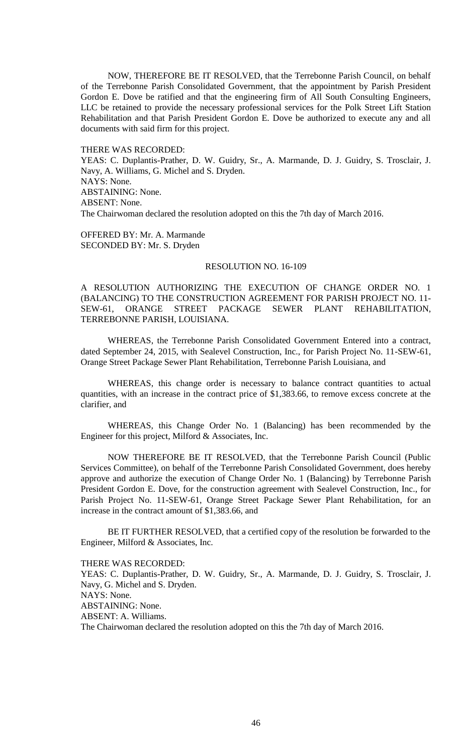NOW, THEREFORE BE IT RESOLVED, that the Terrebonne Parish Council, on behalf of the Terrebonne Parish Consolidated Government, that the appointment by Parish President Gordon E. Dove be ratified and that the engineering firm of All South Consulting Engineers, LLC be retained to provide the necessary professional services for the Polk Street Lift Station Rehabilitation and that Parish President Gordon E. Dove be authorized to execute any and all documents with said firm for this project.

THERE WAS RECORDED:
YEAS: C. Duplantis-Prather, D. W. Guidry, Sr., A. Marmande, D. J. Guidry, S. Trosclair, J. Navy, A. Williams, G. Michel and S. Dryden.
NAYS: None.
ABSTAINING: None.
ABSENT: None.
The Chairwoman declared the resolution adopted on this the 7th day of March 2016.

OFFERED BY: Mr. A. Marmande
SECONDED BY: Mr. S. Dryden

RESOLUTION NO. 16-109

A RESOLUTION AUTHORIZING THE EXECUTION OF CHANGE ORDER NO. 1 (BALANCING) TO THE CONSTRUCTION AGREEMENT FOR PARISH PROJECT NO. 11-SEW-61, ORANGE STREET PACKAGE SEWER PLANT REHABILITATION, TERREBONNE PARISH, LOUISIANA.

WHEREAS, the Terrebonne Parish Consolidated Government Entered into a contract, dated September 24, 2015, with Sealevel Construction, Inc., for Parish Project No. 11-SEW-61, Orange Street Package Sewer Plant Rehabilitation, Terrebonne Parish Louisiana, and

WHEREAS, this change order is necessary to balance contract quantities to actual quantities, with an increase in the contract price of $1,383.66, to remove excess concrete at the clarifier, and

WHEREAS, this Change Order No. 1 (Balancing) has been recommended by the Engineer for this project, Milford & Associates, Inc.

NOW THEREFORE BE IT RESOLVED, that the Terrebonne Parish Council (Public Services Committee), on behalf of the Terrebonne Parish Consolidated Government, does hereby approve and authorize the execution of Change Order No. 1 (Balancing) by Terrebonne Parish President Gordon E. Dove, for the construction agreement with Sealevel Construction, Inc., for Parish Project No. 11-SEW-61, Orange Street Package Sewer Plant Rehabilitation, for an increase in the contract amount of $1,383.66, and

BE IT FURTHER RESOLVED, that a certified copy of the resolution be forwarded to the Engineer, Milford & Associates, Inc.

THERE WAS RECORDED:
YEAS: C. Duplantis-Prather, D. W. Guidry, Sr., A. Marmande, D. J. Guidry, S. Trosclair, J. Navy, G. Michel and S. Dryden.
NAYS: None.
ABSTAINING: None.
ABSENT: A. Williams.
The Chairwoman declared the resolution adopted on this the 7th day of March 2016.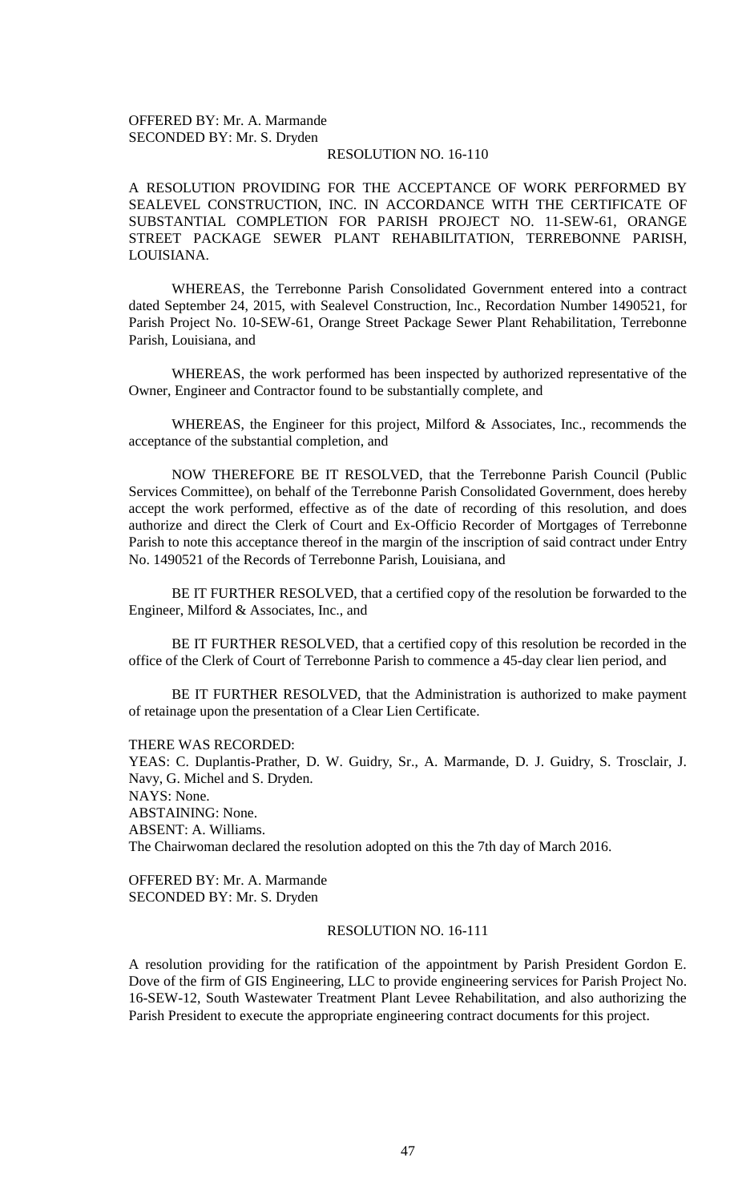OFFERED BY: Mr. A. Marmande
SECONDED BY: Mr. S. Dryden

RESOLUTION NO. 16-110

A RESOLUTION PROVIDING FOR THE ACCEPTANCE OF WORK PERFORMED BY SEALEVEL CONSTRUCTION, INC. IN ACCORDANCE WITH THE CERTIFICATE OF SUBSTANTIAL COMPLETION FOR PARISH PROJECT NO. 11-SEW-61, ORANGE STREET PACKAGE SEWER PLANT REHABILITATION, TERREBONNE PARISH, LOUISIANA.

WHEREAS, the Terrebonne Parish Consolidated Government entered into a contract dated September 24, 2015, with Sealevel Construction, Inc., Recordation Number 1490521, for Parish Project No. 10-SEW-61, Orange Street Package Sewer Plant Rehabilitation, Terrebonne Parish, Louisiana, and

WHEREAS, the work performed has been inspected by authorized representative of the Owner, Engineer and Contractor found to be substantially complete, and

WHEREAS, the Engineer for this project, Milford & Associates, Inc., recommends the acceptance of the substantial completion, and

NOW THEREFORE BE IT RESOLVED, that the Terrebonne Parish Council (Public Services Committee), on behalf of the Terrebonne Parish Consolidated Government, does hereby accept the work performed, effective as of the date of recording of this resolution, and does authorize and direct the Clerk of Court and Ex-Officio Recorder of Mortgages of Terrebonne Parish to note this acceptance thereof in the margin of the inscription of said contract under Entry No. 1490521 of the Records of Terrebonne Parish, Louisiana, and

BE IT FURTHER RESOLVED, that a certified copy of the resolution forwarded to the Engineer, Milford & Associates, Inc., and

BE IT FURTHER RESOLVED, that a certified copy of this resolution be recorded in the office of the Clerk of Court of Terrebonne Parish to commence a 45-day clear lien period, and

BE IT FURTHER RESOLVED, that the Administration is authorized to make payment of retainage upon the presentation of a Clear Lien Certificate.

THERE WAS RECORDED:
YEAS: C. Duplantis-Prather, D. W. Guidry, Sr., A. Marmande, D. J. Guidry, S. Trosclair, J. Navy, G. Michel and S. Dryden.
NAYS: None.
ABSTAINING: None.
ABSENT: A. Williams.
The Chairwoman declared the resolution adopted on this the 7th day of March 2016.

OFFERED BY: Mr. A. Marmande
SECONDED BY: Mr. S. Dryden

RESOLUTION NO. 16-111

A resolution providing for the ratification of the appointment by Parish President Gordon E. Dove of the firm of GIS Engineering, LLC to provide engineering services for Parish Project No. 16-SEW-12, South Wastewater Treatment Plant Levee Rehabilitation, and also authorizing the Parish President to execute the appropriate engineering contract documents for this project.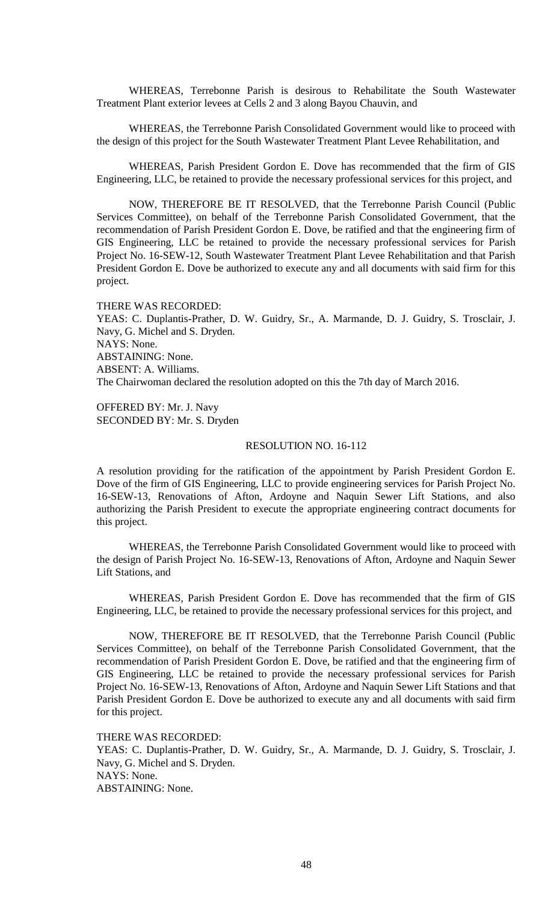WHEREAS, Terrebonne Parish is desirous to Rehabilitate the South Wastewater Treatment Plant exterior levees at Cells 2 and 3 along Bayou Chauvin, and

WHEREAS, the Terrebonne Parish Consolidated Government would like to proceed with the design of this project for the South Wastewater Treatment Plant Levee Rehabilitation, and

WHEREAS, Parish President Gordon E. Dove has recommended that the firm of GIS Engineering, LLC, be retained to provide the necessary professional services for this project, and

NOW, THEREFORE BE IT RESOLVED, that the Terrebonne Parish Council (Public Services Committee), on behalf of the Terrebonne Parish Consolidated Government, that the recommendation of Parish President Gordon E. Dove, be ratified and that the engineering firm of GIS Engineering, LLC be retained to provide the necessary professional services for Parish Project No. 16-SEW-12, South Wastewater Treatment Plant Levee Rehabilitation and that Parish President Gordon E. Dove be authorized to execute any and all documents with said firm for this project.

THERE WAS RECORDED:
YEAS: C. Duplantis-Prather, D. W. Guidry, Sr., A. Marmande, D. J. Guidry, S. Trosclair, J. Navy, G. Michel and S. Dryden.
NAYS: None.
ABSTAINING: None.
ABSENT: A. Williams.
The Chairwoman declared the resolution adopted on this the 7th day of March 2016.

OFFERED BY: Mr. J. Navy
SECONDED BY: Mr. S. Dryden

RESOLUTION NO. 16-112

A resolution providing for the ratification of the appointment by Parish President Gordon E. Dove of the firm of GIS Engineering, LLC to provide engineering services for Parish Project No. 16-SEW-13, Renovations of Afton, Ardoyne and Naquin Sewer Lift Stations, and also authorizing the Parish President to execute the appropriate engineering contract documents for this project.

WHEREAS, the Terrebonne Parish Consolidated Government would like to proceed with the design of Parish Project No. 16-SEW-13, Renovations of Afton, Ardoyne and Naquin Sewer Lift Stations, and

WHEREAS, Parish President Gordon E. Dove has recommended that the firm of GIS Engineering, LLC, be retained to provide the necessary professional services for this project, and

NOW, THEREFORE BE IT RESOLVED, that the Terrebonne Parish Council (Public Services Committee), on behalf of the Terrebonne Parish Consolidated Government, that the recommendation of Parish President Gordon E. Dove, be ratified and that the engineering firm of GIS Engineering, LLC be retained to provide the necessary professional services for Parish Project No. 16-SEW-13, Renovations of Afton, Ardoyne and Naquin Sewer Lift Stations and that Parish President Gordon E. Dove be authorized to execute any and all documents with said firm for this project.

THERE WAS RECORDED:
YEAS: C. Duplantis-Prather, D. W. Guidry, Sr., A. Marmande, D. J. Guidry, S. Trosclair, J. Navy, G. Michel and S. Dryden.
NAYS: None.
ABSTAINING: None.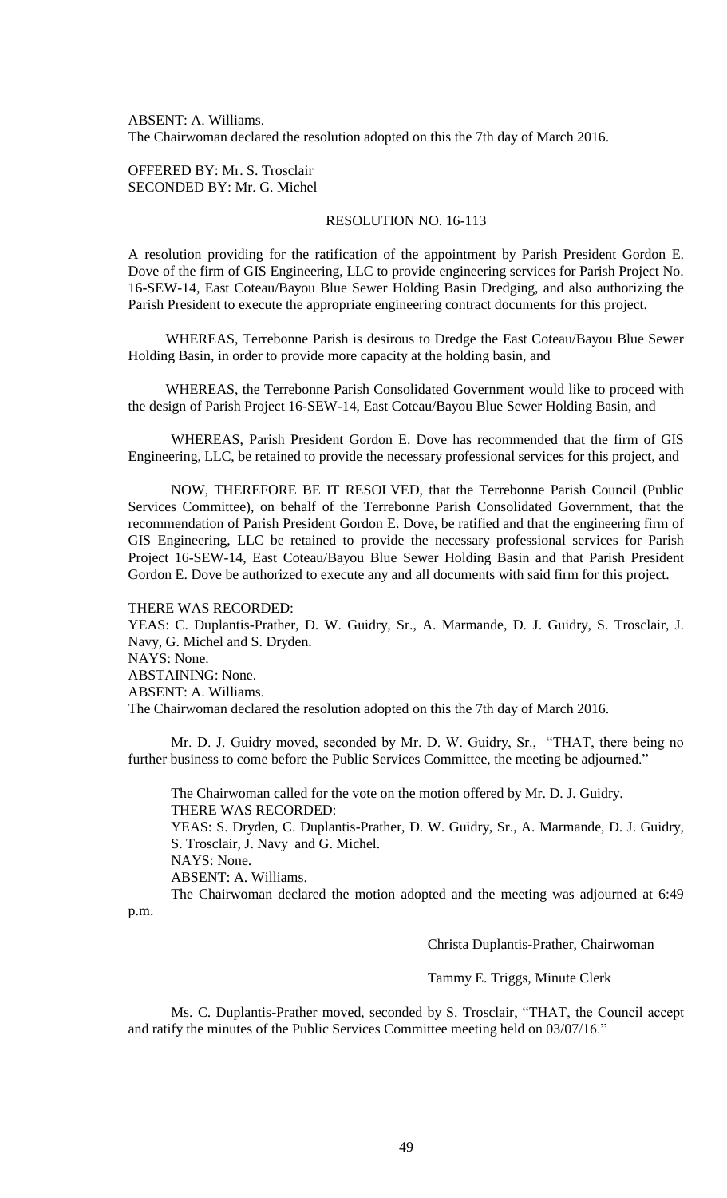ABSENT: A. Williams.
The Chairwoman declared the resolution adopted on this the 7th day of March 2016.

OFFERED BY: Mr. S. Trosclair
SECONDED BY: Mr. G. Michel

RESOLUTION NO. 16-113

A resolution providing for the ratification of the appointment by Parish President Gordon E. Dove of the firm of GIS Engineering, LLC to provide engineering services for Parish Project No. 16-SEW-14, East Coteau/Bayou Blue Sewer Holding Basin Dredging, and also authorizing the Parish President to execute the appropriate engineering contract documents for this project.

WHEREAS, Terrebonne Parish is desirous to Dredge the East Coteau/Bayou Blue Sewer Holding Basin, in order to provide more capacity at the holding basin, and

WHEREAS, the Terrebonne Parish Consolidated Government would like to proceed with the design of Parish Project 16-SEW-14, East Coteau/Bayou Blue Sewer Holding Basin, and

WHEREAS, Parish President Gordon E. Dove has recommended that the firm of GIS Engineering, LLC, be retained to provide the necessary professional services for this project, and

NOW, THEREFORE BE IT RESOLVED, that the Terrebonne Parish Council (Public Services Committee), on behalf of the Terrebonne Parish Consolidated Government, that the recommendation of Parish President Gordon E. Dove, be ratified and that the engineering firm of GIS Engineering, LLC be retained to provide the necessary professional services for Parish Project 16-SEW-14, East Coteau/Bayou Blue Sewer Holding Basin and that Parish President Gordon E. Dove be authorized to execute any and all documents with said firm for this project.

THERE WAS RECORDED:
YEAS: C. Duplantis-Prather, D. W. Guidry, Sr., A. Marmande, D. J. Guidry, S. Trosclair, J. Navy, G. Michel and S. Dryden.
NAYS: None.
ABSTAINING: None.
ABSENT: A. Williams.
The Chairwoman declared the resolution adopted on this the 7th day of March 2016.

Mr. D. J. Guidry moved, seconded by Mr. D. W. Guidry, Sr., "THAT, there being no further business to come before the Public Services Committee, the meeting be adjourned."

The Chairwoman called for the vote on the motion offered by Mr. D. J. Guidry.
THERE WAS RECORDED:
YEAS: S. Dryden, C. Duplantis-Prather, D. W. Guidry, Sr., A. Marmande, D. J. Guidry, S. Trosclair, J. Navy and G. Michel.
NAYS: None.
ABSENT: A. Williams.
The Chairwoman declared the motion adopted and the meeting was adjourned at 6:49 p.m.

Christa Duplantis-Prather, Chairwoman

Tammy E. Triggs, Minute Clerk

Ms. C. Duplantis-Prather moved, seconded by S. Trosclair, "THAT, the Council accept and ratify the minutes of the Public Services Committee meeting held on 03/07/16."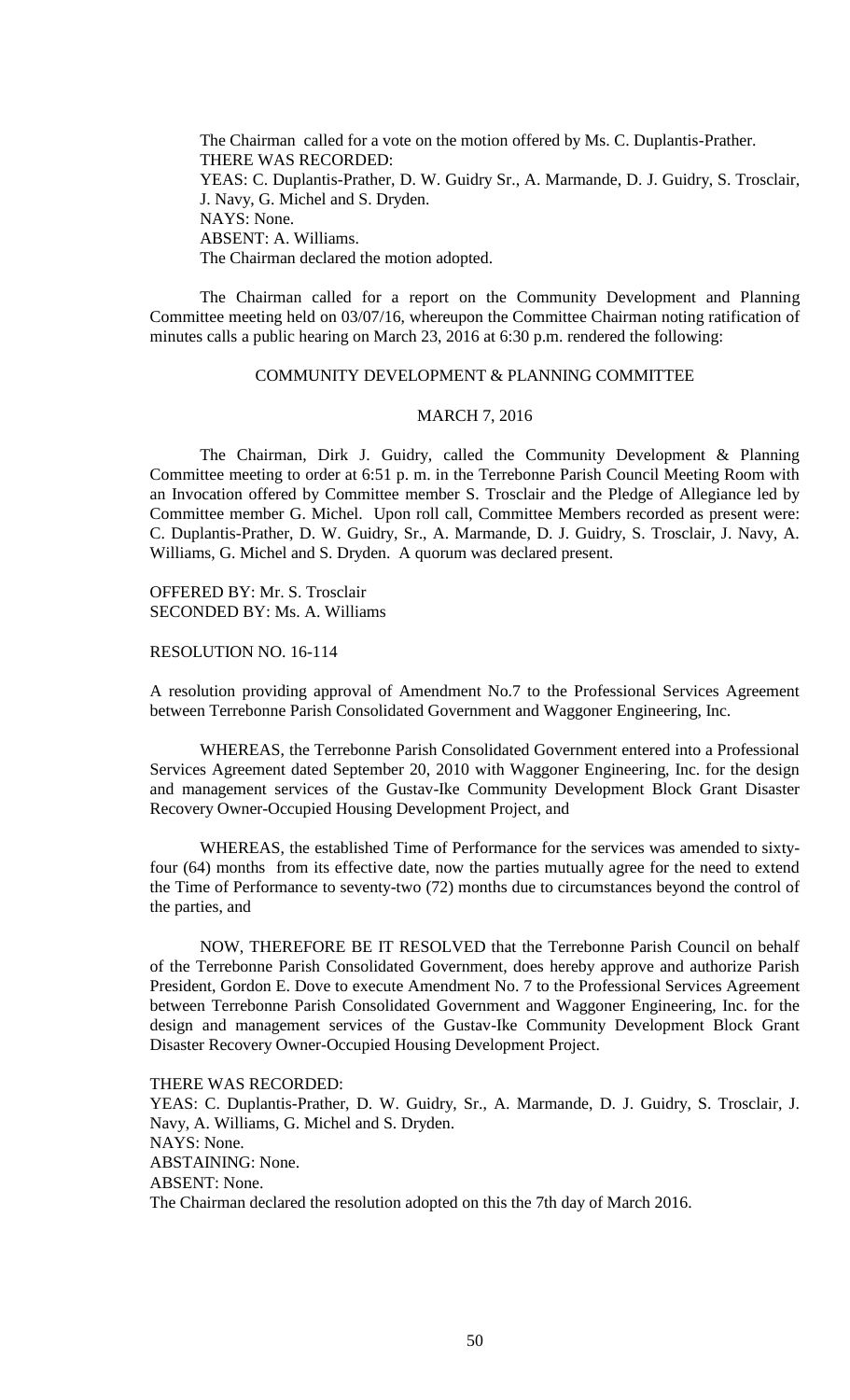The Chairman called for a vote on the motion offered by Ms. C. Duplantis-Prather.
THERE WAS RECORDED:
YEAS: C. Duplantis-Prather, D. W. Guidry Sr., A. Marmande, D. J. Guidry, S. Trosclair, J. Navy, G. Michel and S. Dryden.
NAYS: None.
ABSENT: A. Williams.
The Chairman declared the motion adopted.

The Chairman called for a report on the Community Development and Planning Committee meeting held on 03/07/16, whereupon the Committee Chairman noting ratification of minutes calls a public hearing on March 23, 2016 at 6:30 p.m. rendered the following:

COMMUNITY DEVELOPMENT & PLANNING COMMITTEE

MARCH 7, 2016

The Chairman, Dirk J. Guidry, called the Community Development & Planning Committee meeting to order at 6:51 p. m. in the Terrebonne Parish Council Meeting Room with an Invocation offered by Committee member S. Trosclair and the Pledge of Allegiance led by Committee member G. Michel. Upon roll call, Committee Members recorded as present were: C. Duplantis-Prather, D. W. Guidry, Sr., A. Marmande, D. J. Guidry, S. Trosclair, J. Navy, A. Williams, G. Michel and S. Dryden. A quorum was declared present.

OFFERED BY: Mr. S. Trosclair
SECONDED BY: Ms. A. Williams

RESOLUTION NO. 16-114

A resolution providing approval of Amendment No.7 to the Professional Services Agreement between Terrebonne Parish Consolidated Government and Waggoner Engineering, Inc.

WHEREAS, the Terrebonne Parish Consolidated Government entered into a Professional Services Agreement dated September 20, 2010 with Waggoner Engineering, Inc. for the design and management services of the Gustav-Ike Community Development Block Grant Disaster Recovery Owner-Occupied Housing Development Project, and

WHEREAS, the established Time of Performance for the services was amended to sixty-four (64) months from its effective date, now the parties mutually agree for the need to extend the Time of Performance to seventy-two (72) months due to circumstances beyond the control of the parties, and

NOW, THEREFORE BE IT RESOLVED that the Terrebonne Parish Council on behalf of the Terrebonne Parish Consolidated Government, does hereby approve and authorize Parish President, Gordon E. Dove to execute Amendment No. 7 to the Professional Services Agreement between Terrebonne Parish Consolidated Government and Waggoner Engineering, Inc. for the design and management services of the Gustav-Ike Community Development Block Grant Disaster Recovery Owner-Occupied Housing Development Project.

THERE WAS RECORDED:
YEAS: C. Duplantis-Prather, D. W. Guidry, Sr., A. Marmande, D. J. Guidry, S. Trosclair, J. Navy, A. Williams, G. Michel and S. Dryden.
NAYS: None.
ABSTAINING: None.
ABSENT: None.
The Chairman declared the resolution adopted on this the 7th day of March 2016.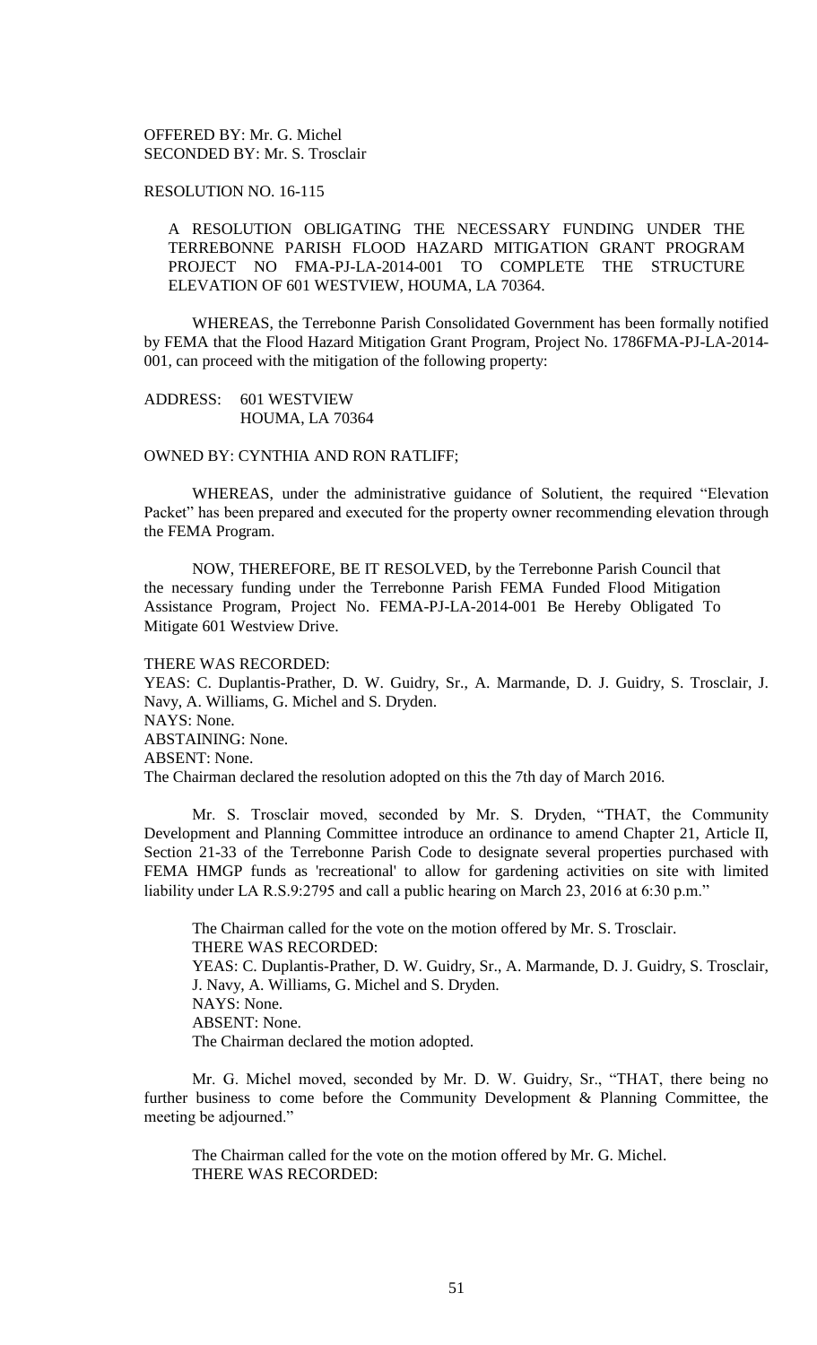OFFERED BY: Mr. G. Michel
SECONDED BY: Mr. S. Trosclair

RESOLUTION NO. 16-115

A RESOLUTION OBLIGATING THE NECESSARY FUNDING UNDER THE TERREBONNE PARISH FLOOD HAZARD MITIGATION GRANT PROGRAM PROJECT NO FMA-PJ-LA-2014-001 TO COMPLETE THE STRUCTURE ELEVATION OF 601 WESTVIEW, HOUMA, LA 70364.

WHEREAS, the Terrebonne Parish Consolidated Government has been formally notified by FEMA that the Flood Hazard Mitigation Grant Program, Project No. 1786FMA-PJ-LA-2014-001, can proceed with the mitigation of the following property:

ADDRESS: 601 WESTVIEW
HOUMA, LA 70364

OWNED BY: CYNTHIA AND RON RATLIFF;

WHEREAS, under the administrative guidance of Solutient, the required "Elevation Packet" has been prepared and executed for the property owner recommending elevation through the FEMA Program.

NOW, THEREFORE, BE IT RESOLVED, by the Terrebonne Parish Council that the necessary funding under the Terrebonne Parish FEMA Funded Flood Mitigation Assistance Program, Project No. FEMA-PJ-LA-2014-001 Be Hereby Obligated To Mitigate 601 Westview Drive.

THERE WAS RECORDED:
YEAS: C. Duplantis-Prather, D. W. Guidry, Sr., A. Marmande, D. J. Guidry, S. Trosclair, J. Navy, A. Williams, G. Michel and S. Dryden.
NAYS: None.
ABSTAINING: None.
ABSENT: None.
The Chairman declared the resolution adopted on this the 7th day of March 2016.

Mr. S. Trosclair moved, seconded by Mr. S. Dryden, "THAT, the Community Development and Planning Committee introduce an ordinance to amend Chapter 21, Article II, Section 21-33 of the Terrebonne Parish Code to designate several properties purchased with FEMA HMGP funds as 'recreational' to allow for gardening activities on site with limited liability under LA R.S.9:2795 and call a public hearing on March 23, 2016 at 6:30 p.m."

The Chairman called for the vote on the motion offered by Mr. S. Trosclair.
THERE WAS RECORDED:
YEAS: C. Duplantis-Prather, D. W. Guidry, Sr., A. Marmande, D. J. Guidry, S. Trosclair, J. Navy, A. Williams, G. Michel and S. Dryden.
NAYS: None.
ABSENT: None.
The Chairman declared the motion adopted.

Mr. G. Michel moved, seconded by Mr. D. W. Guidry, Sr., "THAT, there being no further business to come before the Community Development & Planning Committee, the meeting be adjourned."

The Chairman called for the vote on the motion offered by Mr. G. Michel.
THERE WAS RECORDED: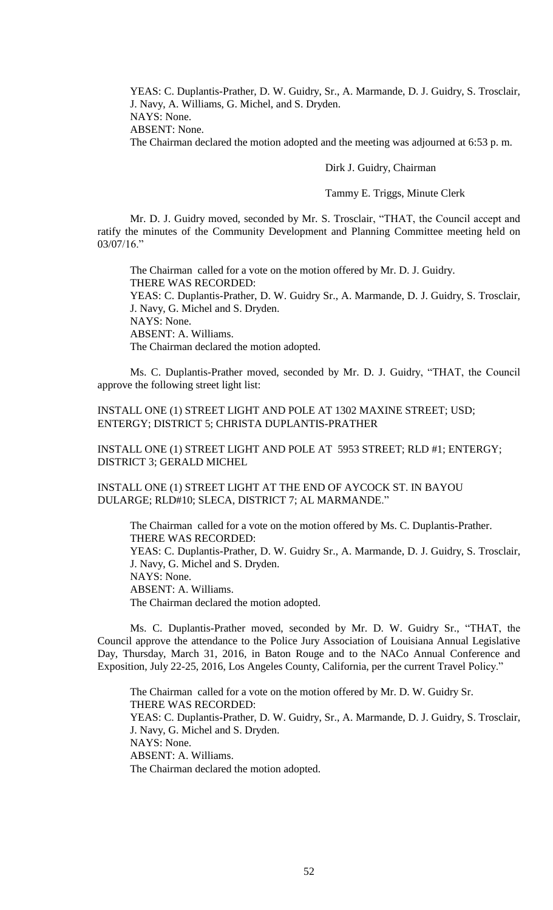YEAS: C. Duplantis-Prather, D. W. Guidry, Sr., A. Marmande, D. J. Guidry, S. Trosclair, J. Navy, A. Williams, G. Michel, and S. Dryden.
NAYS: None.
ABSENT: None.
The Chairman declared the motion adopted and the meeting was adjourned at 6:53 p. m.

Dirk J. Guidry, Chairman

Tammy E. Triggs, Minute Clerk

Mr. D. J. Guidry moved, seconded by Mr. S. Trosclair, "THAT, the Council accept and ratify the minutes of the Community Development and Planning Committee meeting held on 03/07/16."

The Chairman called for a vote on the motion offered by Mr. D. J. Guidry.
THERE WAS RECORDED:
YEAS: C. Duplantis-Prather, D. W. Guidry Sr., A. Marmande, D. J. Guidry, S. Trosclair, J. Navy, G. Michel and S. Dryden.
NAYS: None.
ABSENT: A. Williams.
The Chairman declared the motion adopted.

Ms. C. Duplantis-Prather moved, seconded by Mr. D. J. Guidry, "THAT, the Council approve the following street light list:

INSTALL ONE (1) STREET LIGHT AND POLE AT 1302 MAXINE STREET; USD; ENTERGY; DISTRICT 5; CHRISTA DUPLANTIS-PRATHER

INSTALL ONE (1) STREET LIGHT AND POLE AT 5953 STREET; RLD #1; ENTERGY; DISTRICT 3; GERALD MICHEL

INSTALL ONE (1) STREET LIGHT AT THE END OF AYCOCK ST. IN BAYOU DULARGE; RLD#10; SLECA, DISTRICT 7; AL MARMANDE."

The Chairman called for a vote on the motion offered by Ms. C. Duplantis-Prather.
THERE WAS RECORDED:
YEAS: C. Duplantis-Prather, D. W. Guidry Sr., A. Marmande, D. J. Guidry, S. Trosclair, J. Navy, G. Michel and S. Dryden.
NAYS: None.
ABSENT: A. Williams.
The Chairman declared the motion adopted.

Ms. C. Duplantis-Prather moved, seconded by Mr. D. W. Guidry Sr., "THAT, the Council approve the attendance to the Police Jury Association of Louisiana Annual Legislative Day, Thursday, March 31, 2016, in Baton Rouge and to the NACo Annual Conference and Exposition, July 22-25, 2016, Los Angeles County, California, per the current Travel Policy."

The Chairman called for a vote on the motion offered by Mr. D. W. Guidry Sr.
THERE WAS RECORDED:
YEAS: C. Duplantis-Prather, D. W. Guidry, Sr., A. Marmande, D. J. Guidry, S. Trosclair, J. Navy, G. Michel and S. Dryden.
NAYS: None.
ABSENT: A. Williams.
The Chairman declared the motion adopted.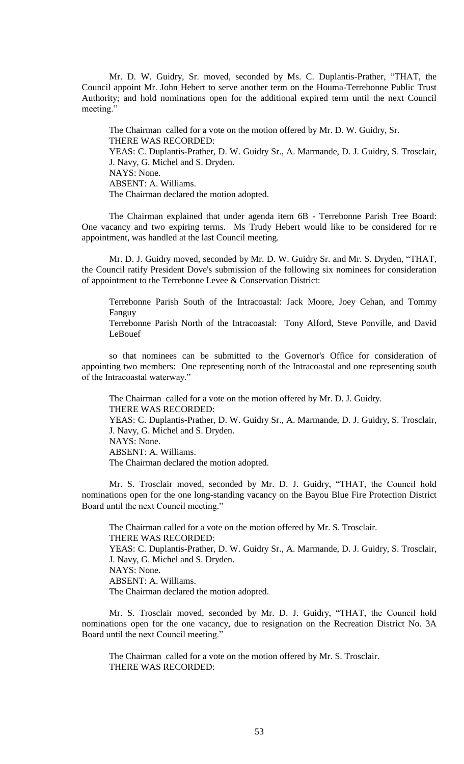Mr. D. W. Guidry, Sr. moved, seconded by Ms. C. Duplantis-Prather, "THAT, the Council appoint Mr. John Hebert to serve another term on the Houma-Terrebonne Public Trust Authority; and hold nominations open for the additional expired term until the next Council meeting."

The Chairman called for a vote on the motion offered by Mr. D. W. Guidry, Sr.
THERE WAS RECORDED:
YEAS: C. Duplantis-Prather, D. W. Guidry Sr., A. Marmande, D. J. Guidry, S. Trosclair, J. Navy, G. Michel and S. Dryden.
NAYS: None.
ABSENT: A. Williams.
The Chairman declared the motion adopted.

The Chairman explained that under agenda item 6B - Terrebonne Parish Tree Board: One vacancy and two expiring terms. Ms Trudy Hebert would like to be considered for re appointment, was handled at the last Council meeting.

Mr. D. J. Guidry moved, seconded by Mr. D. W. Guidry Sr. and Mr. S. Dryden, "THAT, the Council ratify President Dove's submission of the following six nominees for consideration of appointment to the Terrebonne Levee & Conservation District:

Terrebonne Parish South of the Intracoastal: Jack Moore, Joey Cehan, and Tommy Fanguy
Terrebonne Parish North of the Intracoastal: Tony Alford, Steve Ponville, and David LeBouef

so that nominees can be submitted to the Governor's Office for consideration of appointing two members: One representing north of the Intracoastal and one representing south of the Intracoastal waterway."

The Chairman called for a vote on the motion offered by Mr. D. J. Guidry.
THERE WAS RECORDED:
YEAS: C. Duplantis-Prather, D. W. Guidry Sr., A. Marmande, D. J. Guidry, S. Trosclair, J. Navy, G. Michel and S. Dryden.
NAYS: None.
ABSENT: A. Williams.
The Chairman declared the motion adopted.

Mr. S. Trosclair moved, seconded by Mr. D. J. Guidry, "THAT, the Council hold nominations open for the one long-standing vacancy on the Bayou Blue Fire Protection District Board until the next Council meeting."

The Chairman called for a vote on the motion offered by Mr. S. Trosclair.
THERE WAS RECORDED:
YEAS: C. Duplantis-Prather, D. W. Guidry Sr., A. Marmande, D. J. Guidry, S. Trosclair, J. Navy, G. Michel and S. Dryden.
NAYS: None.
ABSENT: A. Williams.
The Chairman declared the motion adopted.

Mr. S. Trosclair moved, seconded by Mr. D. J. Guidry, "THAT, the Council hold nominations open for the one vacancy, due to resignation on the Recreation District No. 3A Board until the next Council meeting."

The Chairman called for a vote on the motion offered by Mr. S. Trosclair.
THERE WAS RECORDED: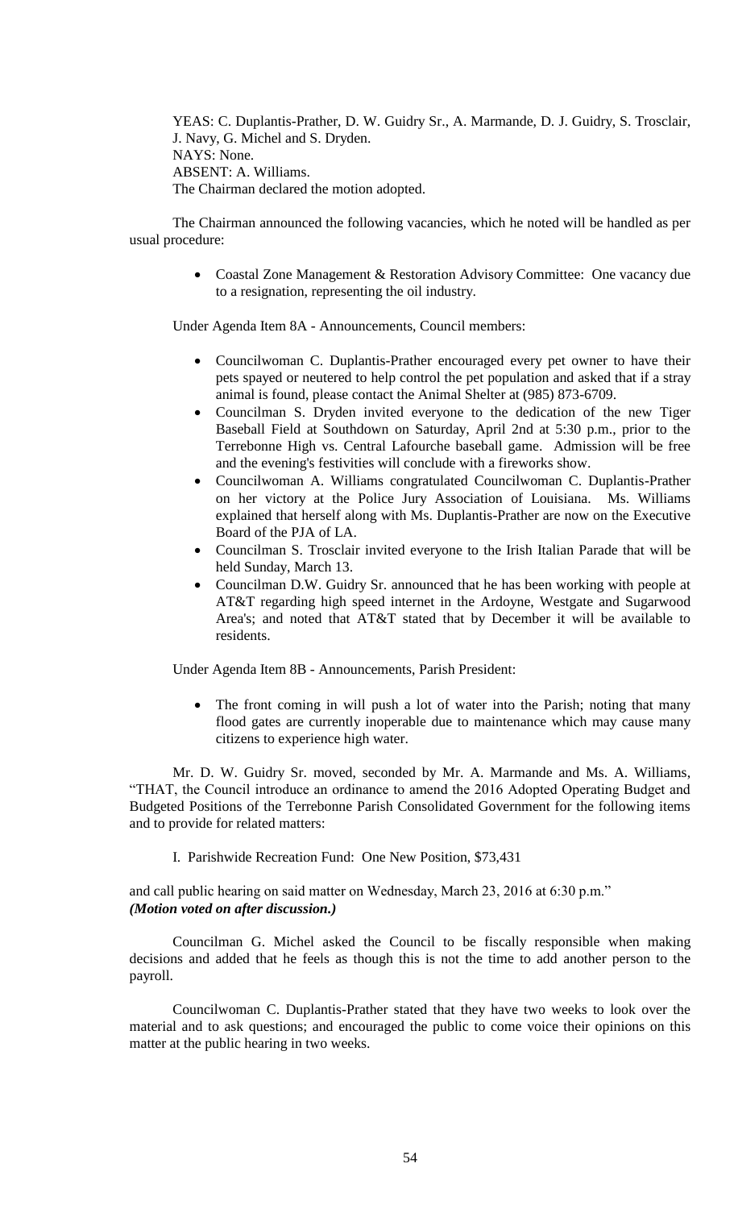YEAS: C. Duplantis-Prather, D. W. Guidry Sr., A. Marmande, D. J. Guidry, S. Trosclair, J. Navy, G. Michel and S. Dryden.
NAYS: None.
ABSENT: A. Williams.
The Chairman declared the motion adopted.

The Chairman announced the following vacancies, which he noted will be handled as per usual procedure:

- Coastal Zone Management & Restoration Advisory Committee: One vacancy due to a resignation, representing the oil industry.

Under Agenda Item 8A - Announcements, Council members:

- Councilwoman C. Duplantis-Prather encouraged every pet owner to have their pets spayed or neutered to help control the pet population and asked that if a stray animal is found, please contact the Animal Shelter at (985) 873-6709.
- Councilman S. Dryden invited everyone to the dedication of the new Tiger Baseball Field at Southdown on Saturday, April 2nd at 5:30 p.m., prior to the Terrebonne High vs. Central Lafourche baseball game. Admission will be free and the evening's festivities will conclude with a fireworks show.
- Councilwoman A. Williams congratulated Councilwoman C. Duplantis-Prather on her victory at the Police Jury Association of Louisiana. Ms. Williams explained that herself along with Ms. Duplantis-Prather are now on the Executive Board of the PJA of LA.
- Councilman S. Trosclair invited everyone to the Irish Italian Parade that will be held Sunday, March 13.
- Councilman D.W. Guidry Sr. announced that he has been working with people at AT&T regarding high speed internet in the Ardoyne, Westgate and Sugarwood Area's; and noted that AT&T stated that by December it will be available to residents.

Under Agenda Item 8B - Announcements, Parish President:

- The front coming in will push a lot of water into the Parish; noting that many flood gates are currently inoperable due to maintenance which may cause many citizens to experience high water.

Mr. D. W. Guidry Sr. moved, seconded by Mr. A. Marmande and Ms. A. Williams, "THAT, the Council introduce an ordinance to amend the 2016 Adopted Operating Budget and Budgeted Positions of the Terrebonne Parish Consolidated Government for the following items and to provide for related matters:

I. Parishwide Recreation Fund: One New Position, $73,431

and call public hearing on said matter on Wednesday, March 23, 2016 at 6:30 p.m."
***(Motion voted on after discussion.)***

Councilman G. Michel asked the Council to be fiscally responsible when making decisions and added that he feels as though this is not the time to add another person to the payroll.

Councilwoman C. Duplantis-Prather stated that they have two weeks to look over the material and to ask questions; and encouraged the public to come voice their opinions on this matter at the public hearing in two weeks.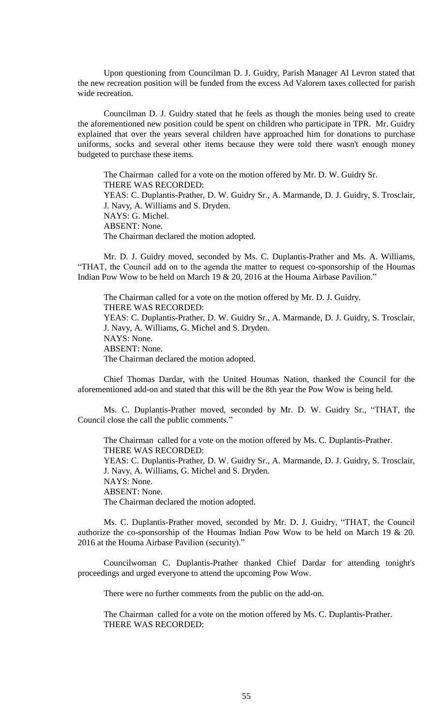Upon questioning from Councilman D. J. Guidry, Parish Manager Al Levron stated that the new recreation position will be funded from the excess Ad Valorem taxes collected for parish wide recreation.

Councilman D. J. Guidry stated that he feels as though the monies being used to create the aforementioned new position could be spent on children who participate in TPR. Mr. Guidry explained that over the years several children have approached him for donations to purchase uniforms, socks and several other items because they were told there wasn't enough money budgeted to purchase these items.

The Chairman called for a vote on the motion offered by Mr. D. W. Guidry Sr.
THERE WAS RECORDED:
YEAS: C. Duplantis-Prather, D. W. Guidry Sr., A. Marmande, D. J. Guidry, S. Trosclair, J. Navy, A. Williams and S. Dryden.
NAYS: G. Michel.
ABSENT: None.
The Chairman declared the motion adopted.

Mr. D. J. Guidry moved, seconded by Ms. C. Duplantis-Prather and Ms. A. Williams, "THAT, the Council add on to the agenda the matter to request co-sponsorship of the Houmas Indian Pow Wow to be held on March 19 & 20, 2016 at the Houma Airbase Pavilion."

The Chairman called for a vote on the motion offered by Mr. D. J. Guidry.
THERE WAS RECORDED:
YEAS: C. Duplantis-Prather, D. W. Guidry Sr., A. Marmande, D. J. Guidry, S. Trosclair, J. Navy, A. Williams, G. Michel and S. Dryden.
NAYS: None.
ABSENT: None.
The Chairman declared the motion adopted.

Chief Thomas Dardar, with the United Houmas Nation, thanked the Council for the aforementioned add-on and stated that this will be the 8th year the Pow Wow is being held.

Ms. C. Duplantis-Prather moved, seconded by Mr. D. W. Guidry Sr., "THAT, the Council close the call the public comments."

The Chairman called for a vote on the motion offered by Ms. C. Duplantis-Prather.
THERE WAS RECORDED:
YEAS: C. Duplantis-Prather, D. W. Guidry Sr., A. Marmande, D. J. Guidry, S. Trosclair, J. Navy, A. Williams, G. Michel and S. Dryden.
NAYS: None.
ABSENT: None.
The Chairman declared the motion adopted.

Ms. C. Duplantis-Prather moved, seconded by Mr. D. J. Guidry, "THAT, the Council authorize the co-sponsorship of the Houmas Indian Pow Wow to be held on March 19 & 20. 2016 at the Houma Airbase Pavilion (security)."

Councilwoman C. Duplantis-Prather thanked Chief Dardar for attending tonight's proceedings and urged everyone to attend the upcoming Pow Wow.

There were no further comments from the public on the add-on.

The Chairman called for a vote on the motion offered by Ms. C. Duplantis-Prather.
THERE WAS RECORDED: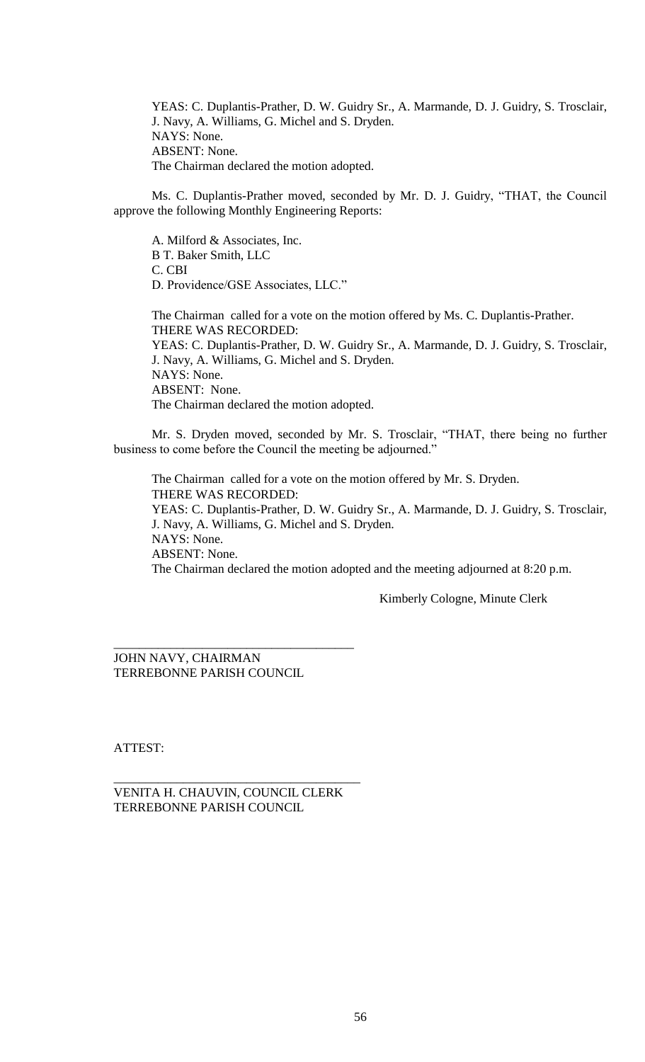YEAS: C. Duplantis-Prather, D. W. Guidry Sr., A. Marmande, D. J. Guidry, S. Trosclair, J. Navy, A. Williams, G. Michel and S. Dryden.
NAYS: None.
ABSENT: None.
The Chairman declared the motion adopted.

Ms. C. Duplantis-Prather moved, seconded by Mr. D. J. Guidry, "THAT, the Council approve the following Monthly Engineering Reports:

A. Milford & Associates, Inc.
B T. Baker Smith, LLC
C. CBI
D. Providence/GSE Associates, LLC."

The Chairman called for a vote on the motion offered by Ms. C. Duplantis-Prather.
THERE WAS RECORDED:
YEAS: C. Duplantis-Prather, D. W. Guidry Sr., A. Marmande, D. J. Guidry, S. Trosclair, J. Navy, A. Williams, G. Michel and S. Dryden.
NAYS: None.
ABSENT: None.
The Chairman declared the motion adopted.

Mr. S. Dryden moved, seconded by Mr. S. Trosclair, "THAT, there being no further business to come before the Council the meeting be adjourned."

The Chairman called for a vote on the motion offered by Mr. S. Dryden.
THERE WAS RECORDED:
YEAS: C. Duplantis-Prather, D. W. Guidry Sr., A. Marmande, D. J. Guidry, S. Trosclair, J. Navy, A. Williams, G. Michel and S. Dryden.
NAYS: None.
ABSENT: None.
The Chairman declared the motion adopted and the meeting adjourned at 8:20 p.m.

Kimberly Cologne, Minute Clerk

\_\_\_\_\_\_\_\_\_\_\_\_\_\_\_\_\_\_\_\_\_\_\_\_\_\_\_\_\_\_\_\_\_\_\_\_\_\_

JOHN NAVY, CHAIRMAN
TERREBONNE PARISH COUNCIL

ATTEST:

\_\_\_\_\_\_\_\_\_\_\_\_\_\_\_\_\_\_\_\_\_\_\_\_\_\_\_\_\_\_\_\_\_\_\_\_\_\_

VENITA H. CHAUVIN, COUNCIL CLERK
TERREBONNE PARISH COUNCIL